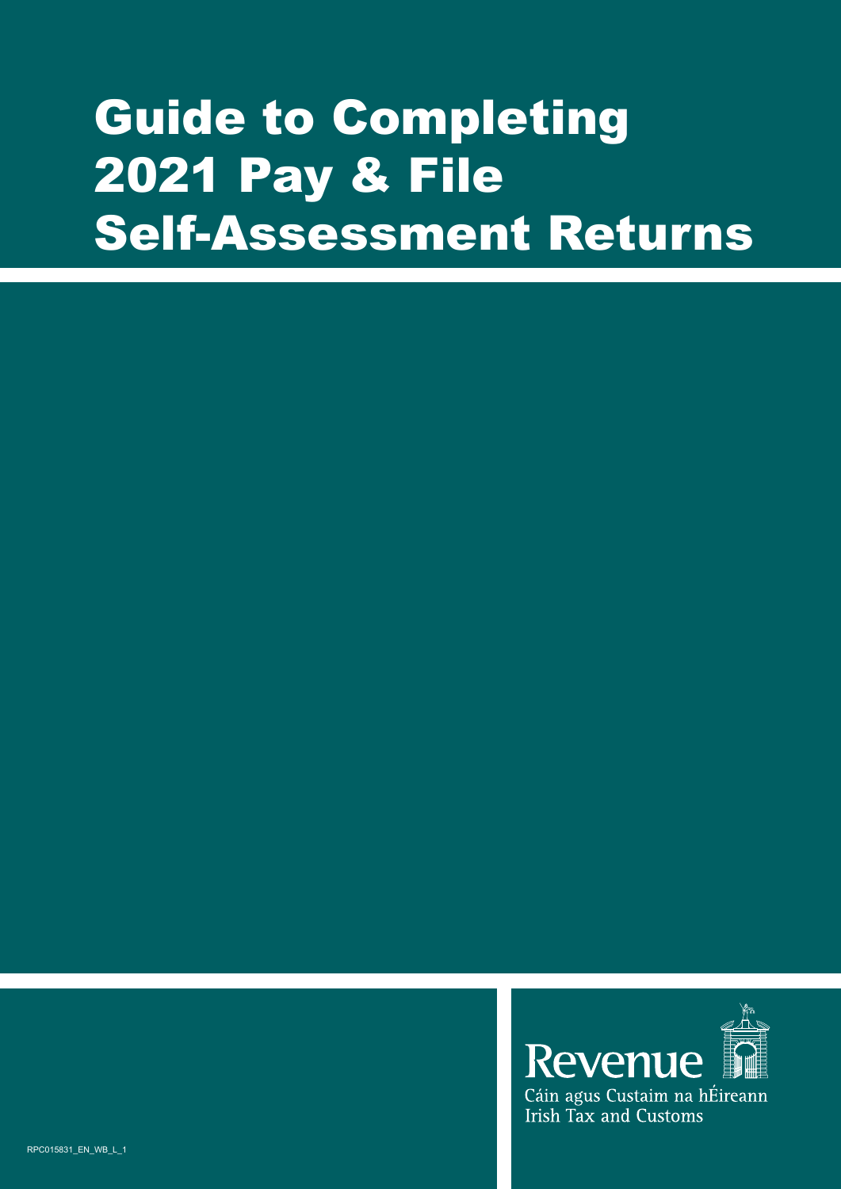# Guide to Completing 2021 Pay & File Self-Assessment Returns

Revenue

Cáin agus Custaim na hÉireann

Irish Tax and Customs

RPC015831_EN_WB_L_1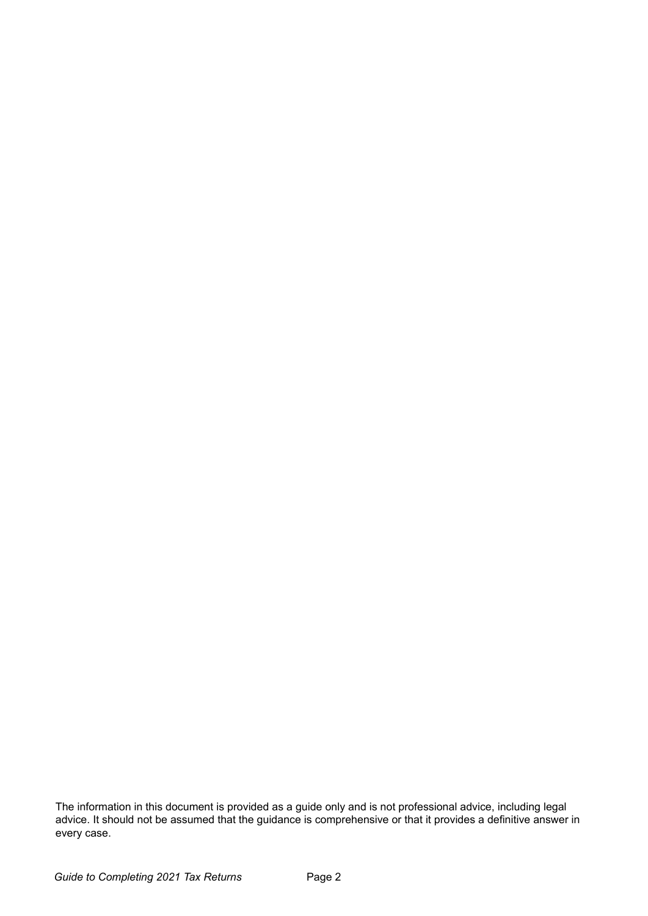The information in this document is provided as a guide only and is not professional advice, including legal advice. It should not be assumed that the guidance is comprehensive or that it provides a definitive answer in every case.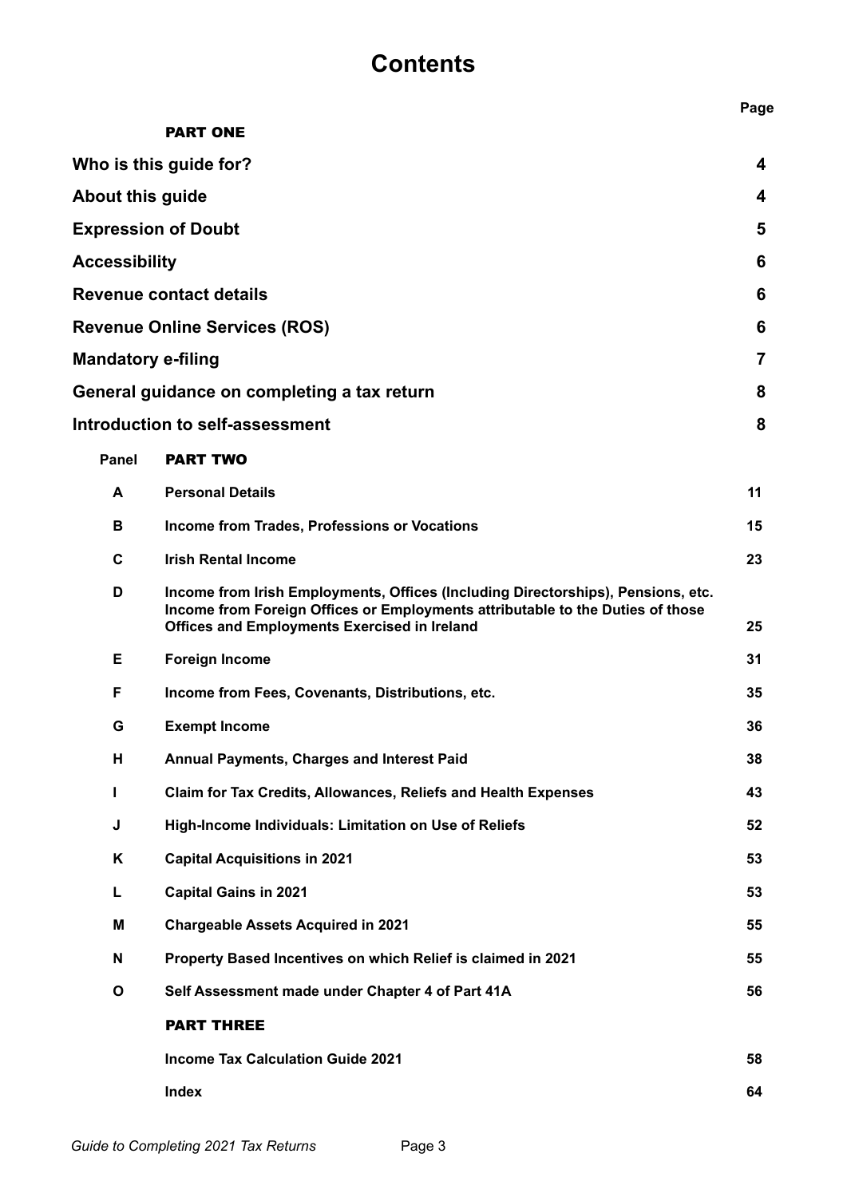# Contents

| | | Page |
|---|---|---|
| | **PART ONE** | |
| **Who is this guide for?** | | **4** |
| **About this guide** | | **4** |
| **Expression of Doubt** | | **5** |
| **Accessibility** | | **6** |
| **Revenue contact details** | | **6** |
| **Revenue Online Services (ROS)** | | **6** |
| **Mandatory e-filing** | | **7** |
| **General guidance on completing a tax return** | | **8** |
| **Introduction to self-assessment** | | **8** |
| **Panel** | **PART TWO** | |
| **A** | **Personal Details** | **11** |
| **B** | **Income from Trades, Professions or Vocations** | **15** |
| **C** | **Irish Rental Income** | **23** |
| **D** | **Income from Irish Employments, Offices (Including Directorships), Pensions, etc. Income from Foreign Offices or Employments attributable to the Duties of those Offices and Employments Exercised in Ireland** | **25** |
| **E** | **Foreign Income** | **31** |
| **F** | **Income from Fees, Covenants, Distributions, etc.** | **35** |
| **G** | **Exempt Income** | **36** |
| **H** | **Annual Payments, Charges and Interest Paid** | **38** |
| **I** | **Claim for Tax Credits, Allowances, Reliefs and Health Expenses** | **43** |
| **J** | **High-Income Individuals: Limitation on Use of Reliefs** | **52** |
| **K** | **Capital Acquisitions in 2021** | **53** |
| **L** | **Capital Gains in 2021** | **53** |
| **M** | **Chargeable Assets Acquired in 2021** | **55** |
| **N** | **Property Based Incentives on which Relief is claimed in 2021** | **55** |
| **O** | **Self Assessment made under Chapter 4 of Part 41A** | **56** |
| | **PART THREE** | |
| | **Income Tax Calculation Guide 2021** | **58** |
| | **Index** | **64** |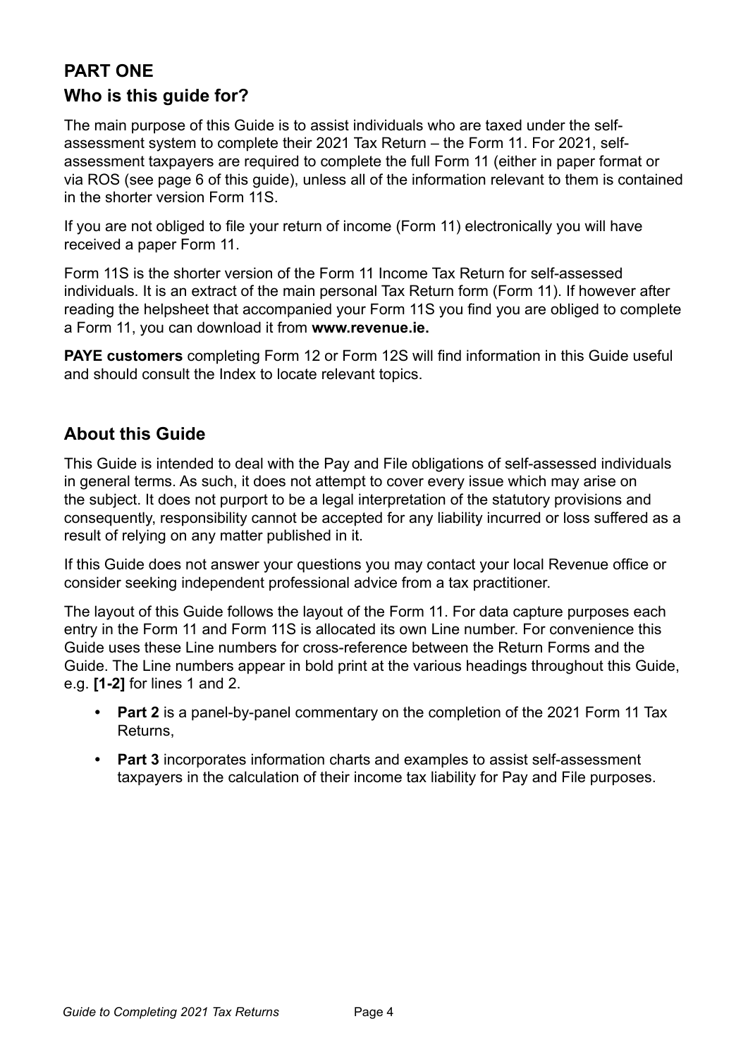# PART ONE

## Who is this guide for?

The main purpose of this Guide is to assist individuals who are taxed under the self-assessment system to complete their 2021 Tax Return – the Form 11. For 2021, self-assessment taxpayers are required to complete the full Form 11 (either in paper format or via ROS (see page 6 of this guide), unless all of the information relevant to them is contained in the shorter version Form 11S.

If you are not obliged to file your return of income (Form 11) electronically you will have received a paper Form 11.

Form 11S is the shorter version of the Form 11 Income Tax Return for self-assessed individuals. It is an extract of the main personal Tax Return form (Form 11). If however after reading the helpsheet that accompanied your Form 11S you find you are obliged to complete a Form 11, you can download it from **www.revenue.ie.**

**PAYE customers** completing Form 12 or Form 12S will find information in this Guide useful and should consult the Index to locate relevant topics.

## About this Guide

This Guide is intended to deal with the Pay and File obligations of self-assessed individuals in general terms. As such, it does not attempt to cover every issue which may arise on the subject. It does not purport to be a legal interpretation of the statutory provisions and consequently, responsibility cannot be accepted for any liability incurred or loss suffered as a result of relying on any matter published in it.

If this Guide does not answer your questions you may contact your local Revenue office or consider seeking independent professional advice from a tax practitioner.

The layout of this Guide follows the layout of the Form 11. For data capture purposes each entry in the Form 11 and Form 11S is allocated its own Line number. For convenience this Guide uses these Line numbers for cross-reference between the Return Forms and the Guide. The Line numbers appear in bold print at the various headings throughout this Guide, e.g. **[1-2]** for lines 1 and 2.

- **Part 2** is a panel-by-panel commentary on the completion of the 2021 Form 11 Tax Returns,
- **Part 3** incorporates information charts and examples to assist self-assessment taxpayers in the calculation of their income tax liability for Pay and File purposes.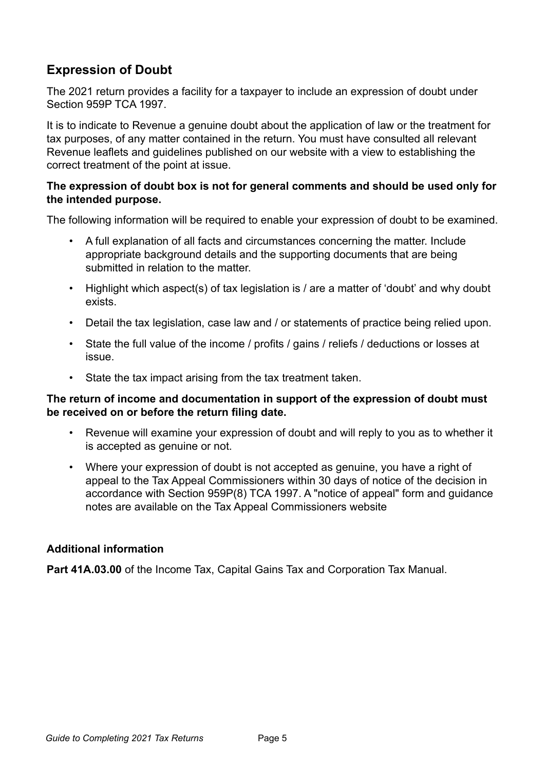## Expression of Doubt

The 2021 return provides a facility for a taxpayer to include an expression of doubt under Section 959P TCA 1997.

It is to indicate to Revenue a genuine doubt about the application of law or the treatment for tax purposes, of any matter contained in the return. You must have consulted all relevant Revenue leaflets and guidelines published on our website with a view to establishing the correct treatment of the point at issue.

**The expression of doubt box is not for general comments and should be used only for the intended purpose.**

The following information will be required to enable your expression of doubt to be examined.

- A full explanation of all facts and circumstances concerning the matter. Include appropriate background details and the supporting documents that are being submitted in relation to the matter.
- Highlight which aspect(s) of tax legislation is / are a matter of 'doubt' and why doubt exists.
- Detail the tax legislation, case law and / or statements of practice being relied upon.
- State the full value of the income / profits / gains / reliefs / deductions or losses at issue.
- State the tax impact arising from the tax treatment taken.

**The return of income and documentation in support of the expression of doubt must be received on or before the return filing date.**

- Revenue will examine your expression of doubt and will reply to you as to whether it is accepted as genuine or not.
- Where your expression of doubt is not accepted as genuine, you have a right of appeal to the Tax Appeal Commissioners within 30 days of notice of the decision in accordance with Section 959P(8) TCA 1997. A "notice of appeal" form and guidance notes are available on the Tax Appeal Commissioners website

### Additional information

**Part 41A.03.00** of the Income Tax, Capital Gains Tax and Corporation Tax Manual.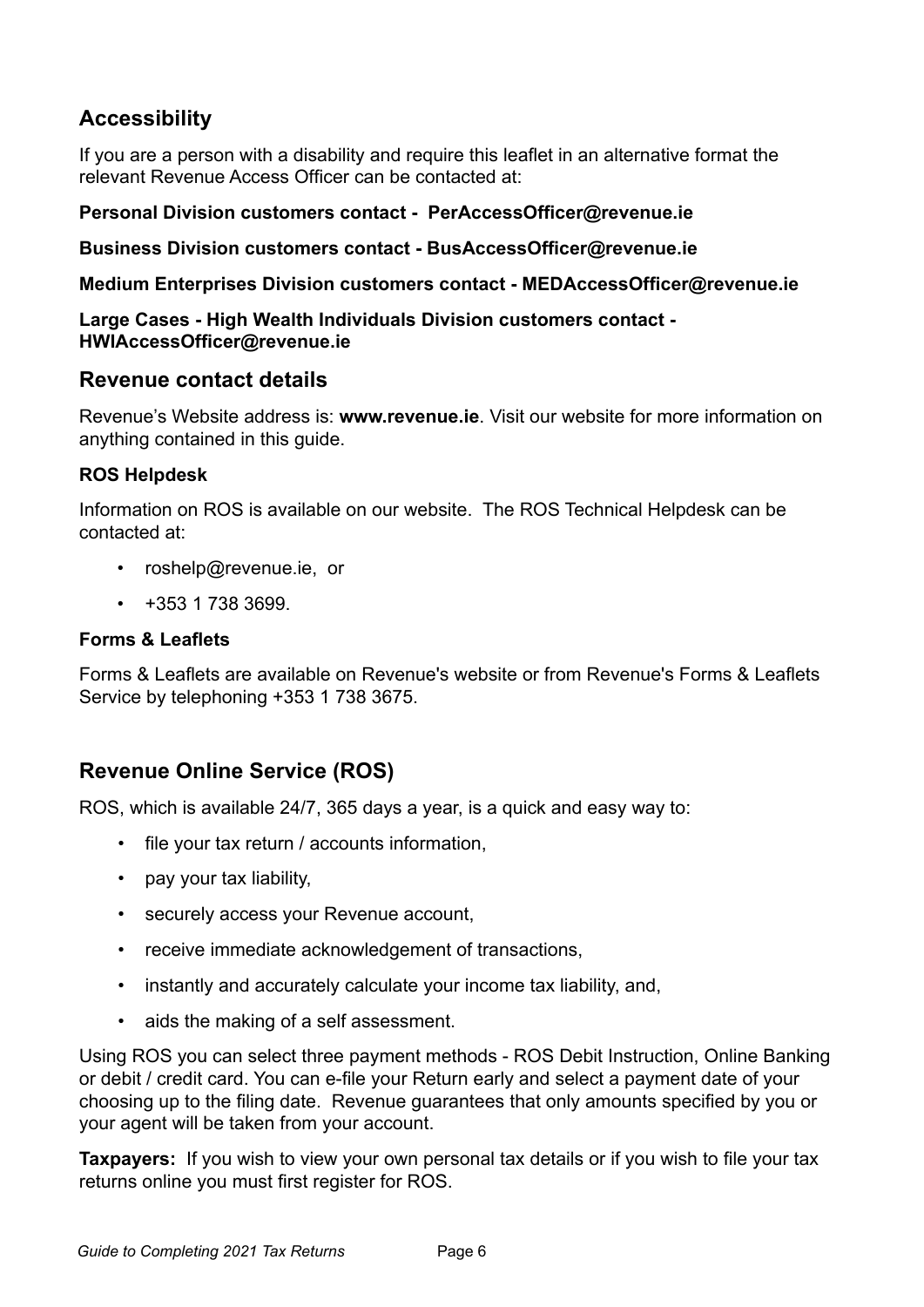## Accessibility

If you are a person with a disability and require this leaflet in an alternative format the relevant Revenue Access Officer can be contacted at:

**Personal Division customers contact - PerAccessOfficer@revenue.ie**

**Business Division customers contact - BusAccessOfficer@revenue.ie**

**Medium Enterprises Division customers contact - MEDAccessOfficer@revenue.ie**

**Large Cases - High Wealth Individuals Division customers contact - HWIAccessOfficer@revenue.ie**

## Revenue contact details

Revenue's Website address is: **www.revenue.ie**. Visit our website for more information on anything contained in this guide.

### ROS Helpdesk

Information on ROS is available on our website. The ROS Technical Helpdesk can be contacted at:

- roshelp@revenue.ie, or
- +353 1 738 3699.

### Forms & Leaflets

Forms & Leaflets are available on Revenue's website or from Revenue's Forms & Leaflets Service by telephoning +353 1 738 3675.

## Revenue Online Service (ROS)

ROS, which is available 24/7, 365 days a year, is a quick and easy way to:

- file your tax return / accounts information,
- pay your tax liability,
- securely access your Revenue account,
- receive immediate acknowledgement of transactions,
- instantly and accurately calculate your income tax liability, and,
- aids the making of a self assessment.

Using ROS you can select three payment methods - ROS Debit Instruction, Online Banking or debit / credit card. You can e-file your Return early and select a payment date of your choosing up to the filing date. Revenue guarantees that only amounts specified by you or your agent will be taken from your account.

**Taxpayers:** If you wish to view your own personal tax details or if you wish to file your tax returns online you must first register for ROS.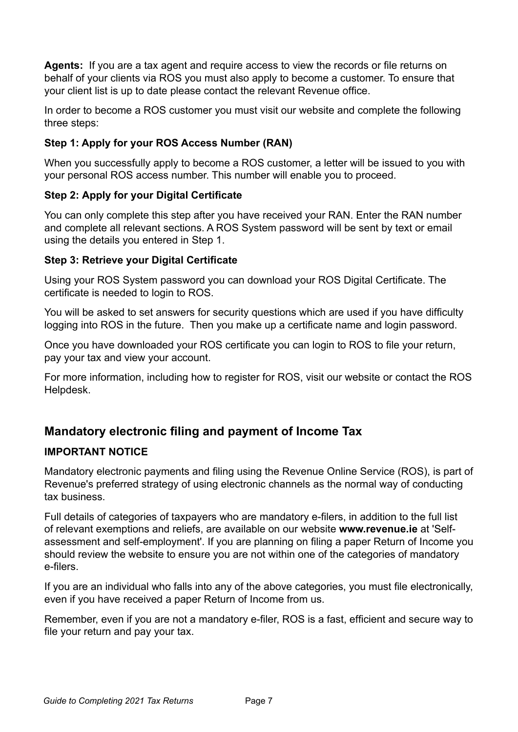**Agents:** If you are a tax agent and require access to view the records or file returns on behalf of your clients via ROS you must also apply to become a customer. To ensure that your client list is up to date please contact the relevant Revenue office.

In order to become a ROS customer you must visit our website and complete the following three steps:

**Step 1: Apply for your ROS Access Number (RAN)**

When you successfully apply to become a ROS customer, a letter will be issued to you with your personal ROS access number. This number will enable you to proceed.

**Step 2: Apply for your Digital Certificate**

You can only complete this step after you have received your RAN. Enter the RAN number and complete all relevant sections. A ROS System password will be sent by text or email using the details you entered in Step 1.

**Step 3: Retrieve your Digital Certificate**

Using your ROS System password you can download your ROS Digital Certificate. The certificate is needed to login to ROS.

You will be asked to set answers for security questions which are used if you have difficulty logging into ROS in the future. Then you make up a certificate name and login password.

Once you have downloaded your ROS certificate you can login to ROS to file your return, pay your tax and view your account.

For more information, including how to register for ROS, visit our website or contact the ROS Helpdesk.

## Mandatory electronic filing and payment of Income Tax

**IMPORTANT NOTICE**

Mandatory electronic payments and filing using the Revenue Online Service (ROS), is part of Revenue's preferred strategy of using electronic channels as the normal way of conducting tax business.

Full details of categories of taxpayers who are mandatory e-filers, in addition to the full list of relevant exemptions and reliefs, are available on our website **www.revenue.ie** at 'Self-assessment and self-employment'. If you are planning on filing a paper Return of Income you should review the website to ensure you are not within one of the categories of mandatory e-filers.

If you are an individual who falls into any of the above categories, you must file electronically, even if you have received a paper Return of Income from us.

Remember, even if you are not a mandatory e-filer, ROS is a fast, efficient and secure way to file your return and pay your tax.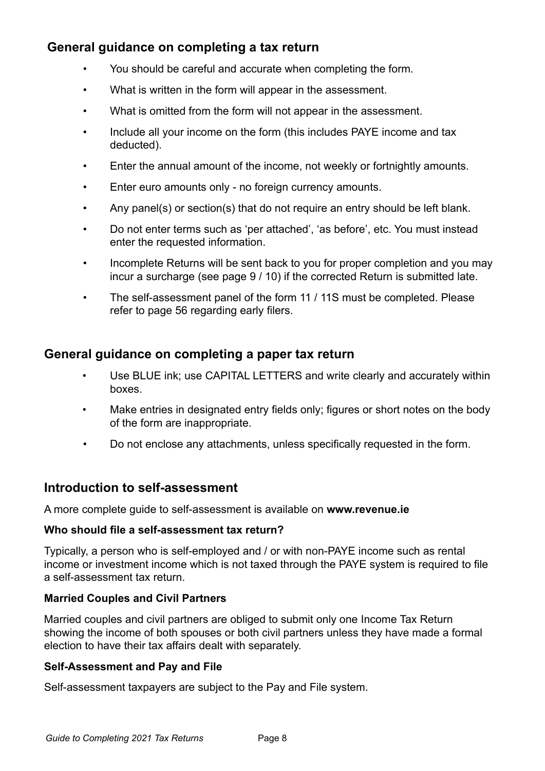## General guidance on completing a tax return

- You should be careful and accurate when completing the form.
- What is written in the form will appear in the assessment.
- What is omitted from the form will not appear in the assessment.
- Include all your income on the form (this includes PAYE income and tax deducted).
- Enter the annual amount of the income, not weekly or fortnightly amounts.
- Enter euro amounts only - no foreign currency amounts.
- Any panel(s) or section(s) that do not require an entry should be left blank.
- Do not enter terms such as 'per attached', 'as before', etc. You must instead enter the requested information.
- Incomplete Returns will be sent back to you for proper completion and you may incur a surcharge (see page 9 / 10) if the corrected Return is submitted late.
- The self-assessment panel of the form 11 / 11S must be completed. Please refer to page 56 regarding early filers.

## General guidance on completing a paper tax return

- Use BLUE ink; use CAPITAL LETTERS and write clearly and accurately within boxes.
- Make entries in designated entry fields only; figures or short notes on the body of the form are inappropriate.
- Do not enclose any attachments, unless specifically requested in the form.

## Introduction to self-assessment

A more complete guide to self-assessment is available on **www.revenue.ie**

**Who should file a self-assessment tax return?**

Typically, a person who is self-employed and / or with non-PAYE income such as rental income or investment income which is not taxed through the PAYE system is required to file a self-assessment tax return.

**Married Couples and Civil Partners**

Married couples and civil partners are obliged to submit only one Income Tax Return showing the income of both spouses or both civil partners unless they have made a formal election to have their tax affairs dealt with separately.

**Self-Assessment and Pay and File**

Self-assessment taxpayers are subject to the Pay and File system.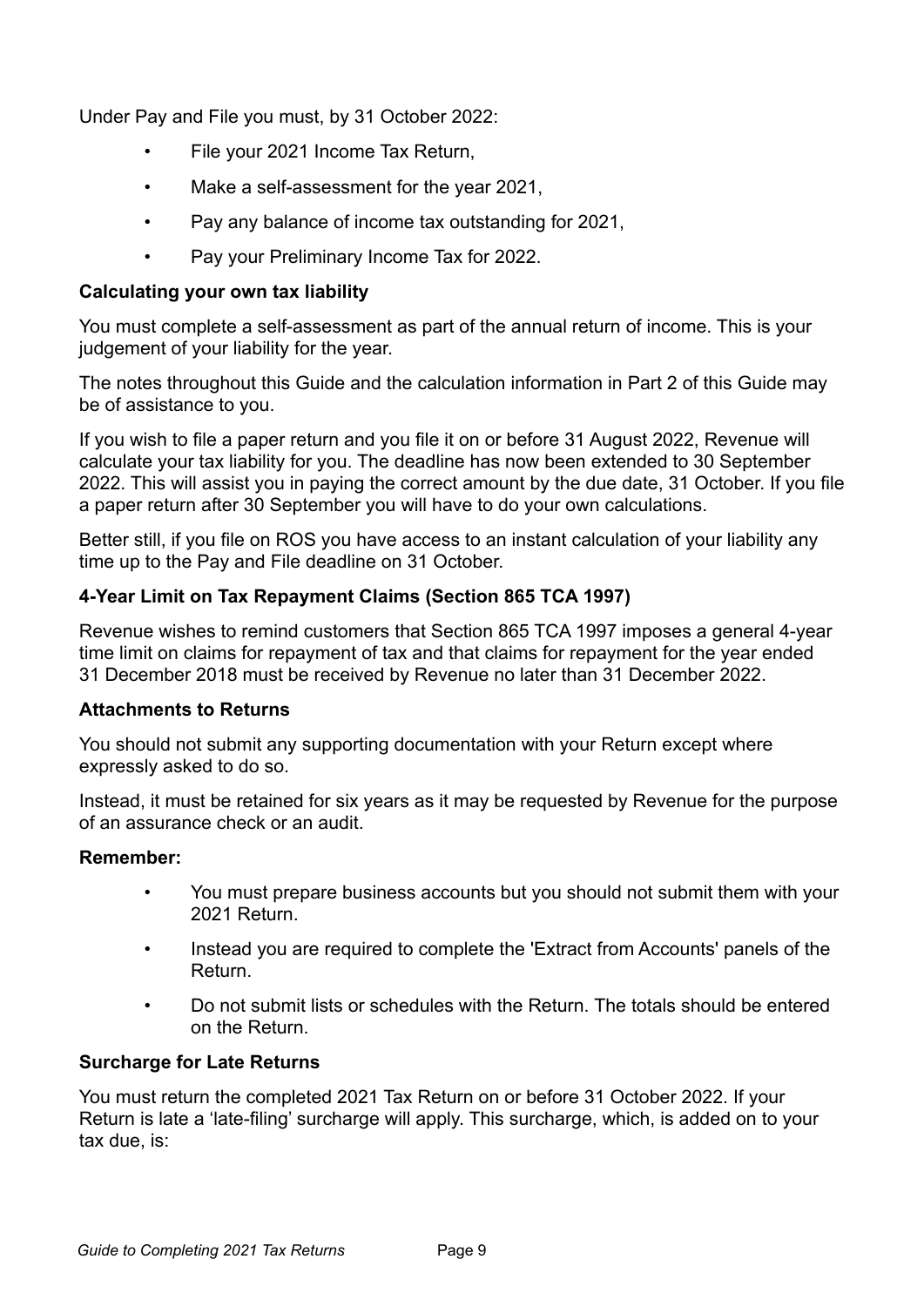Under Pay and File you must, by 31 October 2022:

- File your 2021 Income Tax Return,
- Make a self-assessment for the year 2021,
- Pay any balance of income tax outstanding for 2021,
- Pay your Preliminary Income Tax for 2022.

**Calculating your own tax liability**

You must complete a self-assessment as part of the annual return of income. This is your judgement of your liability for the year.

The notes throughout this Guide and the calculation information in Part 2 of this Guide may be of assistance to you.

If you wish to file a paper return and you file it on or before 31 August 2022, Revenue will calculate your tax liability for you. The deadline has now been extended to 30 September 2022. This will assist you in paying the correct amount by the due date, 31 October. If you file a paper return after 30 September you will have to do your own calculations.

Better still, if you file on ROS you have access to an instant calculation of your liability any time up to the Pay and File deadline on 31 October.

**4-Year Limit on Tax Repayment Claims (Section 865 TCA 1997)**

Revenue wishes to remind customers that Section 865 TCA 1997 imposes a general 4-year time limit on claims for repayment of tax and that claims for repayment for the year ended 31 December 2018 must be received by Revenue no later than 31 December 2022.

**Attachments to Returns**

You should not submit any supporting documentation with your Return except where expressly asked to do so.

Instead, it must be retained for six years as it may be requested by Revenue for the purpose of an assurance check or an audit.

**Remember:**

- You must prepare business accounts but you should not submit them with your 2021 Return.
- Instead you are required to complete the 'Extract from Accounts' panels of the Return.
- Do not submit lists or schedules with the Return. The totals should be entered on the Return.

**Surcharge for Late Returns**

You must return the completed 2021 Tax Return on or before 31 October 2022. If your Return is late a 'late-filing' surcharge will apply. This surcharge, which, is added on to your tax due, is: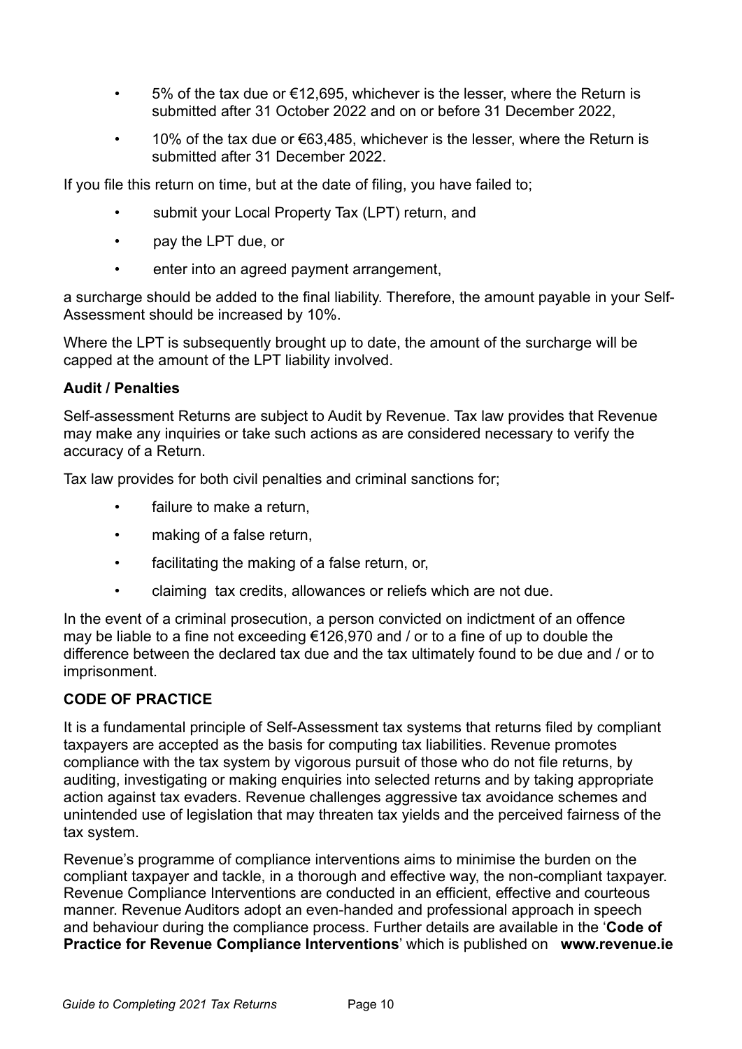- 5% of the tax due or €12,695, whichever is the lesser, where the Return is submitted after 31 October 2022 and on or before 31 December 2022,
- 10% of the tax due or €63,485, whichever is the lesser, where the Return is submitted after 31 December 2022.

If you file this return on time, but at the date of filing, you have failed to;

- submit your Local Property Tax (LPT) return, and
- pay the LPT due, or
- enter into an agreed payment arrangement,

a surcharge should be added to the final liability. Therefore, the amount payable in your Self-Assessment should be increased by 10%.

Where the LPT is subsequently brought up to date, the amount of the surcharge will be capped at the amount of the LPT liability involved.

**Audit / Penalties**

Self-assessment Returns are subject to Audit by Revenue. Tax law provides that Revenue may make any inquiries or take such actions as are considered necessary to verify the accuracy of a Return.

Tax law provides for both civil penalties and criminal sanctions for;

- failure to make a return,
- making of a false return,
- facilitating the making of a false return, or,
- claiming tax credits, allowances or reliefs which are not due.

In the event of a criminal prosecution, a person convicted on indictment of an offence may be liable to a fine not exceeding €126,970 and / or to a fine of up to double the difference between the declared tax due and the tax ultimately found to be due and / or to imprisonment.

**CODE OF PRACTICE**

It is a fundamental principle of Self-Assessment tax systems that returns filed by compliant taxpayers are accepted as the basis for computing tax liabilities. Revenue promotes compliance with the tax system by vigorous pursuit of those who do not file returns, by auditing, investigating or making enquiries into selected returns and by taking appropriate action against tax evaders. Revenue challenges aggressive tax avoidance schemes and unintended use of legislation that may threaten tax yields and the perceived fairness of the tax system.

Revenue's programme of compliance interventions aims to minimise the burden on the compliant taxpayer and tackle, in a thorough and effective way, the non-compliant taxpayer. Revenue Compliance Interventions are conducted in an efficient, effective and courteous manner. Revenue Auditors adopt an even-handed and professional approach in speech and behaviour during the compliance process. Further details are available in the '**Code of Practice for Revenue Compliance Interventions**' which is published on **www.revenue.ie**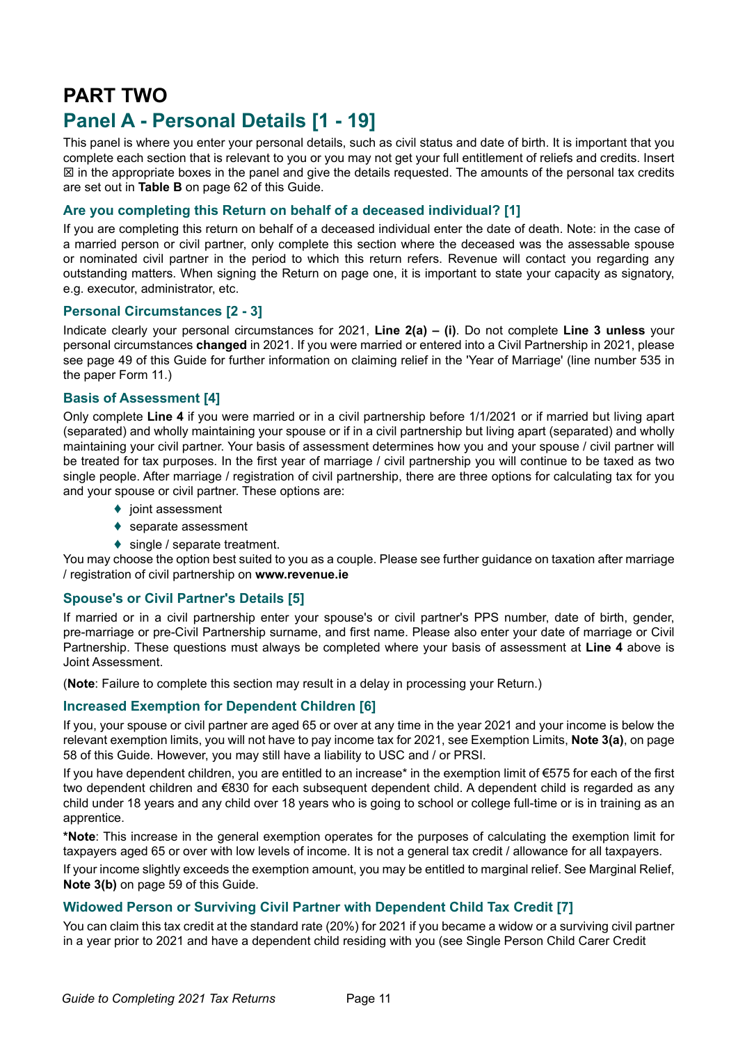# PART TWO

## Panel A - Personal Details [1 - 19]

This panel is where you enter your personal details, such as civil status and date of birth. It is important that you complete each section that is relevant to you or you may not get your full entitlement of reliefs and credits. Insert ☒ in the appropriate boxes in the panel and give the details requested. The amounts of the personal tax credits are set out in **Table B** on page 62 of this Guide.

### Are you completing this Return on behalf of a deceased individual? [1]

If you are completing this return on behalf of a deceased individual enter the date of death. Note: in the case of a married person or civil partner, only complete this section where the deceased was the assessable spouse or nominated civil partner in the period to which this return refers. Revenue will contact you regarding any outstanding matters. When signing the Return on page one, it is important to state your capacity as signatory, e.g. executor, administrator, etc.

### Personal Circumstances [2 - 3]

Indicate clearly your personal circumstances for 2021, **Line 2(a) – (i)**. Do not complete **Line 3 unless** your personal circumstances **changed** in 2021. If you were married or entered into a Civil Partnership in 2021, please see page 49 of this Guide for further information on claiming relief in the 'Year of Marriage' (line number 535 in the paper Form 11.)

### Basis of Assessment [4]

Only complete **Line 4** if you were married or in a civil partnership before 1/1/2021 or if married but living apart (separated) and wholly maintaining your spouse or if in a civil partnership but living apart (separated) and wholly maintaining your civil partner. Your basis of assessment determines how you and your spouse / civil partner will be treated for tax purposes. In the first year of marriage / civil partnership you will continue to be taxed as two single people. After marriage / registration of civil partnership, there are three options for calculating tax for you and your spouse or civil partner. These options are:

- joint assessment
- separate assessment
- single / separate treatment.

You may choose the option best suited to you as a couple. Please see further guidance on taxation after marriage / registration of civil partnership on **www.revenue.ie**

### Spouse's or Civil Partner's Details [5]

If married or in a civil partnership enter your spouse's or civil partner's PPS number, date of birth, gender, pre-marriage or pre-Civil Partnership surname, and first name. Please also enter your date of marriage or Civil Partnership. These questions must always be completed where your basis of assessment at **Line 4** above is Joint Assessment.

(**Note**: Failure to complete this section may result in a delay in processing your Return.)

### Increased Exemption for Dependent Children [6]

If you, your spouse or civil partner are aged 65 or over at any time in the year 2021 and your income is below the relevant exemption limits, you will not have to pay income tax for 2021, see Exemption Limits, **Note 3(a)**, on page 58 of this Guide. However, you may still have a liability to USC and / or PRSI.

If you have dependent children, you are entitled to an increase* in the exemption limit of €575 for each of the first two dependent children and €830 for each subsequent dependent child. A dependent child is regarded as any child under 18 years and any child over 18 years who is going to school or college full-time or is in training as an apprentice.

***Note**: This increase in the general exemption operates for the purposes of calculating the exemption limit for taxpayers aged 65 or over with low levels of income. It is not a general tax credit / allowance for all taxpayers.

If your income slightly exceeds the exemption amount, you may be entitled to marginal relief. See Marginal Relief, **Note 3(b)** on page 59 of this Guide.

### Widowed Person or Surviving Civil Partner with Dependent Child Tax Credit [7]

You can claim this tax credit at the standard rate (20%) for 2021 if you became a widow or a surviving civil partner in a year prior to 2021 and have a dependent child residing with you (see Single Person Child Carer Credit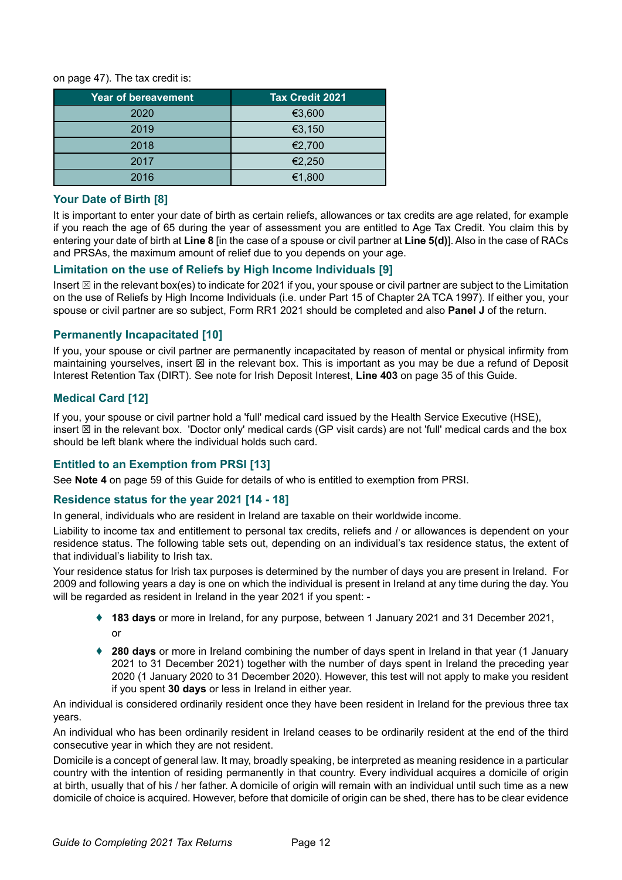on page 47). The tax credit is:

| Year of bereavement | Tax Credit 2021 |
|---|---|
| 2020 | €3,600 |
| 2019 | €3,150 |
| 2018 | €2,700 |
| 2017 | €2,250 |
| 2016 | €1,800 |

### Your Date of Birth [8]

It is important to enter your date of birth as certain reliefs, allowances or tax credits are age related, for example if you reach the age of 65 during the year of assessment you are entitled to Age Tax Credit. You claim this by entering your date of birth at **Line 8** [in the case of a spouse or civil partner at **Line 5(d)**]. Also in the case of RACs and PRSAs, the maximum amount of relief due to you depends on your age.

### Limitation on the use of Reliefs by High Income Individuals [9]

Insert ☒ in the relevant box(es) to indicate for 2021 if you, your spouse or civil partner are subject to the Limitation on the use of Reliefs by High Income Individuals (i.e. under Part 15 of Chapter 2A TCA 1997). If either you, your spouse or civil partner are so subject, Form RR1 2021 should be completed and also **Panel J** of the return.

### Permanently Incapacitated [10]

If you, your spouse or civil partner are permanently incapacitated by reason of mental or physical infirmity from maintaining yourselves, insert ☒ in the relevant box. This is important as you may be due a refund of Deposit Interest Retention Tax (DIRT). See note for Irish Deposit Interest, **Line 403** on page 35 of this Guide.

### Medical Card [12]

If you, your spouse or civil partner hold a 'full' medical card issued by the Health Service Executive (HSE), insert ☒ in the relevant box. 'Doctor only' medical cards (GP visit cards) are not 'full' medical cards and the box should be left blank where the individual holds such card.

### Entitled to an Exemption from PRSI [13]

See **Note 4** on page 59 of this Guide for details of who is entitled to exemption from PRSI.

### Residence status for the year 2021 [14 - 18]

In general, individuals who are resident in Ireland are taxable on their worldwide income.

Liability to income tax and entitlement to personal tax credits, reliefs and / or allowances is dependent on your residence status. The following table sets out, depending on an individual's tax residence status, the extent of that individual's liability to Irish tax.

Your residence status for Irish tax purposes is determined by the number of days you are present in Ireland. For 2009 and following years a day is one on which the individual is present in Ireland at any time during the day. You will be regarded as resident in Ireland in the year 2021 if you spent: -

- **183 days** or more in Ireland, for any purpose, between 1 January 2021 and 31 December 2021,

  or

- **280 days** or more in Ireland combining the number of days spent in Ireland in that year (1 January 2021 to 31 December 2021) together with the number of days spent in Ireland the preceding year 2020 (1 January 2020 to 31 December 2020). However, this test will not apply to make you resident if you spent **30 days** or less in Ireland in either year.

An individual is considered ordinarily resident once they have been resident in Ireland for the previous three tax years.

An individual who has been ordinarily resident in Ireland ceases to be ordinarily resident at the end of the third consecutive year in which they are not resident.

Domicile is a concept of general law. It may, broadly speaking, be interpreted as meaning residence in a particular country with the intention of residing permanently in that country. Every individual acquires a domicile of origin at birth, usually that of his / her father. A domicile of origin will remain with an individual until such time as a new domicile of choice is acquired. However, before that domicile of origin can be shed, there has to be clear evidence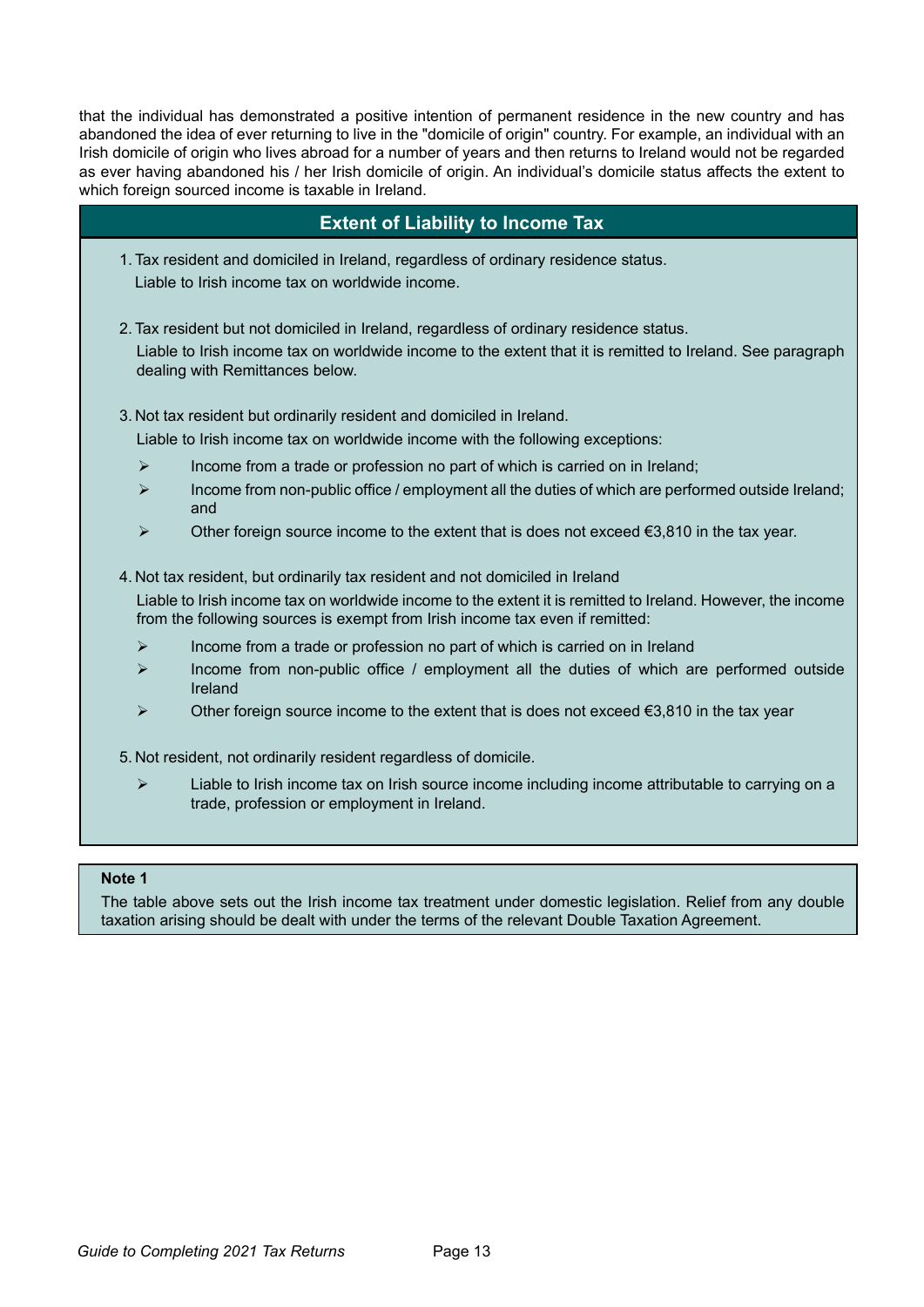that the individual has demonstrated a positive intention of permanent residence in the new country and has abandoned the idea of ever returning to live in the "domicile of origin" country. For example, an individual with an Irish domicile of origin who lives abroad for a number of years and then returns to Ireland would not be regarded as ever having abandoned his / her Irish domicile of origin. An individual's domicile status affects the extent to which foreign sourced income is taxable in Ireland.

## Extent of Liability to Income Tax

1. Tax resident and domiciled in Ireland, regardless of ordinary residence status.
   Liable to Irish income tax on worldwide income.

2. Tax resident but not domiciled in Ireland, regardless of ordinary residence status.
   Liable to Irish income tax on worldwide income to the extent that it is remitted to Ireland. See paragraph dealing with Remittances below.

3. Not tax resident but ordinarily resident and domiciled in Ireland.
   Liable to Irish income tax on worldwide income with the following exceptions:
   - Income from a trade or profession no part of which is carried on in Ireland;
   - Income from non-public office / employment all the duties of which are performed outside Ireland; and
   - Other foreign source income to the extent that is does not exceed €3,810 in the tax year.

4. Not tax resident, but ordinarily tax resident and not domiciled in Ireland
   Liable to Irish income tax on worldwide income to the extent it is remitted to Ireland. However, the income from the following sources is exempt from Irish income tax even if remitted:
   - Income from a trade or profession no part of which is carried on in Ireland
   - Income from non-public office / employment all the duties of which are performed outside Ireland
   - Other foreign source income to the extent that is does not exceed €3,810 in the tax year

5. Not resident, not ordinarily resident regardless of domicile.
   - Liable to Irish income tax on Irish source income including income attributable to carrying on a trade, profession or employment in Ireland.

**Note 1**

The table above sets out the Irish income tax treatment under domestic legislation. Relief from any double taxation arising should be dealt with under the terms of the relevant Double Taxation Agreement.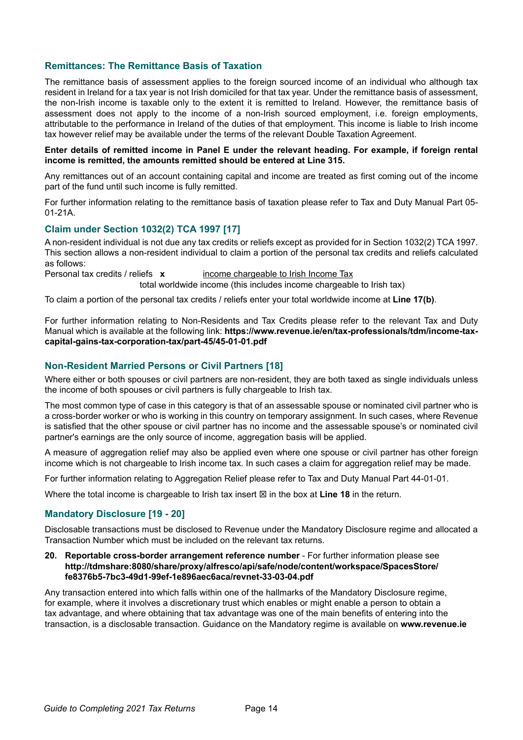## Remittances: The Remittance Basis of Taxation

The remittance basis of assessment applies to the foreign sourced income of an individual who although tax resident in Ireland for a tax year is not Irish domiciled for that tax year. Under the remittance basis of assessment, the non-Irish income is taxable only to the extent it is remitted to Ireland. However, the remittance basis of assessment does not apply to the income of a non-Irish sourced employment, i.e. foreign employments, attributable to the performance in Ireland of the duties of that employment. This income is liable to Irish income tax however relief may be available under the terms of the relevant Double Taxation Agreement.

**Enter details of remitted income in Panel E under the relevant heading. For example, if foreign rental income is remitted, the amounts remitted should be entered at Line 315.**

Any remittances out of an account containing capital and income are treated as first coming out of the income part of the fund until such income is fully remitted.

For further information relating to the remittance basis of taxation please refer to Tax and Duty Manual Part 05-01-21A.

## Claim under Section 1032(2) TCA 1997 [17]

A non-resident individual is not due any tax credits or reliefs except as provided for in Section 1032(2) TCA 1997. This section allows a non-resident individual to claim a portion of the personal tax credits and reliefs calculated as follows:

$$\text{Personal tax credits / reliefs} \times \frac{\text{income chargeable to Irish Income Tax}}{\text{total worldwide income (this includes income chargeable to Irish tax)}}$$

To claim a portion of the personal tax credits / reliefs enter your total worldwide income at **Line 17(b)**.

For further information relating to Non-Residents and Tax Credits please refer to the relevant Tax and Duty Manual which is available at the following link: **https://www.revenue.ie/en/tax-professionals/tdm/income-tax-capital-gains-tax-corporation-tax/part-45/45-01-01.pdf**

## Non-Resident Married Persons or Civil Partners [18]

Where either or both spouses or civil partners are non-resident, they are both taxed as single individuals unless the income of both spouses or civil partners is fully chargeable to Irish tax.

The most common type of case in this category is that of an assessable spouse or nominated civil partner who is a cross-border worker or who is working in this country on temporary assignment. In such cases, where Revenue is satisfied that the other spouse or civil partner has no income and the assessable spouse's or nominated civil partner's earnings are the only source of income, aggregation basis will be applied.

A measure of aggregation relief may also be applied even where one spouse or civil partner has other foreign income which is not chargeable to Irish income tax. In such cases a claim for aggregation relief may be made.

For further information relating to Aggregation Relief please refer to Tax and Duty Manual Part 44-01-01.

Where the total income is chargeable to Irish tax insert ☒ in the box at **Line 18** in the return.

## Mandatory Disclosure [19 - 20]

Disclosable transactions must be disclosed to Revenue under the Mandatory Disclosure regime and allocated a Transaction Number which must be included on the relevant tax returns.

20. **Reportable cross-border arrangement reference number** - For further information please see **http://tdmshare:8080/share/proxy/alfresco/api/safe/node/content/workspace/SpacesStore/fe8376b5-7bc3-49d1-99ef-1e896aec6aca/revnet-33-03-04.pdf**

Any transaction entered into which falls within one of the hallmarks of the Mandatory Disclosure regime, for example, where it involves a discretionary trust which enables or might enable a person to obtain a tax advantage, and where obtaining that tax advantage was one of the main benefits of entering into the transaction, is a disclosable transaction. Guidance on the Mandatory regime is available on **www.revenue.ie**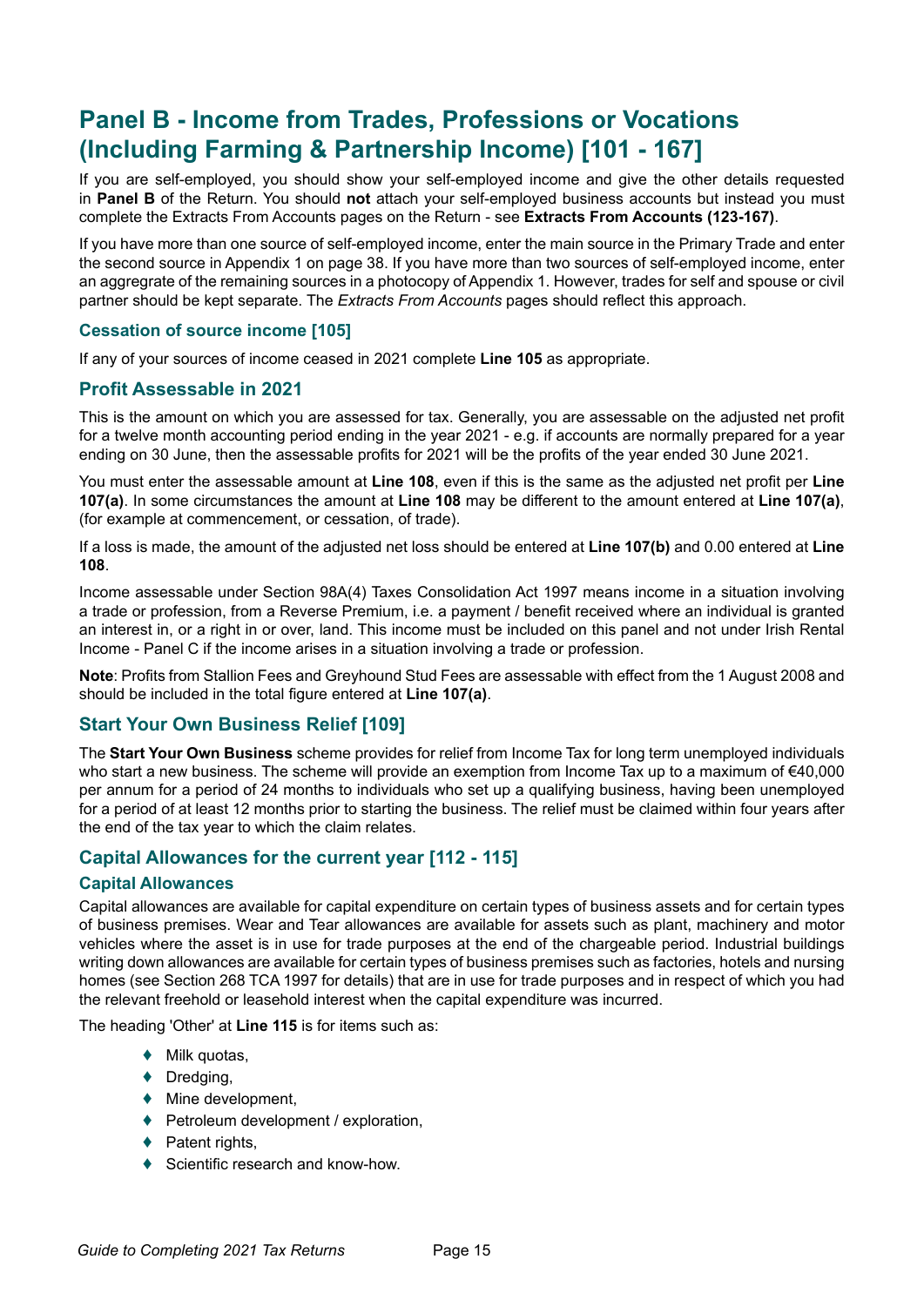# Panel B - Income from Trades, Professions or Vocations (Including Farming & Partnership Income) [101 - 167]

If you are self-employed, you should show your self-employed income and give the other details requested in **Panel B** of the Return. You should **not** attach your self-employed business accounts but instead you must complete the Extracts From Accounts pages on the Return - see **Extracts From Accounts (123-167)**.

If you have more than one source of self-employed income, enter the main source in the Primary Trade and enter the second source in Appendix 1 on page 38. If you have more than two sources of self-employed income, enter an aggregate of the remaining sources in a photocopy of Appendix 1. However, trades for self and spouse or civil partner should be kept separate. The *Extracts From Accounts* pages should reflect this approach.

### Cessation of source income [105]

If any of your sources of income ceased in 2021 complete **Line 105** as appropriate.

### Profit Assessable in 2021

This is the amount on which you are assessed for tax. Generally, you are assessable on the adjusted net profit for a twelve month accounting period ending in the year 2021 - e.g. if accounts are normally prepared for a year ending on 30 June, then the assessable profits for 2021 will be the profits of the year ended 30 June 2021.

You must enter the assessable amount at **Line 108**, even if this is the same as the adjusted net profit per **Line 107(a)**. In some circumstances the amount at **Line 108** may be different to the amount entered at **Line 107(a)**, (for example at commencement, or cessation, of trade).

If a loss is made, the amount of the adjusted net loss should be entered at **Line 107(b)** and 0.00 entered at **Line 108**.

Income assessable under Section 98A(4) Taxes Consolidation Act 1997 means income in a situation involving a trade or profession, from a Reverse Premium, i.e. a payment / benefit received where an individual is granted an interest in, or a right in or over, land. This income must be included on this panel and not under Irish Rental Income - Panel C if the income arises in a situation involving a trade or profession.

**Note**: Profits from Stallion Fees and Greyhound Stud Fees are assessable with effect from the 1 August 2008 and should be included in the total figure entered at **Line 107(a)**.

### Start Your Own Business Relief [109]

The **Start Your Own Business** scheme provides for relief from Income Tax for long term unemployed individuals who start a new business. The scheme will provide an exemption from Income Tax up to a maximum of €40,000 per annum for a period of 24 months to individuals who set up a qualifying business, having been unemployed for a period of at least 12 months prior to starting the business. The relief must be claimed within four years after the end of the tax year to which the claim relates.

### Capital Allowances for the current year [112 - 115]

#### Capital Allowances

Capital allowances are available for capital expenditure on certain types of business assets and for certain types of business premises. Wear and Tear allowances are available for assets such as plant, machinery and motor vehicles where the asset is in use for trade purposes at the end of the chargeable period. Industrial buildings writing down allowances are available for certain types of business premises such as factories, hotels and nursing homes (see Section 268 TCA 1997 for details) that are in use for trade purposes and in respect of which you had the relevant freehold or leasehold interest when the capital expenditure was incurred.

The heading 'Other' at **Line 115** is for items such as:

- Milk quotas,
- Dredging,
- Mine development,
- Petroleum development / exploration,
- Patent rights,
- Scientific research and know-how.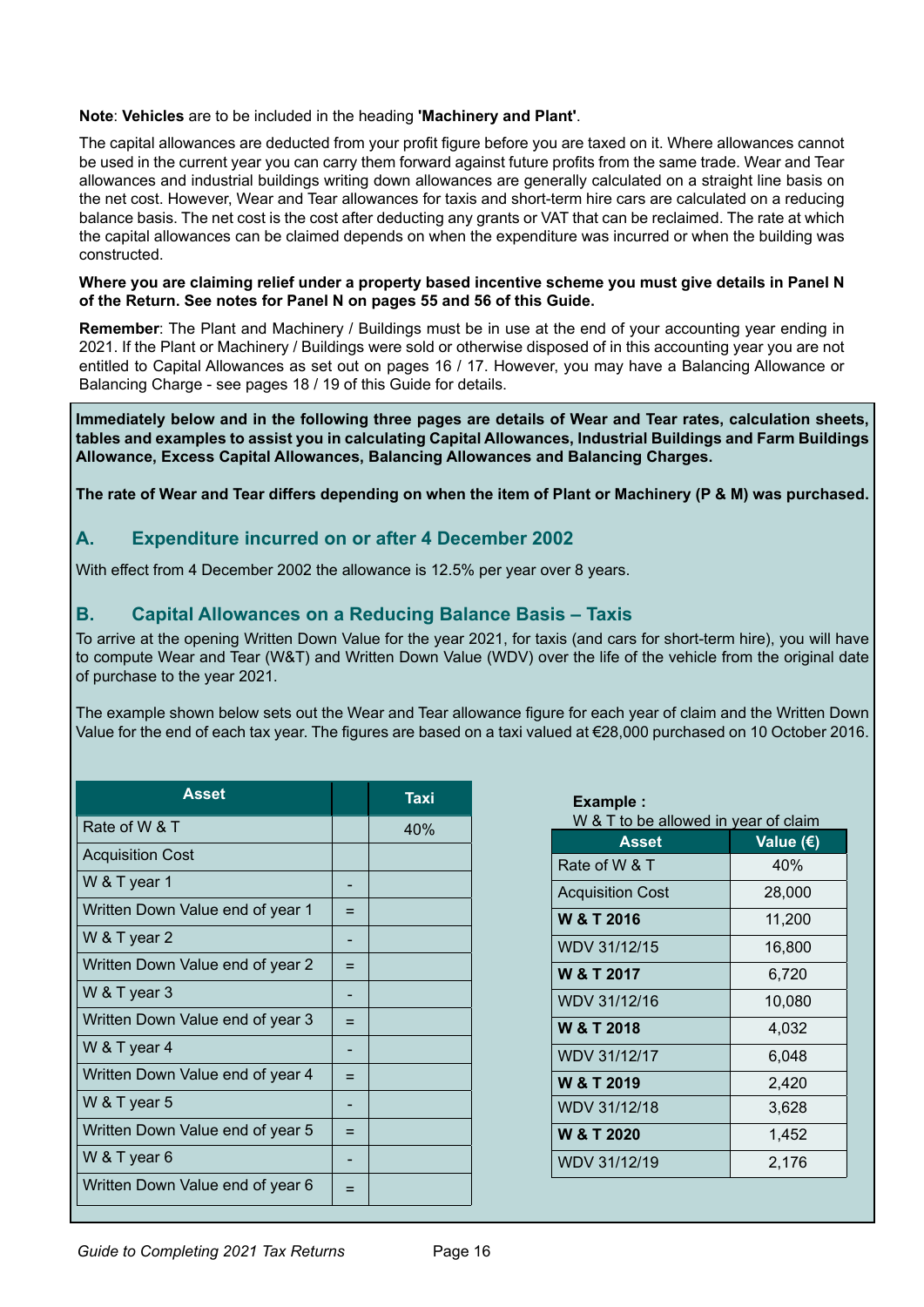**Note**: **Vehicles** are to be included in the heading **'Machinery and Plant'**.

The capital allowances are deducted from your profit figure before you are taxed on it. Where allowances cannot be used in the current year you can carry them forward against future profits from the same trade. Wear and Tear allowances and industrial buildings writing down allowances are generally calculated on a straight line basis on the net cost. However, Wear and Tear allowances for taxis and short-term hire cars are calculated on a reducing balance basis. The net cost is the cost after deducting any grants or VAT that can be reclaimed. The rate at which the capital allowances can be claimed depends on when the expenditure was incurred or when the building was constructed.

**Where you are claiming relief under a property based incentive scheme you must give details in Panel N of the Return. See notes for Panel N on pages 55 and 56 of this Guide.**

**Remember**: The Plant and Machinery / Buildings must be in use at the end of your accounting year ending in 2021. If the Plant or Machinery / Buildings were sold or otherwise disposed of in this accounting year you are not entitled to Capital Allowances as set out on pages 16 / 17. However, you may have a Balancing Allowance or Balancing Charge - see pages 18 / 19 of this Guide for details.

**Immediately below and in the following three pages are details of Wear and Tear rates, calculation sheets, tables and examples to assist you in calculating Capital Allowances, Industrial Buildings and Farm Buildings Allowance, Excess Capital Allowances, Balancing Allowances and Balancing Charges.**

**The rate of Wear and Tear differs depending on when the item of Plant or Machinery (P & M) was purchased.**

## A. Expenditure incurred on or after 4 December 2002

With effect from 4 December 2002 the allowance is 12.5% per year over 8 years.

## B. Capital Allowances on a Reducing Balance Basis – Taxis

To arrive at the opening Written Down Value for the year 2021, for taxis (and cars for short-term hire), you will have to compute Wear and Tear (W&T) and Written Down Value (WDV) over the life of the vehicle from the original date of purchase to the year 2021.

The example shown below sets out the Wear and Tear allowance figure for each year of claim and the Written Down Value for the end of each tax year. The figures are based on a taxi valued at €28,000 purchased on 10 October 2016.

| Asset | | Taxi |
|---|---|---|
| Rate of W & T | | 40% |
| Acquisition Cost | | |
| W & T year 1 | - | |
| Written Down Value end of year 1 | = | |
| W & T year 2 | - | |
| Written Down Value end of year 2 | = | |
| W & T year 3 | - | |
| Written Down Value end of year 3 | = | |
| W & T year 4 | - | |
| Written Down Value end of year 4 | = | |
| W & T year 5 | - | |
| Written Down Value end of year 5 | = | |
| W & T year 6 | - | |
| Written Down Value end of year 6 | = | |

**Example :**
W & T to be allowed in year of claim

| Asset | Value (€) |
|---|---|
| Rate of W & T | 40% |
| Acquisition Cost | 28,000 |
| **W & T 2016** | 11,200 |
| WDV 31/12/15 | 16,800 |
| **W & T 2017** | 6,720 |
| WDV 31/12/16 | 10,080 |
| **W & T 2018** | 4,032 |
| WDV 31/12/17 | 6,048 |
| **W & T 2019** | 2,420 |
| WDV 31/12/18 | 3,628 |
| **W & T 2020** | 1,452 |
| WDV 31/12/19 | 2,176 |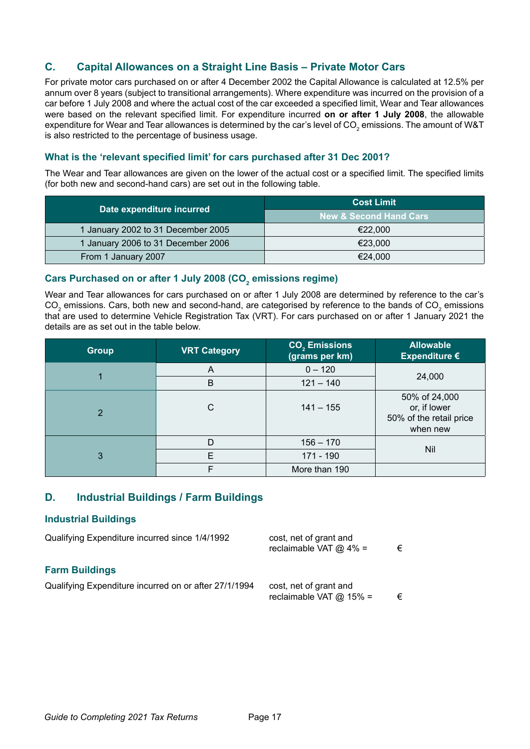## C. Capital Allowances on a Straight Line Basis – Private Motor Cars

For private motor cars purchased on or after 4 December 2002 the Capital Allowance is calculated at 12.5% per annum over 8 years (subject to transitional arrangements). Where expenditure was incurred on the provision of a car before 1 July 2008 and where the actual cost of the car exceeded a specified limit, Wear and Tear allowances were based on the relevant specified limit. For expenditure incurred **on or after 1 July 2008**, the allowable expenditure for Wear and Tear allowances is determined by the car's level of $CO_2$ emissions. The amount of W&T is also restricted to the percentage of business usage.

### What is the 'relevant specified limit' for cars purchased after 31 Dec 2001?

The Wear and Tear allowances are given on the lower of the actual cost or a specified limit. The specified limits (for both new and second-hand cars) are set out in the following table.

| Date expenditure incurred | Cost Limit |
|---|---|
| | New & Second Hand Cars |
| 1 January 2002 to 31 December 2005 | €22,000 |
| 1 January 2006 to 31 December 2006 | €23,000 |
| From 1 January 2007 | €24,000 |

### Cars Purchased on or after 1 July 2008 ($CO_2$ emissions regime)

Wear and Tear allowances for cars purchased on or after 1 July 2008 are determined by reference to the car's $CO_2$ emissions. Cars, both new and second-hand, are categorised by reference to the bands of $CO_2$ emissions that are used to determine Vehicle Registration Tax (VRT). For cars purchased on or after 1 January 2021 the details are as set out in the table below.

| Group | VRT Category | $CO_2$ Emissions (grams per km) | Allowable Expenditure € |
|---|---|---|---|
| 1 | A | 0 – 120 | 24,000 |
| | B | 121 – 140 | |
| 2 | C | 141 – 155 | 50% of 24,000 or, if lower 50% of the retail price when new |
| 3 | D | 156 – 170 | Nil |
| | E | 171 - 190 | |
| | F | More than 190 | |

## D. Industrial Buildings / Farm Buildings

### Industrial Buildings

Qualifying Expenditure incurred since 1/4/1992 — cost, net of grant and reclaimable VAT @ 4% = €

### Farm Buildings

Qualifying Expenditure incurred on or after 27/1/1994 — cost, net of grant and reclaimable VAT @ 15% = €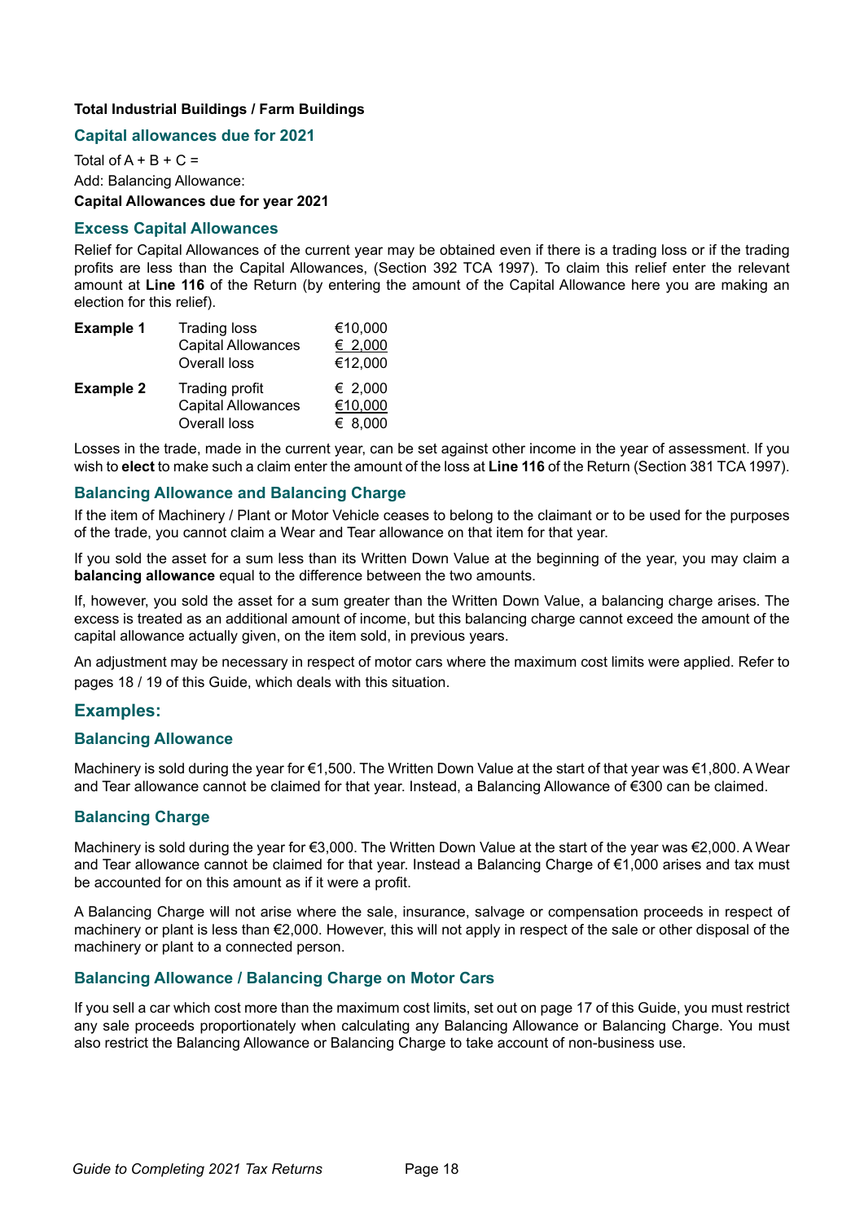**Total Industrial Buildings / Farm Buildings**

### Capital allowances due for 2021

Total of A + B + C =

Add: Balancing Allowance:

**Capital Allowances due for year 2021**

### Excess Capital Allowances

Relief for Capital Allowances of the current year may be obtained even if there is a trading loss or if the trading profits are less than the Capital Allowances, (Section 392 TCA 1997). To claim this relief enter the relevant amount at **Line 116** of the Return (by entering the amount of the Capital Allowance here you are making an election for this relief).

| | | |
|---|---|---|
| **Example 1** | Trading loss | €10,000 |
| | Capital Allowances | € 2,000 |
| | Overall loss | €12,000 |
| **Example 2** | Trading profit | € 2,000 |
| | Capital Allowances | €10,000 |
| | Overall loss | € 8,000 |

Losses in the trade, made in the current year, can be set against other income in the year of assessment. If you wish to **elect** to make such a claim enter the amount of the loss at **Line 116** of the Return (Section 381 TCA 1997).

### Balancing Allowance and Balancing Charge

If the item of Machinery / Plant or Motor Vehicle ceases to belong to the claimant or to be used for the purposes of the trade, you cannot claim a Wear and Tear allowance on that item for that year.

If you sold the asset for a sum less than its Written Down Value at the beginning of the year, you may claim a **balancing allowance** equal to the difference between the two amounts.

If, however, you sold the asset for a sum greater than the Written Down Value, a balancing charge arises. The excess is treated as an additional amount of income, but this balancing charge cannot exceed the amount of the capital allowance actually given, on the item sold, in previous years.

An adjustment may be necessary in respect of motor cars where the maximum cost limits were applied. Refer to pages 18 / 19 of this Guide, which deals with this situation.

## Examples:

### Balancing Allowance

Machinery is sold during the year for €1,500. The Written Down Value at the start of that year was €1,800. A Wear and Tear allowance cannot be claimed for that year. Instead, a Balancing Allowance of €300 can be claimed.

### Balancing Charge

Machinery is sold during the year for €3,000. The Written Down Value at the start of the year was €2,000. A Wear and Tear allowance cannot be claimed for that year. Instead a Balancing Charge of €1,000 arises and tax must be accounted for on this amount as if it were a profit.

A Balancing Charge will not arise where the sale, insurance, salvage or compensation proceeds in respect of machinery or plant is less than €2,000. However, this will not apply in respect of the sale or other disposal of the machinery or plant to a connected person.

### Balancing Allowance / Balancing Charge on Motor Cars

If you sell a car which cost more than the maximum cost limits, set out on page 17 of this Guide, you must restrict any sale proceeds proportionately when calculating any Balancing Allowance or Balancing Charge. You must also restrict the Balancing Allowance or Balancing Charge to take account of non-business use.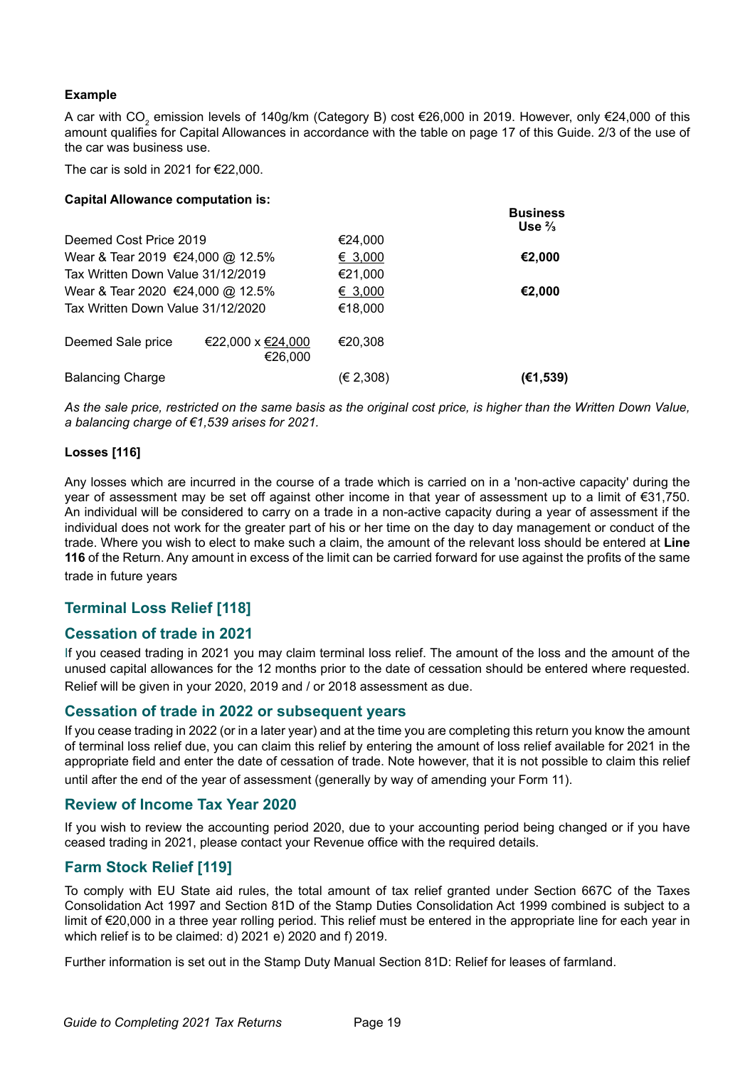**Example**

A car with $CO_2$ emission levels of 140g/km (Category B) cost €26,000 in 2019. However, only €24,000 of this amount qualifies for Capital Allowances in accordance with the table on page 17 of this Guide. 2/3 of the use of the car was business use.

The car is sold in 2021 for €22,000.

**Capital Allowance computation is:**

| | | | **Business Use ⅔** |
|---|---|---|---|
| Deemed Cost Price 2019 | | €24,000 | |
| Wear & Tear 2019 €24,000 @ 12.5% | | € 3,000 | **€2,000** |
| Tax Written Down Value 31/12/2019 | | €21,000 | |
| Wear & Tear 2020 €24,000 @ 12.5% | | € 3,000 | **€2,000** |
| Tax Written Down Value 31/12/2020 | | €18,000 | |
| Deemed Sale price | €22,000 x €24,000 / €26,000 | €20,308 | |
| Balancing Charge | | (€ 2,308) | **(€1,539)** |

*As the sale price, restricted on the same basis as the original cost price, is higher than the Written Down Value, a balancing charge of €1,539 arises for 2021.*

**Losses [116]**

Any losses which are incurred in the course of a trade which is carried on in a 'non-active capacity' during the year of assessment may be set off against other income in that year of assessment up to a limit of €31,750. An individual will be considered to carry on a trade in a non-active capacity during a year of assessment if the individual does not work for the greater part of his or her time on the day to day management or conduct of the trade. Where you wish to elect to make such a claim, the amount of the relevant loss should be entered at **Line 116** of the Return. Any amount in excess of the limit can be carried forward for use against the profits of the same trade in future years

## Terminal Loss Relief [118]

## Cessation of trade in 2021

If you ceased trading in 2021 you may claim terminal loss relief. The amount of the loss and the amount of the unused capital allowances for the 12 months prior to the date of cessation should be entered where requested. Relief will be given in your 2020, 2019 and / or 2018 assessment as due.

## Cessation of trade in 2022 or subsequent years

If you cease trading in 2022 (or in a later year) and at the time you are completing this return you know the amount of terminal loss relief due, you can claim this relief by entering the amount of loss relief available for 2021 in the appropriate field and enter the date of cessation of trade. Note however, that it is not possible to claim this relief until after the end of the year of assessment (generally by way of amending your Form 11).

## Review of Income Tax Year 2020

If you wish to review the accounting period 2020, due to your accounting period being changed or if you have ceased trading in 2021, please contact your Revenue office with the required details.

## Farm Stock Relief [119]

To comply with EU State aid rules, the total amount of tax relief granted under Section 667C of the Taxes Consolidation Act 1997 and Section 81D of the Stamp Duties Consolidation Act 1999 combined is subject to a limit of €20,000 in a three year rolling period. This relief must be entered in the appropriate line for each year in which relief is to be claimed: d) 2021 e) 2020 and f) 2019.

Further information is set out in the Stamp Duty Manual Section 81D: Relief for leases of farmland.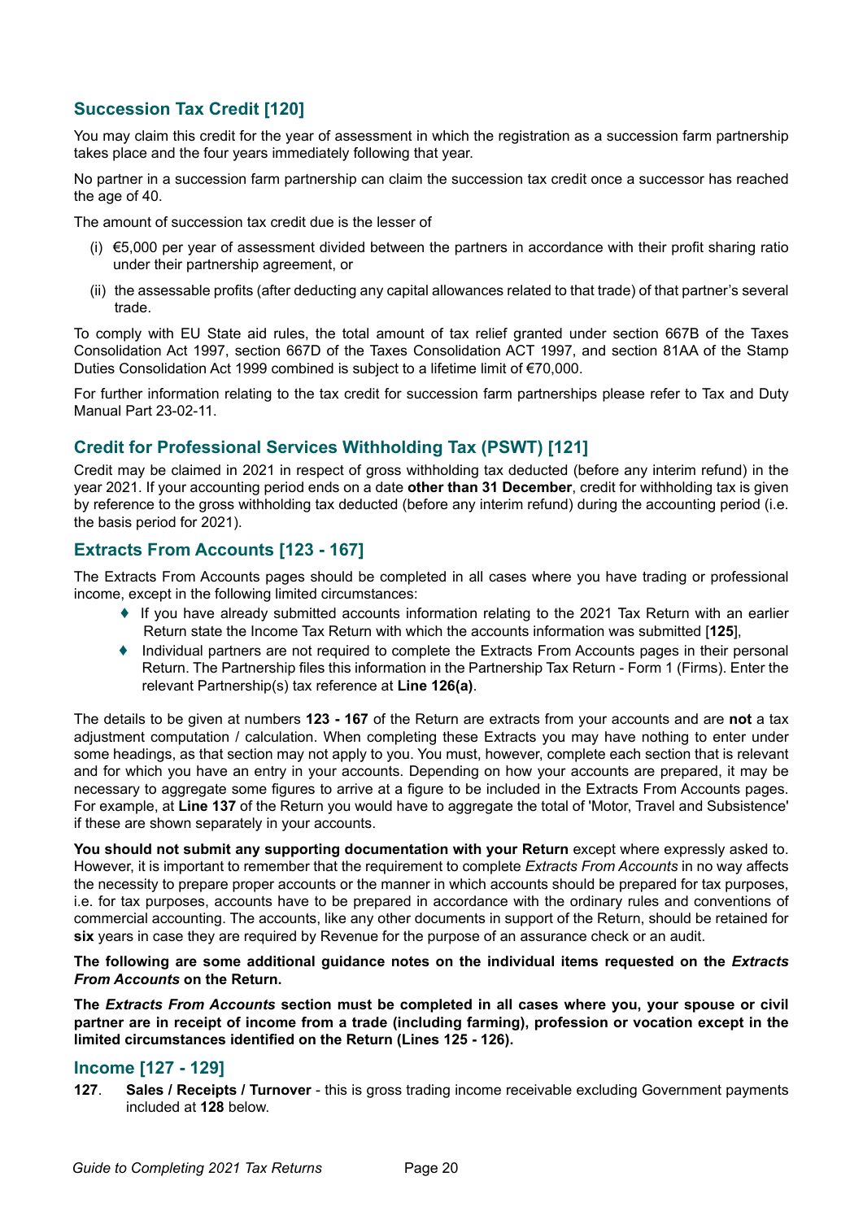## Succession Tax Credit [120]

You may claim this credit for the year of assessment in which the registration as a succession farm partnership takes place and the four years immediately following that year.

No partner in a succession farm partnership can claim the succession tax credit once a successor has reached the age of 40.

The amount of succession tax credit due is the lesser of

(i) €5,000 per year of assessment divided between the partners in accordance with their profit sharing ratio under their partnership agreement, or

(ii) the assessable profits (after deducting any capital allowances related to that trade) of that partner's several trade.

To comply with EU State aid rules, the total amount of tax relief granted under section 667B of the Taxes Consolidation Act 1997, section 667D of the Taxes Consolidation ACT 1997, and section 81AA of the Stamp Duties Consolidation Act 1999 combined is subject to a lifetime limit of €70,000.

For further information relating to the tax credit for succession farm partnerships please refer to Tax and Duty Manual Part 23-02-11.

## Credit for Professional Services Withholding Tax (PSWT) [121]

Credit may be claimed in 2021 in respect of gross withholding tax deducted (before any interim refund) in the year 2021. If your accounting period ends on a date **other than 31 December**, credit for withholding tax is given by reference to the gross withholding tax deducted (before any interim refund) during the accounting period (i.e. the basis period for 2021).

## Extracts From Accounts [123 - 167]

The Extracts From Accounts pages should be completed in all cases where you have trading or professional income, except in the following limited circumstances:

- If you have already submitted accounts information relating to the 2021 Tax Return with an earlier Return state the Income Tax Return with which the accounts information was submitted [**125**],
- Individual partners are not required to complete the Extracts From Accounts pages in their personal Return. The Partnership files this information in the Partnership Tax Return - Form 1 (Firms). Enter the relevant Partnership(s) tax reference at **Line 126(a)**.

The details to be given at numbers **123 - 167** of the Return are extracts from your accounts and are **not** a tax adjustment computation / calculation. When completing these Extracts you may have nothing to enter under some headings, as that section may not apply to you. You must, however, complete each section that is relevant and for which you have an entry in your accounts. Depending on how your accounts are prepared, it may be necessary to aggregate some figures to arrive at a figure to be included in the Extracts From Accounts pages. For example, at **Line 137** of the Return you would have to aggregate the total of 'Motor, Travel and Subsistence' if these are shown separately in your accounts.

**You should not submit any supporting documentation with your Return** except where expressly asked to. However, it is important to remember that the requirement to complete *Extracts From Accounts* in no way affects the necessity to prepare proper accounts or the manner in which accounts should be prepared for tax purposes, i.e. for tax purposes, accounts have to be prepared in accordance with the ordinary rules and conventions of commercial accounting. The accounts, like any other documents in support of the Return, should be retained for **six** years in case they are required by Revenue for the purpose of an assurance check or an audit.

**The following are some additional guidance notes on the individual items requested on the *Extracts From Accounts* on the Return.**

**The *Extracts From Accounts* section must be completed in all cases where you, your spouse or civil partner are in receipt of income from a trade (including farming), profession or vocation except in the limited circumstances identified on the Return (Lines 125 - 126).**

## Income [127 - 129]

**127**. **Sales / Receipts / Turnover** - this is gross trading income receivable excluding Government payments included at **128** below.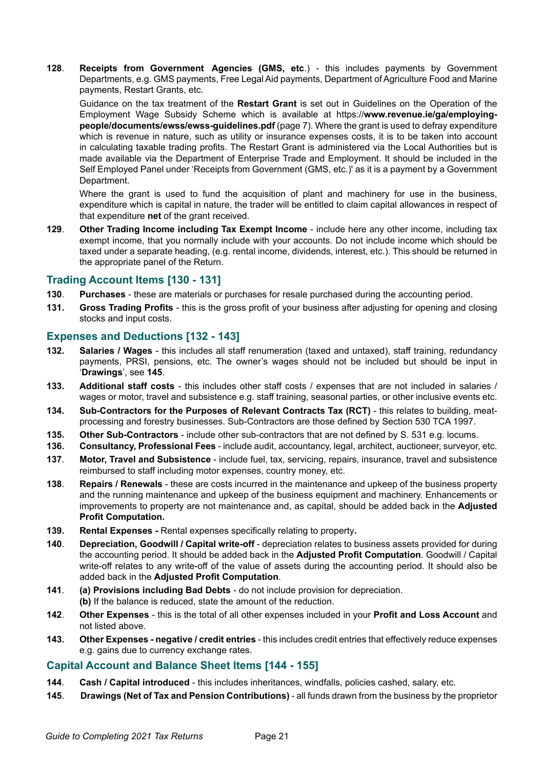**128**. **Receipts from Government Agencies (GMS, etc**.) - this includes payments by Government Departments, e.g. GMS payments, Free Legal Aid payments, Department of Agriculture Food and Marine payments, Restart Grants, etc.

Guidance on the tax treatment of the **Restart Grant** is set out in Guidelines on the Operation of the Employment Wage Subsidy Scheme which is available at https://**www.revenue.ie/ga/employing-people/documents/ewss/ewss-guidelines.pdf** (page 7). Where the grant is used to defray expenditure which is revenue in nature, such as utility or insurance expenses costs, it is to be taken into account in calculating taxable trading profits. The Restart Grant is administered via the Local Authorities but is made available via the Department of Enterprise Trade and Employment. It should be included in the Self Employed Panel under 'Receipts from Government (GMS, etc.)' as it is a payment by a Government Department.

Where the grant is used to fund the acquisition of plant and machinery for use in the business, expenditure which is capital in nature, the trader will be entitled to claim capital allowances in respect of that expenditure **net** of the grant received.

**129**. **Other Trading Income including Tax Exempt Income** - include here any other income, including tax exempt income, that you normally include with your accounts. Do not include income which should be taxed under a separate heading, (e.g. rental income, dividends, interest, etc.). This should be returned in the appropriate panel of the Return.

## Trading Account Items [130 - 131]

**130**. **Purchases** - these are materials or purchases for resale purchased during the accounting period.

**131.** **Gross Trading Profits** - this is the gross profit of your business after adjusting for opening and closing stocks and input costs.

## Expenses and Deductions [132 - 143]

**132.** **Salaries / Wages** - this includes all staff renumeration (taxed and untaxed), staff training, redundancy payments, PRSI, pensions, etc. The owner's wages should not be included but should be input in '**Drawings**', see **145**.

**133.** **Additional staff costs** - this includes other staff costs / expenses that are not included in salaries / wages or motor, travel and subsistence e.g. staff training, seasonal parties, or other inclusive events etc.

**134.** **Sub-Contractors for the Purposes of Relevant Contracts Tax (RCT)** - this relates to building, meat-processing and forestry businesses. Sub-Contractors are those defined by Section 530 TCA 1997.

**135.** **Other Sub-Contractors** - include other sub-contractors that are not defined by S. 531 e.g. locums.

**136.** **Consultancy, Professional Fees** - include audit, accountancy, legal, architect, auctioneer, surveyor, etc.

**137**. **Motor, Travel and Subsistence** - include fuel, tax, servicing, repairs, insurance, travel and subsistence reimbursed to staff including motor expenses, country money, etc.

**138**. **Repairs / Renewals** - these are costs incurred in the maintenance and upkeep of the business property and the running maintenance and upkeep of the business equipment and machinery. Enhancements or improvements to property are not maintenance and, as capital, should be added back in the **Adjusted Profit Computation.**

**139.** **Rental Expenses -** Rental expenses specifically relating to property**.**

**140**. **Depreciation, Goodwill / Capital write-off** - depreciation relates to business assets provided for during the accounting period. It should be added back in the **Adjusted Profit Computation**. Goodwill / Capital write-off relates to any write-off of the value of assets during the accounting period. It should also be added back in the **Adjusted Profit Computation**.

**141**. **(a) Provisions including Bad Debts** - do not include provision for depreciation.
**(b)** If the balance is reduced, state the amount of the reduction.

**142**. **Other Expenses** - this is the total of all other expenses included in your **Profit and Loss Account** and not listed above.

**143.** **Other Expenses - negative / credit entries** - this includes credit entries that effectively reduce expenses e.g. gains due to currency exchange rates.

## Capital Account and Balance Sheet Items [144 - 155]

**144**. **Cash / Capital introduced** - this includes inheritances, windfalls, policies cashed, salary, etc.

**145**. **Drawings (Net of Tax and Pension Contributions)** - all funds drawn from the business by the proprietor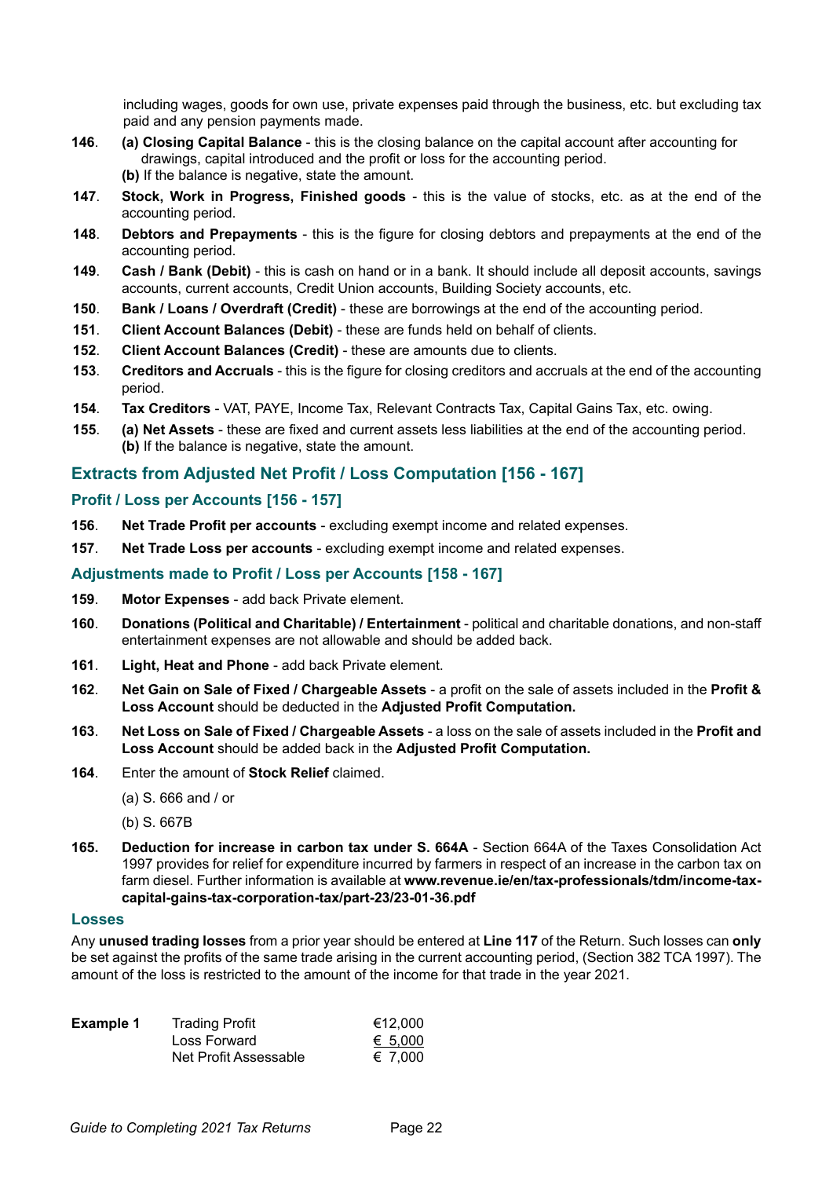including wages, goods for own use, private expenses paid through the business, etc. but excluding tax paid and any pension payments made.

**146**. **(a) Closing Capital Balance** - this is the closing balance on the capital account after accounting for drawings, capital introduced and the profit or loss for the accounting period.
**(b)** If the balance is negative, state the amount.

**147**. **Stock, Work in Progress, Finished goods** - this is the value of stocks, etc. as at the end of the accounting period.

**148**. **Debtors and Prepayments** - this is the figure for closing debtors and prepayments at the end of the accounting period.

**149**. **Cash / Bank (Debit)** - this is cash on hand or in a bank. It should include all deposit accounts, savings accounts, current accounts, Credit Union accounts, Building Society accounts, etc.

**150**. **Bank / Loans / Overdraft (Credit)** - these are borrowings at the end of the accounting period.

**151**. **Client Account Balances (Debit)** - these are funds held on behalf of clients.

**152**. **Client Account Balances (Credit)** - these are amounts due to clients.

**153**. **Creditors and Accruals** - this is the figure for closing creditors and accruals at the end of the accounting period.

**154**. **Tax Creditors** - VAT, PAYE, Income Tax, Relevant Contracts Tax, Capital Gains Tax, etc. owing.

**155**. **(a) Net Assets** - these are fixed and current assets less liabilities at the end of the accounting period.
**(b)** If the balance is negative, state the amount.

## Extracts from Adjusted Net Profit / Loss Computation [156 - 167]

### Profit / Loss per Accounts [156 - 157]

**156**. **Net Trade Profit per accounts** - excluding exempt income and related expenses.

**157**. **Net Trade Loss per accounts** - excluding exempt income and related expenses.

### Adjustments made to Profit / Loss per Accounts [158 - 167]

**159**. **Motor Expenses** - add back Private element.

**160**. **Donations (Political and Charitable) / Entertainment** - political and charitable donations, and non-staff entertainment expenses are not allowable and should be added back.

**161**. **Light, Heat and Phone** - add back Private element.

**162**. **Net Gain on Sale of Fixed / Chargeable Assets** - a profit on the sale of assets included in the **Profit & Loss Account** should be deducted in the **Adjusted Profit Computation.**

**163**. **Net Loss on Sale of Fixed / Chargeable Assets** - a loss on the sale of assets included in the **Profit and Loss Account** should be added back in the **Adjusted Profit Computation.**

**164**. Enter the amount of **Stock Relief** claimed.

(a) S. 666 and / or

(b) S. 667B

**165.** **Deduction for increase in carbon tax under S. 664A** - Section 664A of the Taxes Consolidation Act 1997 provides for relief for expenditure incurred by farmers in respect of an increase in the carbon tax on farm diesel. Further information is available at **www.revenue.ie/en/tax-professionals/tdm/income-tax-capital-gains-tax-corporation-tax/part-23/23-01-36.pdf**

### Losses

Any **unused trading losses** from a prior year should be entered at **Line 117** of the Return. Such losses can **only** be set against the profits of the same trade arising in the current accounting period, (Section 382 TCA 1997). The amount of the loss is restricted to the amount of the income for that trade in the year 2021.

| **Example 1** | Trading Profit | €12,000 |
|---|---|---|
| | Loss Forward | € 5,000 |
| | Net Profit Assessable | € 7,000 |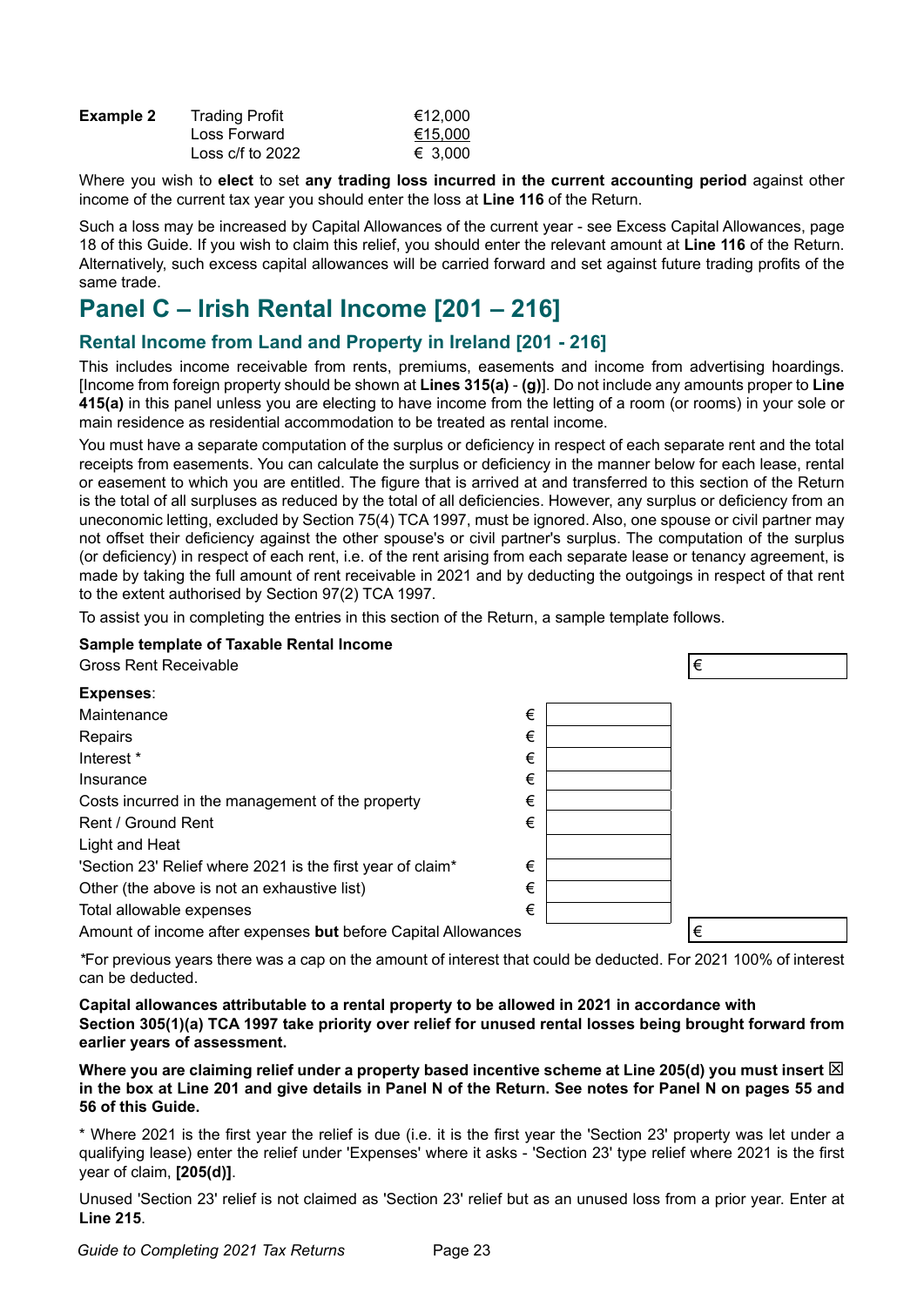| **Example 2** | Trading Profit | €12,000 |
|---|---|---|
| | Loss Forward | €15,000 |
| | Loss c/f to 2022 | € 3,000 |

Where you wish to **elect** to set **any trading loss incurred in the current accounting period** against other income of the current tax year you should enter the loss at **Line 116** of the Return.

Such a loss may be increased by Capital Allowances of the current year - see Excess Capital Allowances, page 18 of this Guide. If you wish to claim this relief, you should enter the relevant amount at **Line 116** of the Return. Alternatively, such excess capital allowances will be carried forward and set against future trading profits of the same trade.

# Panel C – Irish Rental Income [201 – 216]

## Rental Income from Land and Property in Ireland [201 - 216]

This includes income receivable from rents, premiums, easements and income from advertising hoardings. [Income from foreign property should be shown at **Lines 315(a)** - **(g)**]. Do not include any amounts proper to **Line 415(a)** in this panel unless you are electing to have income from the letting of a room (or rooms) in your sole or main residence as residential accommodation to be treated as rental income.

You must have a separate computation of the surplus or deficiency in respect of each separate rent and the total receipts from easements. You can calculate the surplus or deficiency in the manner below for each lease, rental or easement to which you are entitled. The figure that is arrived at and transferred to this section of the Return is the total of all surpluses as reduced by the total of all deficiencies. However, any surplus or deficiency from an uneconomic letting, excluded by Section 75(4) TCA 1997, must be ignored. Also, one spouse or civil partner may not offset their deficiency against the other spouse's or civil partner's surplus. The computation of the surplus (or deficiency) in respect of each rent, i.e. of the rent arising from each separate lease or tenancy agreement, is made by taking the full amount of rent receivable in 2021 and by deducting the outgoings in respect of that rent to the extent authorised by Section 97(2) TCA 1997.

To assist you in completing the entries in this section of the Return, a sample template follows.

**Sample template of Taxable Rental Income**

| | | |
|---|---|---|
| Gross Rent Receivable | | € |
| **Expenses**: | | |
| Maintenance | € | |
| Repairs | € | |
| Interest * | € | |
| Insurance | € | |
| Costs incurred in the management of the property | € | |
| Rent / Ground Rent | € | |
| Light and Heat | | |
| 'Section 23' Relief where 2021 is the first year of claim* | € | |
| Other (the above is not an exhaustive list) | € | |
| Total allowable expenses | € | |
| Amount of income after expenses **but** before Capital Allowances | | € |

*For previous years there was a cap on the amount of interest that could be deducted. For 2021 100% of interest can be deducted.

**Capital allowances attributable to a rental property to be allowed in 2021 in accordance with Section 305(1)(a) TCA 1997 take priority over relief for unused rental losses being brought forward from earlier years of assessment.**

**Where you are claiming relief under a property based incentive scheme at Line 205(d) you must insert ☒ in the box at Line 201 and give details in Panel N of the Return. See notes for Panel N on pages 55 and 56 of this Guide.**

* Where 2021 is the first year the relief is due (i.e. it is the first year the 'Section 23' property was let under a qualifying lease) enter the relief under 'Expenses' where it asks - 'Section 23' type relief where 2021 is the first year of claim, **[205(d)]**.

Unused 'Section 23' relief is not claimed as 'Section 23' relief but as an unused loss from a prior year. Enter at **Line 215**.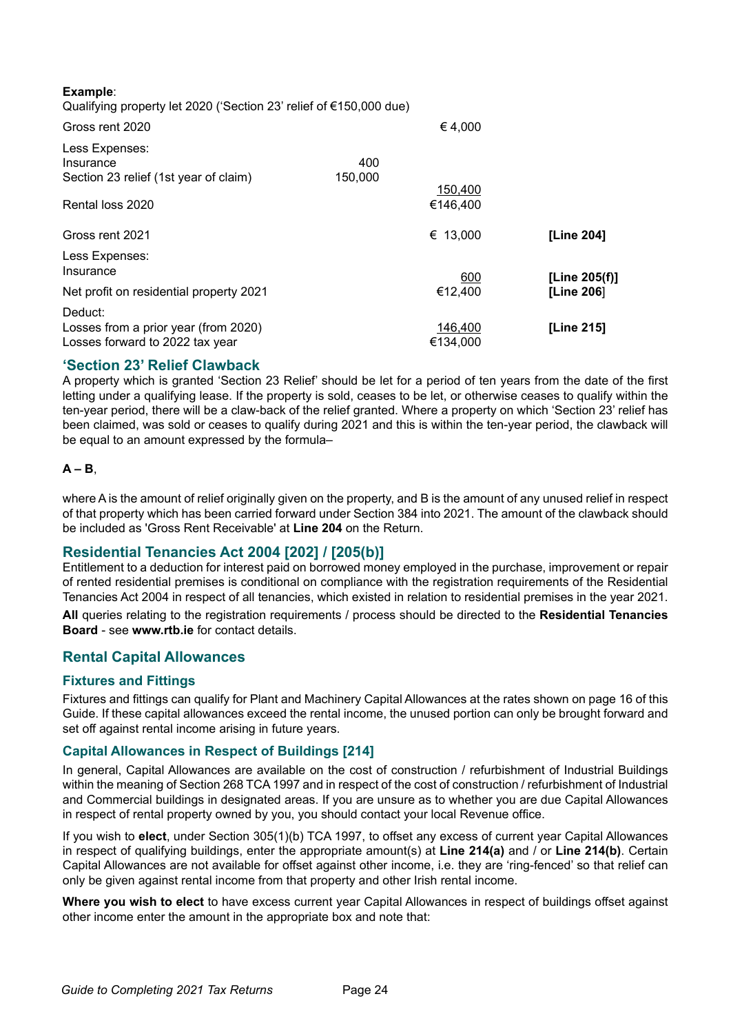**Example**:

Qualifying property let 2020 ('Section 23' relief of €150,000 due)

| | | | |
|---|---|---|---|
| Gross rent 2020 | | € 4,000 | |
| Less Expenses: | | | |
| Insurance | 400 | | |
| Section 23 relief (1st year of claim) | 150,000 | 150,400 | |
| Rental loss 2020 | | €146,400 | |
| Gross rent 2021 | | € 13,000 | **[Line 204]** |
| Less Expenses: | | | |
| Insurance | | 600 | **[Line 205(f)]** |
| Net profit on residential property 2021 | | €12,400 | **[Line 206]** |
| Deduct: | | | |
| Losses from a prior year (from 2020) | | 146,400 | **[Line 215]** |
| Losses forward to 2022 tax year | | €134,000 | |

## 'Section 23' Relief Clawback

A property which is granted 'Section 23 Relief' should be let for a period of ten years from the date of the first letting under a qualifying lease. If the property is sold, ceases to be let, or otherwise ceases to qualify within the ten-year period, there will be a claw-back of the relief granted. Where a property on which 'Section 23' relief has been claimed, was sold or ceases to qualify during 2021 and this is within the ten-year period, the clawback will be equal to an amount expressed by the formula–

**A – B**,

where A is the amount of relief originally given on the property, and B is the amount of any unused relief in respect of that property which has been carried forward under Section 384 into 2021. The amount of the clawback should be included as 'Gross Rent Receivable' at **Line 204** on the Return.

## Residential Tenancies Act 2004 [202] / [205(b)]

Entitlement to a deduction for interest paid on borrowed money employed in the purchase, improvement or repair of rented residential premises is conditional on compliance with the registration requirements of the Residential Tenancies Act 2004 in respect of all tenancies, which existed in relation to residential premises in the year 2021.

**All** queries relating to the registration requirements / process should be directed to the **Residential Tenancies Board** - see **www.rtb.ie** for contact details.

## Rental Capital Allowances

### Fixtures and Fittings

Fixtures and fittings can qualify for Plant and Machinery Capital Allowances at the rates shown on page 16 of this Guide. If these capital allowances exceed the rental income, the unused portion can only be brought forward and set off against rental income arising in future years.

### Capital Allowances in Respect of Buildings [214]

In general, Capital Allowances are available on the cost of construction / refurbishment of Industrial Buildings within the meaning of Section 268 TCA 1997 and in respect of the cost of construction / refurbishment of Industrial and Commercial buildings in designated areas. If you are unsure as to whether you are due Capital Allowances in respect of rental property owned by you, you should contact your local Revenue office.

If you wish to **elect**, under Section 305(1)(b) TCA 1997, to offset any excess of current year Capital Allowances in respect of qualifying buildings, enter the appropriate amount(s) at **Line 214(a)** and / or **Line 214(b)**. Certain Capital Allowances are not available for offset against other income, i.e. they are 'ring-fenced' so that relief can only be given against rental income from that property and other Irish rental income.

**Where you wish to elect** to have excess current year Capital Allowances in respect of buildings offset against other income enter the amount in the appropriate box and note that: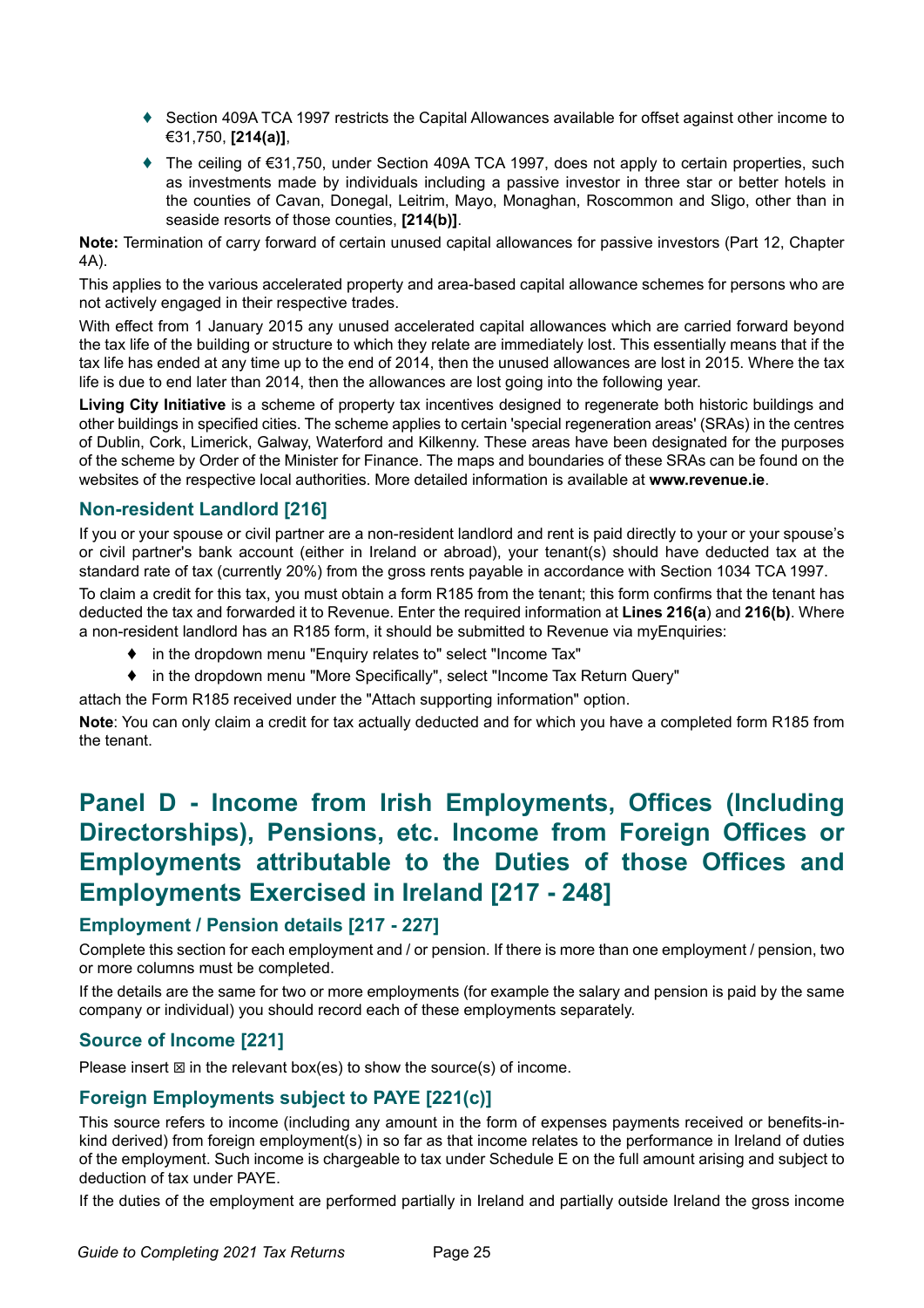- Section 409A TCA 1997 restricts the Capital Allowances available for offset against other income to €31,750, **[214(a)]**,
- The ceiling of €31,750, under Section 409A TCA 1997, does not apply to certain properties, such as investments made by individuals including a passive investor in three star or better hotels in the counties of Cavan, Donegal, Leitrim, Mayo, Monaghan, Roscommon and Sligo, other than in seaside resorts of those counties, **[214(b)]**.

**Note:** Termination of carry forward of certain unused capital allowances for passive investors (Part 12, Chapter 4A).

This applies to the various accelerated property and area-based capital allowance schemes for persons who are not actively engaged in their respective trades.

With effect from 1 January 2015 any unused accelerated capital allowances which are carried forward beyond the tax life of the building or structure to which they relate are immediately lost. This essentially means that if the tax life has ended at any time up to the end of 2014, then the unused allowances are lost in 2015. Where the tax life is due to end later than 2014, then the allowances are lost going into the following year.

**Living City Initiative** is a scheme of property tax incentives designed to regenerate both historic buildings and other buildings in specified cities. The scheme applies to certain 'special regeneration areas' (SRAs) in the centres of Dublin, Cork, Limerick, Galway, Waterford and Kilkenny. These areas have been designated for the purposes of the scheme by Order of the Minister for Finance. The maps and boundaries of these SRAs can be found on the websites of the respective local authorities. More detailed information is available at **www.revenue.ie**.

### Non-resident Landlord [216]

If you or your spouse or civil partner are a non-resident landlord and rent is paid directly to your or your spouse's or civil partner's bank account (either in Ireland or abroad), your tenant(s) should have deducted tax at the standard rate of tax (currently 20%) from the gross rents payable in accordance with Section 1034 TCA 1997.

To claim a credit for this tax, you must obtain a form R185 from the tenant; this form confirms that the tenant has deducted the tax and forwarded it to Revenue. Enter the required information at **Lines 216(a**) and **216(b)**. Where a non-resident landlord has an R185 form, it should be submitted to Revenue via myEnquiries:

- in the dropdown menu "Enquiry relates to" select "Income Tax"
- in the dropdown menu "More Specifically", select "Income Tax Return Query"

attach the Form R185 received under the "Attach supporting information" option.

**Note**: You can only claim a credit for tax actually deducted and for which you have a completed form R185 from the tenant.

## Panel D - Income from Irish Employments, Offices (Including Directorships), Pensions, etc. Income from Foreign Offices or Employments attributable to the Duties of those Offices and Employments Exercised in Ireland [217 - 248]

### Employment / Pension details [217 - 227]

Complete this section for each employment and / or pension. If there is more than one employment / pension, two or more columns must be completed.

If the details are the same for two or more employments (for example the salary and pension is paid by the same company or individual) you should record each of these employments separately.

### Source of Income [221]

Please insert ☒ in the relevant box(es) to show the source(s) of income.

### Foreign Employments subject to PAYE [221(c)]

This source refers to income (including any amount in the form of expenses payments received or benefits-in-kind derived) from foreign employment(s) in so far as that income relates to the performance in Ireland of duties of the employment. Such income is chargeable to tax under Schedule E on the full amount arising and subject to deduction of tax under PAYE.

If the duties of the employment are performed partially in Ireland and partially outside Ireland the gross income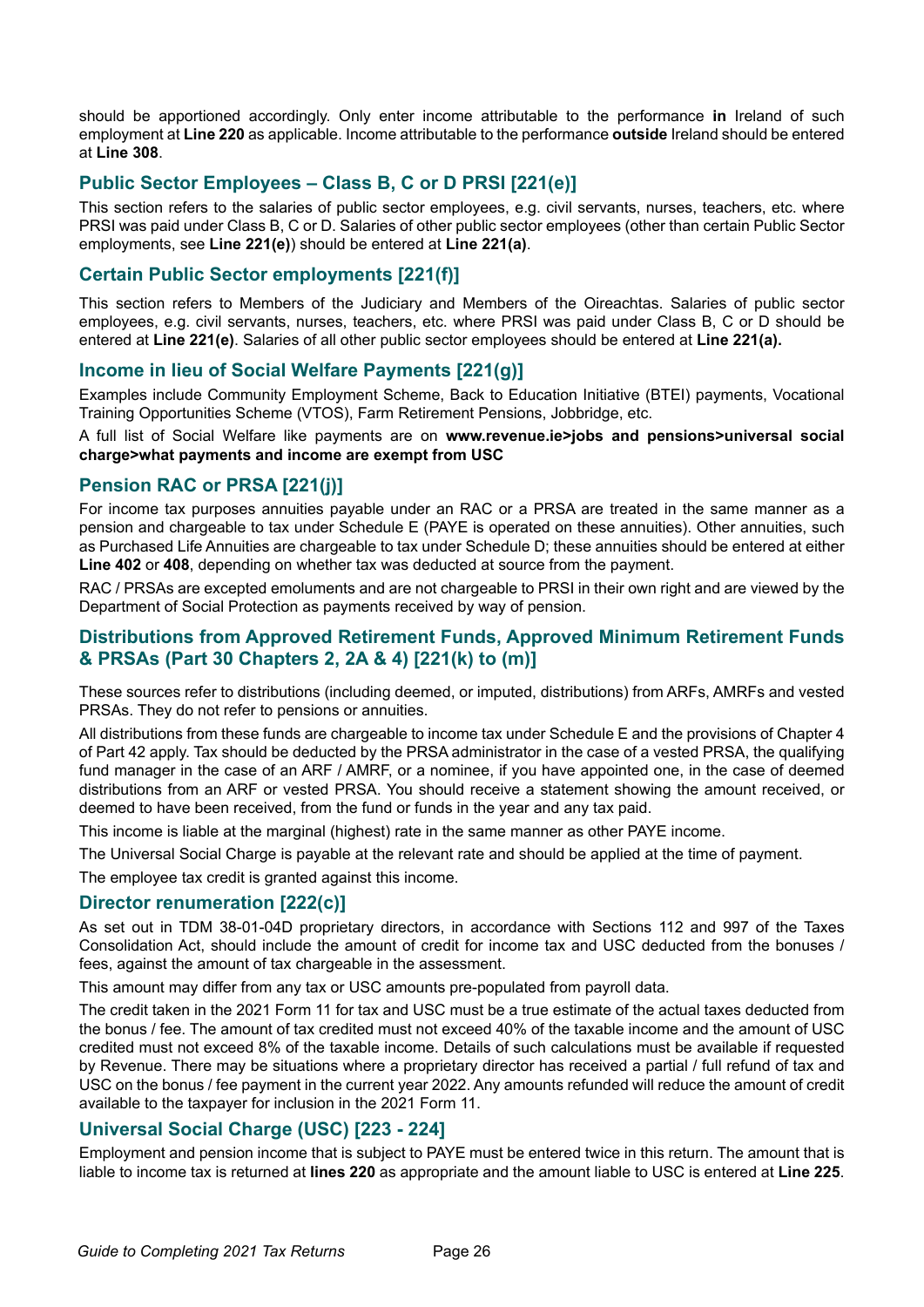should be apportioned accordingly. Only enter income attributable to the performance **in** Ireland of such employment at **Line 220** as applicable. Income attributable to the performance **outside** Ireland should be entered at **Line 308**.

### Public Sector Employees – Class B, C or D PRSI [221(e)]

This section refers to the salaries of public sector employees, e.g. civil servants, nurses, teachers, etc. where PRSI was paid under Class B, C or D. Salaries of other public sector employees (other than certain Public Sector employments, see **Line 221(e)**) should be entered at **Line 221(a)**.

### Certain Public Sector employments [221(f)]

This section refers to Members of the Judiciary and Members of the Oireachtas. Salaries of public sector employees, e.g. civil servants, nurses, teachers, etc. where PRSI was paid under Class B, C or D should be entered at **Line 221(e)**. Salaries of all other public sector employees should be entered at **Line 221(a).**

### Income in lieu of Social Welfare Payments [221(g)]

Examples include Community Employment Scheme, Back to Education Initiative (BTEI) payments, Vocational Training Opportunities Scheme (VTOS), Farm Retirement Pensions, Jobbridge, etc.

A full list of Social Welfare like payments are on **www.revenue.ie>jobs and pensions>universal social charge>what payments and income are exempt from USC**

### Pension RAC or PRSA [221(j)]

For income tax purposes annuities payable under an RAC or a PRSA are treated in the same manner as a pension and chargeable to tax under Schedule E (PAYE is operated on these annuities). Other annuities, such as Purchased Life Annuities are chargeable to tax under Schedule D; these annuities should be entered at either **Line 402** or **408**, depending on whether tax was deducted at source from the payment.

RAC / PRSAs are excepted emoluments and are not chargeable to PRSI in their own right and are viewed by the Department of Social Protection as payments received by way of pension.

### Distributions from Approved Retirement Funds, Approved Minimum Retirement Funds & PRSAs (Part 30 Chapters 2, 2A & 4) [221(k) to (m)]

These sources refer to distributions (including deemed, or imputed, distributions) from ARFs, AMRFs and vested PRSAs. They do not refer to pensions or annuities.

All distributions from these funds are chargeable to income tax under Schedule E and the provisions of Chapter 4 of Part 42 apply. Tax should be deducted by the PRSA administrator in the case of a vested PRSA, the qualifying fund manager in the case of an ARF / AMRF, or a nominee, if you have appointed one, in the case of deemed distributions from an ARF or vested PRSA. You should receive a statement showing the amount received, or deemed to have been received, from the fund or funds in the year and any tax paid.

This income is liable at the marginal (highest) rate in the same manner as other PAYE income.

The Universal Social Charge is payable at the relevant rate and should be applied at the time of payment.

The employee tax credit is granted against this income.

### Director renumeration [222(c)]

As set out in TDM 38-01-04D proprietary directors, in accordance with Sections 112 and 997 of the Taxes Consolidation Act, should include the amount of credit for income tax and USC deducted from the bonuses / fees, against the amount of tax chargeable in the assessment.

This amount may differ from any tax or USC amounts pre-populated from payroll data.

The credit taken in the 2021 Form 11 for tax and USC must be a true estimate of the actual taxes deducted from the bonus / fee. The amount of tax credited must not exceed 40% of the taxable income and the amount of USC credited must not exceed 8% of the taxable income. Details of such calculations must be available if requested by Revenue. There may be situations where a proprietary director has received a partial / full refund of tax and USC on the bonus / fee payment in the current year 2022. Any amounts refunded will reduce the amount of credit available to the taxpayer for inclusion in the 2021 Form 11.

### Universal Social Charge (USC) [223 - 224]

Employment and pension income that is subject to PAYE must be entered twice in this return. The amount that is liable to income tax is returned at **lines 220** as appropriate and the amount liable to USC is entered at **Line 225**.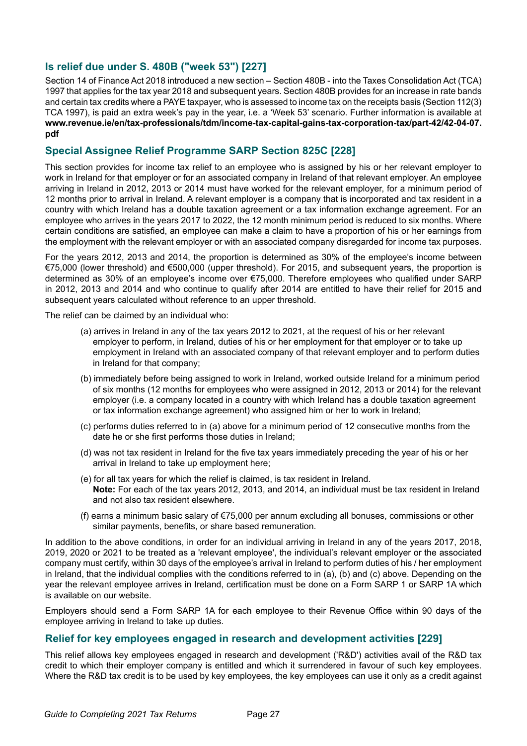## Is relief due under S. 480B ("week 53") [227]

Section 14 of Finance Act 2018 introduced a new section – Section 480B - into the Taxes Consolidation Act (TCA) 1997 that applies for the tax year 2018 and subsequent years. Section 480B provides for an increase in rate bands and certain tax credits where a PAYE taxpayer, who is assessed to income tax on the receipts basis (Section 112(3) TCA 1997), is paid an extra week's pay in the year, i.e. a 'Week 53' scenario. Further information is available at **www.revenue.ie/en/tax-professionals/tdm/income-tax-capital-gains-tax-corporation-tax/part-42/42-04-07.pdf**

## Special Assignee Relief Programme SARP Section 825C [228]

This section provides for income tax relief to an employee who is assigned by his or her relevant employer to work in Ireland for that employer or for an associated company in Ireland of that relevant employer. An employee arriving in Ireland in 2012, 2013 or 2014 must have worked for the relevant employer, for a minimum period of 12 months prior to arrival in Ireland. A relevant employer is a company that is incorporated and tax resident in a country with which Ireland has a double taxation agreement or a tax information exchange agreement. For an employee who arrives in the years 2017 to 2022, the 12 month minimum period is reduced to six months. Where certain conditions are satisfied, an employee can make a claim to have a proportion of his or her earnings from the employment with the relevant employer or with an associated company disregarded for income tax purposes.

For the years 2012, 2013 and 2014, the proportion is determined as 30% of the employee's income between €75,000 (lower threshold) and €500,000 (upper threshold). For 2015, and subsequent years, the proportion is determined as 30% of an employee's income over €75,000. Therefore employees who qualified under SARP in 2012, 2013 and 2014 and who continue to qualify after 2014 are entitled to have their relief for 2015 and subsequent years calculated without reference to an upper threshold.

The relief can be claimed by an individual who:

(a) arrives in Ireland in any of the tax years 2012 to 2021, at the request of his or her relevant employer to perform, in Ireland, duties of his or her employment for that employer or to take up employment in Ireland with an associated company of that relevant employer and to perform duties in Ireland for that company;

(b) immediately before being assigned to work in Ireland, worked outside Ireland for a minimum period of six months (12 months for employees who were assigned in 2012, 2013 or 2014) for the relevant employer (i.e. a company located in a country with which Ireland has a double taxation agreement or tax information exchange agreement) who assigned him or her to work in Ireland;

(c) performs duties referred to in (a) above for a minimum period of 12 consecutive months from the date he or she first performs those duties in Ireland;

(d) was not tax resident in Ireland for the five tax years immediately preceding the year of his or her arrival in Ireland to take up employment here;

(e) for all tax years for which the relief is claimed, is tax resident in Ireland.
**Note:** For each of the tax years 2012, 2013, and 2014, an individual must be tax resident in Ireland and not also tax resident elsewhere.

(f) earns a minimum basic salary of €75,000 per annum excluding all bonuses, commissions or other similar payments, benefits, or share based remuneration.

In addition to the above conditions, in order for an individual arriving in Ireland in any of the years 2017, 2018, 2019, 2020 or 2021 to be treated as a 'relevant employee', the individual's relevant employer or the associated company must certify, within 30 days of the employee's arrival in Ireland to perform duties of his / her employment in Ireland, that the individual complies with the conditions referred to in (a), (b) and (c) above. Depending on the year the relevant employee arrives in Ireland, certification must be done on a Form SARP 1 or SARP 1A which is available on our website.

Employers should send a Form SARP 1A for each employee to their Revenue Office within 90 days of the employee arriving in Ireland to take up duties.

## Relief for key employees engaged in research and development activities [229]

This relief allows key employees engaged in research and development ('R&D') activities avail of the R&D tax credit to which their employer company is entitled and which it surrendered in favour of such key employees. Where the R&D tax credit is to be used by key employees, the key employees can use it only as a credit against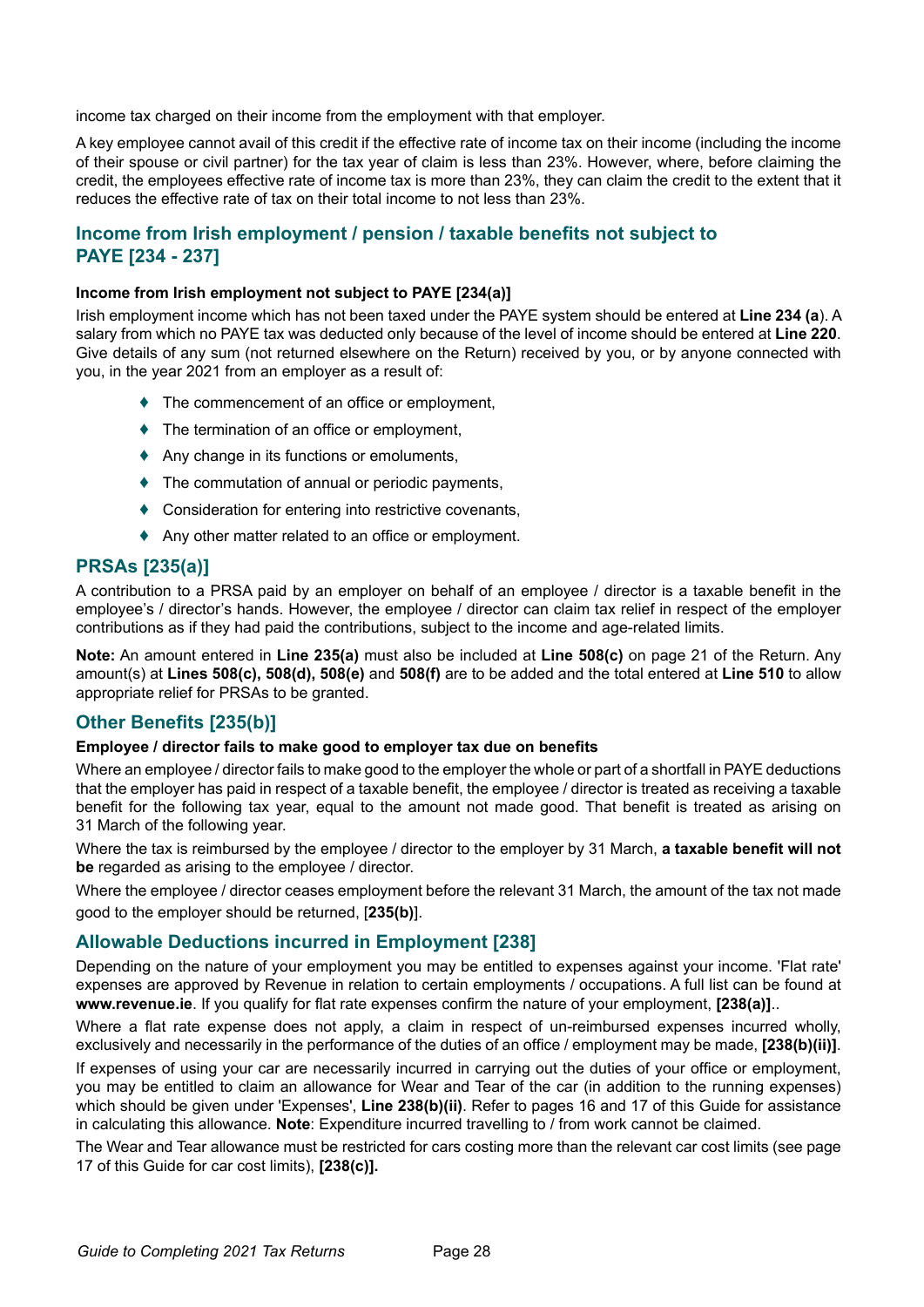income tax charged on their income from the employment with that employer.

A key employee cannot avail of this credit if the effective rate of income tax on their income (including the income of their spouse or civil partner) for the tax year of claim is less than 23%. However, where, before claiming the credit, the employees effective rate of income tax is more than 23%, they can claim the credit to the extent that it reduces the effective rate of tax on their total income to not less than 23%.

## Income from Irish employment / pension / taxable benefits not subject to PAYE [234 - 237]

#### Income from Irish employment not subject to PAYE [234(a)]

Irish employment income which has not been taxed under the PAYE system should be entered at **Line 234 (a**). A salary from which no PAYE tax was deducted only because of the level of income should be entered at **Line 220**. Give details of any sum (not returned elsewhere on the Return) received by you, or by anyone connected with you, in the year 2021 from an employer as a result of:

- The commencement of an office or employment,
- The termination of an office or employment,
- Any change in its functions or emoluments,
- The commutation of annual or periodic payments,
- Consideration for entering into restrictive covenants,
- Any other matter related to an office or employment.

## PRSAs [235(a)]

A contribution to a PRSA paid by an employer on behalf of an employee / director is a taxable benefit in the employee's / director's hands. However, the employee / director can claim tax relief in respect of the employer contributions as if they had paid the contributions, subject to the income and age-related limits.

**Note:** An amount entered in **Line 235(a)** must also be included at **Line 508(c)** on page 21 of the Return. Any amount(s) at **Lines 508(c), 508(d), 508(e)** and **508(f)** are to be added and the total entered at **Line 510** to allow appropriate relief for PRSAs to be granted.

## Other Benefits [235(b)]

#### Employee / director fails to make good to employer tax due on benefits

Where an employee / director fails to make good to the employer the whole or part of a shortfall in PAYE deductions that the employer has paid in respect of a taxable benefit, the employee / director is treated as receiving a taxable benefit for the following tax year, equal to the amount not made good. That benefit is treated as arising on 31 March of the following year.

Where the tax is reimbursed by the employee / director to the employer by 31 March, **a taxable benefit will not be** regarded as arising to the employee / director.

Where the employee / director ceases employment before the relevant 31 March, the amount of the tax not made good to the employer should be returned, [**235(b)**].

## Allowable Deductions incurred in Employment [238]

Depending on the nature of your employment you may be entitled to expenses against your income. 'Flat rate' expenses are approved by Revenue in relation to certain employments / occupations. A full list can be found at **www.revenue.ie**. If you qualify for flat rate expenses confirm the nature of your employment, **[238(a)]**..

Where a flat rate expense does not apply, a claim in respect of un-reimbursed expenses incurred wholly, exclusively and necessarily in the performance of the duties of an office / employment may be made, **[238(b)(ii)]**.

If expenses of using your car are necessarily incurred in carrying out the duties of your office or employment, you may be entitled to claim an allowance for Wear and Tear of the car (in addition to the running expenses) which should be given under 'Expenses', **Line 238(b)(ii)**. Refer to pages 16 and 17 of this Guide for assistance in calculating this allowance. **Note**: Expenditure incurred travelling to / from work cannot be claimed.

The Wear and Tear allowance must be restricted for cars costing more than the relevant car cost limits (see page 17 of this Guide for car cost limits), **[238(c)].**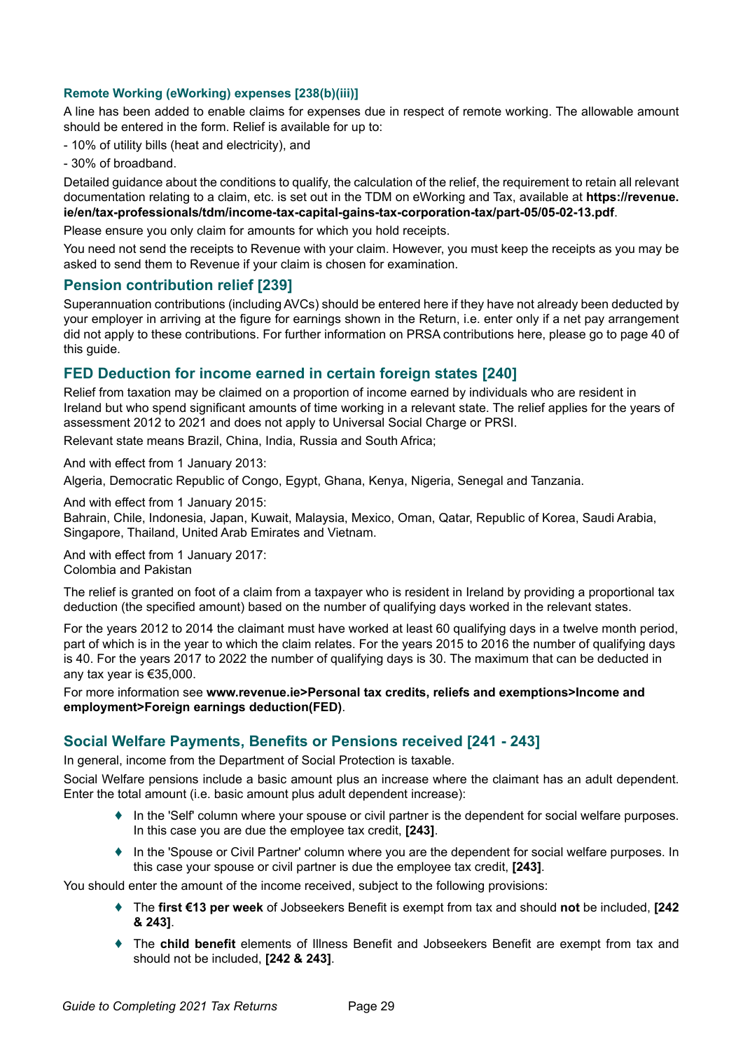### Remote Working (eWorking) expenses [238(b)(iii)]

A line has been added to enable claims for expenses due in respect of remote working. The allowable amount should be entered in the form. Relief is available for up to:

- 10% of utility bills (heat and electricity), and
- 30% of broadband.

Detailed guidance about the conditions to qualify, the calculation of the relief, the requirement to retain all relevant documentation relating to a claim, etc. is set out in the TDM on eWorking and Tax, available at **https://revenue.ie/en/tax-professionals/tdm/income-tax-capital-gains-tax-corporation-tax/part-05/05-02-13.pdf**.

Please ensure you only claim for amounts for which you hold receipts.

You need not send the receipts to Revenue with your claim. However, you must keep the receipts as you may be asked to send them to Revenue if your claim is chosen for examination.

## Pension contribution relief [239]

Superannuation contributions (including AVCs) should be entered here if they have not already been deducted by your employer in arriving at the figure for earnings shown in the Return, i.e. enter only if a net pay arrangement did not apply to these contributions. For further information on PRSA contributions here, please go to page 40 of this guide.

## FED Deduction for income earned in certain foreign states [240]

Relief from taxation may be claimed on a proportion of income earned by individuals who are resident in Ireland but who spend significant amounts of time working in a relevant state. The relief applies for the years of assessment 2012 to 2021 and does not apply to Universal Social Charge or PRSI.

Relevant state means Brazil, China, India, Russia and South Africa;

And with effect from 1 January 2013:

Algeria, Democratic Republic of Congo, Egypt, Ghana, Kenya, Nigeria, Senegal and Tanzania.

And with effect from 1 January 2015:
Bahrain, Chile, Indonesia, Japan, Kuwait, Malaysia, Mexico, Oman, Qatar, Republic of Korea, Saudi Arabia, Singapore, Thailand, United Arab Emirates and Vietnam.

And with effect from 1 January 2017:
Colombia and Pakistan

The relief is granted on foot of a claim from a taxpayer who is resident in Ireland by providing a proportional tax deduction (the specified amount) based on the number of qualifying days worked in the relevant states.

For the years 2012 to 2014 the claimant must have worked at least 60 qualifying days in a twelve month period, part of which is in the year to which the claim relates. For the years 2015 to 2016 the number of qualifying days is 40. For the years 2017 to 2022 the number of qualifying days is 30. The maximum that can be deducted in any tax year is €35,000.

For more information see **www.revenue.ie>Personal tax credits, reliefs and exemptions>Income and employment>Foreign earnings deduction(FED)**.

## Social Welfare Payments, Benefits or Pensions received [241 - 243]

In general, income from the Department of Social Protection is taxable.

Social Welfare pensions include a basic amount plus an increase where the claimant has an adult dependent. Enter the total amount (i.e. basic amount plus adult dependent increase):

- In the 'Self' column where your spouse or civil partner is the dependent for social welfare purposes. In this case you are due the employee tax credit, **[243]**.
- In the 'Spouse or Civil Partner' column where you are the dependent for social welfare purposes. In this case your spouse or civil partner is due the employee tax credit, **[243]**.

You should enter the amount of the income received, subject to the following provisions:

- The **first €13 per week** of Jobseekers Benefit is exempt from tax and should **not** be included, **[242 & 243]**.
- The **child benefit** elements of Illness Benefit and Jobseekers Benefit are exempt from tax and should not be included, **[242 & 243]**.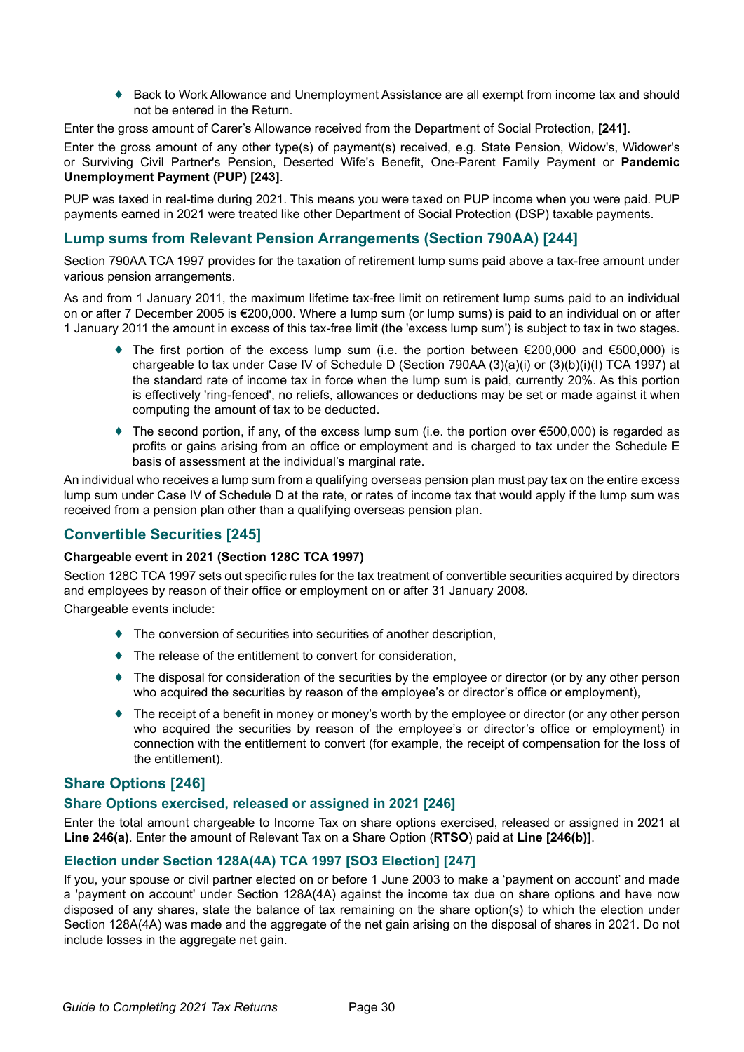- Back to Work Allowance and Unemployment Assistance are all exempt from income tax and should not be entered in the Return.

Enter the gross amount of Carer's Allowance received from the Department of Social Protection, **[241]**.

Enter the gross amount of any other type(s) of payment(s) received, e.g. State Pension, Widow's, Widower's or Surviving Civil Partner's Pension, Deserted Wife's Benefit, One-Parent Family Payment or **Pandemic Unemployment Payment (PUP) [243]**.

PUP was taxed in real-time during 2021. This means you were taxed on PUP income when you were paid. PUP payments earned in 2021 were treated like other Department of Social Protection (DSP) taxable payments.

## Lump sums from Relevant Pension Arrangements (Section 790AA) [244]

Section 790AA TCA 1997 provides for the taxation of retirement lump sums paid above a tax-free amount under various pension arrangements.

As and from 1 January 2011, the maximum lifetime tax-free limit on retirement lump sums paid to an individual on or after 7 December 2005 is €200,000. Where a lump sum (or lump sums) is paid to an individual on or after 1 January 2011 the amount in excess of this tax-free limit (the 'excess lump sum') is subject to tax in two stages.

- The first portion of the excess lump sum (i.e. the portion between €200,000 and €500,000) is chargeable to tax under Case IV of Schedule D (Section 790AA (3)(a)(i) or (3)(b)(i)(I) TCA 1997) at the standard rate of income tax in force when the lump sum is paid, currently 20%. As this portion is effectively 'ring-fenced', no reliefs, allowances or deductions may be set or made against it when computing the amount of tax to be deducted.
- The second portion, if any, of the excess lump sum (i.e. the portion over €500,000) is regarded as profits or gains arising from an office or employment and is charged to tax under the Schedule E basis of assessment at the individual's marginal rate.

An individual who receives a lump sum from a qualifying overseas pension plan must pay tax on the entire excess lump sum under Case IV of Schedule D at the rate, or rates of income tax that would apply if the lump sum was received from a pension plan other than a qualifying overseas pension plan.

## Convertible Securities [245]

**Chargeable event in 2021 (Section 128C TCA 1997)**

Section 128C TCA 1997 sets out specific rules for the tax treatment of convertible securities acquired by directors and employees by reason of their office or employment on or after 31 January 2008.

Chargeable events include:

- The conversion of securities into securities of another description,
- The release of the entitlement to convert for consideration,
- The disposal for consideration of the securities by the employee or director (or by any other person who acquired the securities by reason of the employee's or director's office or employment),
- The receipt of a benefit in money or money's worth by the employee or director (or any other person who acquired the securities by reason of the employee's or director's office or employment) in connection with the entitlement to convert (for example, the receipt of compensation for the loss of the entitlement).

## Share Options [246]

### Share Options exercised, released or assigned in 2021 [246]

Enter the total amount chargeable to Income Tax on share options exercised, released or assigned in 2021 at **Line 246(a)**. Enter the amount of Relevant Tax on a Share Option (**RTSO**) paid at **Line [246(b)]**.

### Election under Section 128A(4A) TCA 1997 [SO3 Election] [247]

If you, your spouse or civil partner elected on or before 1 June 2003 to make a 'payment on account' and made a 'payment on account' under Section 128A(4A) against the income tax due on share options and have now disposed of any shares, state the balance of tax remaining on the share option(s) to which the election under Section 128A(4A) was made and the aggregate of the net gain arising on the disposal of shares in 2021. Do not include losses in the aggregate net gain.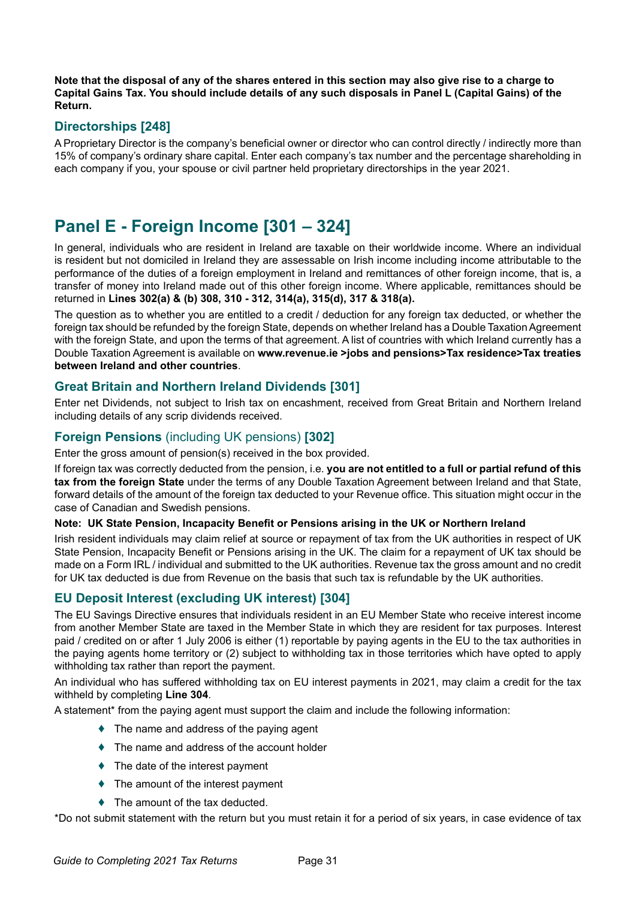**Note that the disposal of any of the shares entered in this section may also give rise to a charge to Capital Gains Tax. You should include details of any such disposals in Panel L (Capital Gains) of the Return.**

### Directorships [248]

A Proprietary Director is the company's beneficial owner or director who can control directly / indirectly more than 15% of company's ordinary share capital. Enter each company's tax number and the percentage shareholding in each company if you, your spouse or civil partner held proprietary directorships in the year 2021.

## Panel E - Foreign Income [301 – 324]

In general, individuals who are resident in Ireland are taxable on their worldwide income. Where an individual is resident but not domiciled in Ireland they are assessable on Irish income including income attributable to the performance of the duties of a foreign employment in Ireland and remittances of other foreign income, that is, a transfer of money into Ireland made out of this other foreign income. Where applicable, remittances should be returned in **Lines 302(a) & (b) 308, 310 - 312, 314(a), 315(d), 317 & 318(a).**

The question as to whether you are entitled to a credit / deduction for any foreign tax deducted, or whether the foreign tax should be refunded by the foreign State, depends on whether Ireland has a Double Taxation Agreement with the foreign State, and upon the terms of that agreement. A list of countries with which Ireland currently has a Double Taxation Agreement is available on **www.revenue.ie >jobs and pensions>Tax residence>Tax treaties between Ireland and other countries**.

### Great Britain and Northern Ireland Dividends [301]

Enter net Dividends, not subject to Irish tax on encashment, received from Great Britain and Northern Ireland including details of any scrip dividends received.

### Foreign Pensions (including UK pensions) [302]

Enter the gross amount of pension(s) received in the box provided.

If foreign tax was correctly deducted from the pension, i.e. **you are not entitled to a full or partial refund of this tax from the foreign State** under the terms of any Double Taxation Agreement between Ireland and that State, forward details of the amount of the foreign tax deducted to your Revenue office. This situation might occur in the case of Canadian and Swedish pensions.

**Note: UK State Pension, Incapacity Benefit or Pensions arising in the UK or Northern Ireland**

Irish resident individuals may claim relief at source or repayment of tax from the UK authorities in respect of UK State Pension, Incapacity Benefit or Pensions arising in the UK. The claim for a repayment of UK tax should be made on a Form IRL / individual and submitted to the UK authorities. Revenue tax the gross amount and no credit for UK tax deducted is due from Revenue on the basis that such tax is refundable by the UK authorities.

### EU Deposit Interest (excluding UK interest) [304]

The EU Savings Directive ensures that individuals resident in an EU Member State who receive interest income from another Member State are taxed in the Member State in which they are resident for tax purposes. Interest paid / credited on or after 1 July 2006 is either (1) reportable by paying agents in the EU to the tax authorities in the paying agents home territory or (2) subject to withholding tax in those territories which have opted to apply withholding tax rather than report the payment.

An individual who has suffered withholding tax on EU interest payments in 2021, may claim a credit for the tax withheld by completing **Line 304**.

A statement* from the paying agent must support the claim and include the following information:

- The name and address of the paying agent
- The name and address of the account holder
- The date of the interest payment
- The amount of the interest payment
- The amount of the tax deducted.

*Do not submit statement with the return but you must retain it for a period of six years, in case evidence of tax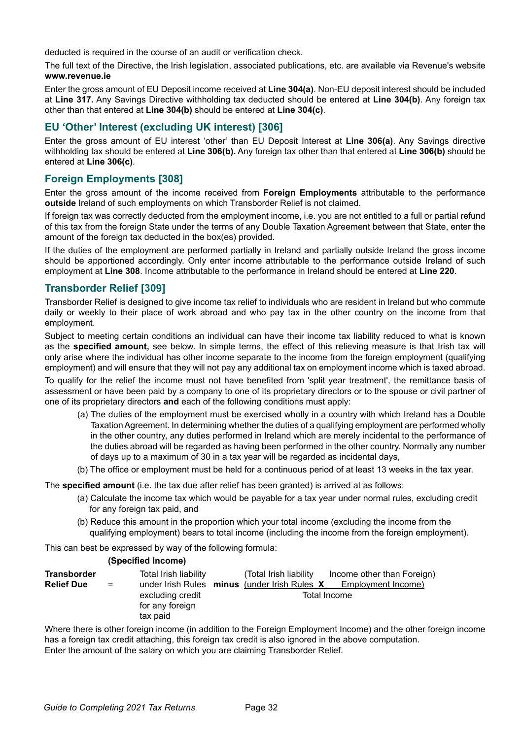deducted is required in the course of an audit or verification check.

The full text of the Directive, the Irish legislation, associated publications, etc. are available via Revenue's website **www.revenue.ie**

Enter the gross amount of EU Deposit income received at **Line 304(a)**. Non-EU deposit interest should be included at **Line 317.** Any Savings Directive withholding tax deducted should be entered at **Line 304(b)**. Any foreign tax other than that entered at **Line 304(b)** should be entered at **Line 304(c)**.

## EU 'Other' Interest (excluding UK interest) [306]

Enter the gross amount of EU interest 'other' than EU Deposit Interest at **Line 306(a)**. Any Savings directive withholding tax should be entered at **Line 306(b).** Any foreign tax other than that entered at **Line 306(b)** should be entered at **Line 306(c)**.

## Foreign Employments [308]

Enter the gross amount of the income received from **Foreign Employments** attributable to the performance **outside** Ireland of such employments on which Transborder Relief is not claimed.

If foreign tax was correctly deducted from the employment income, i.e. you are not entitled to a full or partial refund of this tax from the foreign State under the terms of any Double Taxation Agreement between that State, enter the amount of the foreign tax deducted in the box(es) provided.

If the duties of the employment are performed partially in Ireland and partially outside Ireland the gross income should be apportioned accordingly. Only enter income attributable to the performance outside Ireland of such employment at **Line 308**. Income attributable to the performance in Ireland should be entered at **Line 220**.

## Transborder Relief [309]

Transborder Relief is designed to give income tax relief to individuals who are resident in Ireland but who commute daily or weekly to their place of work abroad and who pay tax in the other country on the income from that employment.

Subject to meeting certain conditions an individual can have their income tax liability reduced to what is known as the **specified amount,** see below. In simple terms, the effect of this relieving measure is that Irish tax will only arise where the individual has other income separate to the income from the foreign employment (qualifying employment) and will ensure that they will not pay any additional tax on employment income which is taxed abroad.

To qualify for the relief the income must not have benefited from 'split year treatment', the remittance basis of assessment or have been paid by a company to one of its proprietary directors or to the spouse or civil partner of one of its proprietary directors **and** each of the following conditions must apply:

(a) The duties of the employment must be exercised wholly in a country with which Ireland has a Double Taxation Agreement. In determining whether the duties of a qualifying employment are performed wholly in the other country, any duties performed in Ireland which are merely incidental to the performance of the duties abroad will be regarded as having been performed in the other country. Normally any number of days up to a maximum of 30 in a tax year will be regarded as incidental days,

(b) The office or employment must be held for a continuous period of at least 13 weeks in the tax year.

The **specified amount** (i.e. the tax due after relief has been granted) is arrived at as follows:

(a) Calculate the income tax which would be payable for a tax year under normal rules, excluding credit for any foreign tax paid, and

(b) Reduce this amount in the proportion which your total income (excluding the income from the qualifying employment) bears to total income (including the income from the foreign employment).

This can best be expressed by way of the following formula:

**(Specified Income)**

$$\textbf{Transborder Relief Due} = \text{Total Irish liability under Irish Rules excluding credit for any foreign tax paid} \; \textbf{minus} \; \frac{\text{(Total Irish liability under Irish Rules} \times \text{Income other than Foreign) Employment Income)}}{\text{Total Income}}$$

Where there is other foreign income (in addition to the Foreign Employment Income) and the other foreign income has a foreign tax credit attaching, this foreign tax credit is also ignored in the above computation.

Enter the amount of the salary on which you are claiming Transborder Relief.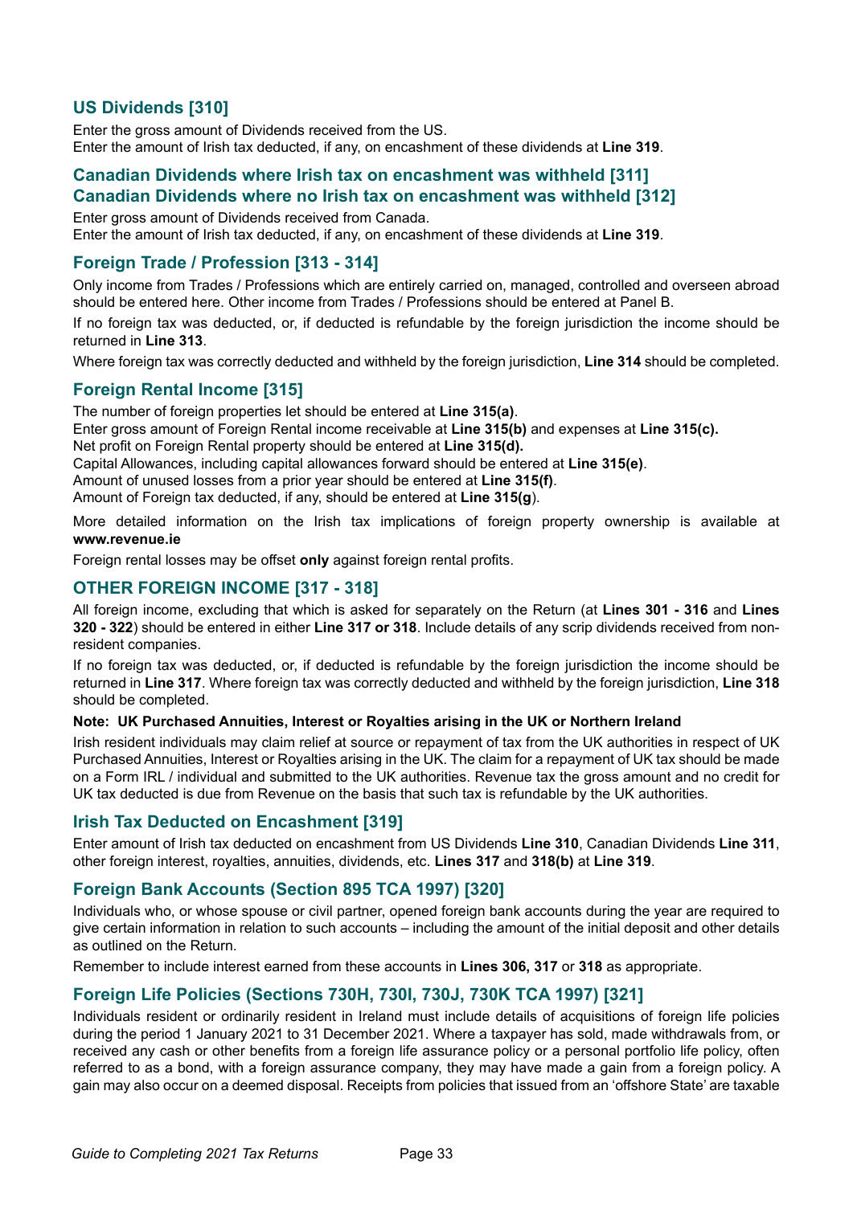## US Dividends [310]

Enter the gross amount of Dividends received from the US.
Enter the amount of Irish tax deducted, if any, on encashment of these dividends at **Line 319**.

## Canadian Dividends where Irish tax on encashment was withheld [311]
## Canadian Dividends where no Irish tax on encashment was withheld [312]

Enter gross amount of Dividends received from Canada.
Enter the amount of Irish tax deducted, if any, on encashment of these dividends at **Line 319**.

## Foreign Trade / Profession [313 - 314]

Only income from Trades / Professions which are entirely carried on, managed, controlled and overseen abroad should be entered here. Other income from Trades / Professions should be entered at Panel B.

If no foreign tax was deducted, or, if deducted is refundable by the foreign jurisdiction the income should be returned in **Line 313**.

Where foreign tax was correctly deducted and withheld by the foreign jurisdiction, **Line 314** should be completed.

## Foreign Rental Income [315]

The number of foreign properties let should be entered at **Line 315(a)**.
Enter gross amount of Foreign Rental income receivable at **Line 315(b)** and expenses at **Line 315(c).**
Net profit on Foreign Rental property should be entered at **Line 315(d).**
Capital Allowances, including capital allowances forward should be entered at **Line 315(e)**.
Amount of unused losses from a prior year should be entered at **Line 315(f)**.
Amount of Foreign tax deducted, if any, should be entered at **Line 315(g**).

More detailed information on the Irish tax implications of foreign property ownership is available at **www.revenue.ie**

Foreign rental losses may be offset **only** against foreign rental profits.

## OTHER FOREIGN INCOME [317 - 318]

All foreign income, excluding that which is asked for separately on the Return (at **Lines 301 - 316** and **Lines 320 - 322**) should be entered in either **Line 317 or 318**. Include details of any scrip dividends received from non-resident companies.

If no foreign tax was deducted, or, if deducted is refundable by the foreign jurisdiction the income should be returned in **Line 317**. Where foreign tax was correctly deducted and withheld by the foreign jurisdiction, **Line 318** should be completed.

**Note: UK Purchased Annuities, Interest or Royalties arising in the UK or Northern Ireland**

Irish resident individuals may claim relief at source or repayment of tax from the UK authorities in respect of UK Purchased Annuities, Interest or Royalties arising in the UK. The claim for a repayment of UK tax should be made on a Form IRL / individual and submitted to the UK authorities. Revenue tax the gross amount and no credit for UK tax deducted is due from Revenue on the basis that such tax is refundable by the UK authorities.

## Irish Tax Deducted on Encashment [319]

Enter amount of Irish tax deducted on encashment from US Dividends **Line 310**, Canadian Dividends **Line 311**, other foreign interest, royalties, annuities, dividends, etc. **Lines 317** and **318(b)** at **Line 319**.

## Foreign Bank Accounts (Section 895 TCA 1997) [320]

Individuals who, or whose spouse or civil partner, opened foreign bank accounts during the year are required to give certain information in relation to such accounts – including the amount of the initial deposit and other details as outlined on the Return.

Remember to include interest earned from these accounts in **Lines 306, 317** or **318** as appropriate.

## Foreign Life Policies (Sections 730H, 730I, 730J, 730K TCA 1997) [321]

Individuals resident or ordinarily resident in Ireland must include details of acquisitions of foreign life policies during the period 1 January 2021 to 31 December 2021. Where a taxpayer has sold, made withdrawals from, or received any cash or other benefits from a foreign life assurance policy or a personal portfolio life policy, often referred to as a bond, with a foreign assurance company, they may have made a gain from a foreign policy. A gain may also occur on a deemed disposal. Receipts from policies that issued from an 'offshore State' are taxable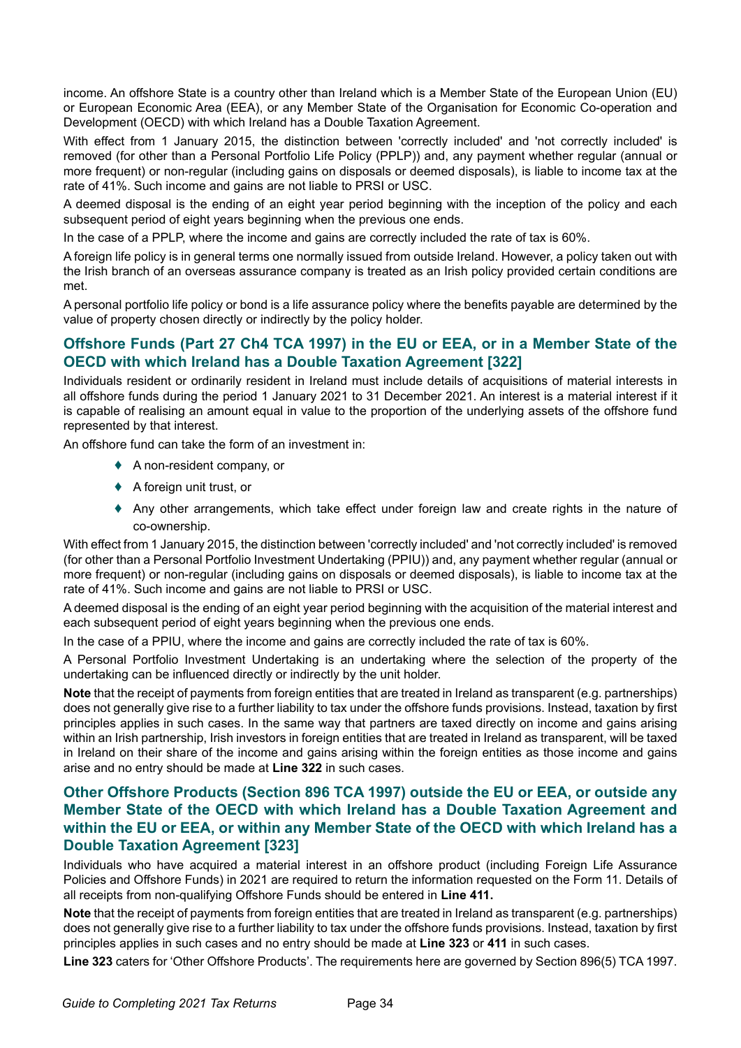income. An offshore State is a country other than Ireland which is a Member State of the European Union (EU) or European Economic Area (EEA), or any Member State of the Organisation for Economic Co-operation and Development (OECD) with which Ireland has a Double Taxation Agreement.

With effect from 1 January 2015, the distinction between 'correctly included' and 'not correctly included' is removed (for other than a Personal Portfolio Life Policy (PPLP)) and, any payment whether regular (annual or more frequent) or non-regular (including gains on disposals or deemed disposals), is liable to income tax at the rate of 41%. Such income and gains are not liable to PRSI or USC.

A deemed disposal is the ending of an eight year period beginning with the inception of the policy and each subsequent period of eight years beginning when the previous one ends.

In the case of a PPLP, where the income and gains are correctly included the rate of tax is 60%.

A foreign life policy is in general terms one normally issued from outside Ireland. However, a policy taken out with the Irish branch of an overseas assurance company is treated as an Irish policy provided certain conditions are met.

A personal portfolio life policy or bond is a life assurance policy where the benefits payable are determined by the value of property chosen directly or indirectly by the policy holder.

## Offshore Funds (Part 27 Ch4 TCA 1997) in the EU or EEA, or in a Member State of the OECD with which Ireland has a Double Taxation Agreement [322]

Individuals resident or ordinarily resident in Ireland must include details of acquisitions of material interests in all offshore funds during the period 1 January 2021 to 31 December 2021. An interest is a material interest if it is capable of realising an amount equal in value to the proportion of the underlying assets of the offshore fund represented by that interest.

An offshore fund can take the form of an investment in:

- A non-resident company, or
- A foreign unit trust, or
- Any other arrangements, which take effect under foreign law and create rights in the nature of co-ownership.

With effect from 1 January 2015, the distinction between 'correctly included' and 'not correctly included' is removed (for other than a Personal Portfolio Investment Undertaking (PPIU)) and, any payment whether regular (annual or more frequent) or non-regular (including gains on disposals or deemed disposals), is liable to income tax at the rate of 41%. Such income and gains are not liable to PRSI or USC.

A deemed disposal is the ending of an eight year period beginning with the acquisition of the material interest and each subsequent period of eight years beginning when the previous one ends.

In the case of a PPIU, where the income and gains are correctly included the rate of tax is 60%.

A Personal Portfolio Investment Undertaking is an undertaking where the selection of the property of the undertaking can be influenced directly or indirectly by the unit holder.

**Note** that the receipt of payments from foreign entities that are treated in Ireland as transparent (e.g. partnerships) does not generally give rise to a further liability to tax under the offshore funds provisions. Instead, taxation by first principles applies in such cases. In the same way that partners are taxed directly on income and gains arising within an Irish partnership, Irish investors in foreign entities that are treated in Ireland as transparent, will be taxed in Ireland on their share of the income and gains arising within the foreign entities as those income and gains arise and no entry should be made at **Line 322** in such cases.

## Other Offshore Products (Section 896 TCA 1997) outside the EU or EEA, or outside any Member State of the OECD with which Ireland has a Double Taxation Agreement and within the EU or EEA, or within any Member State of the OECD with which Ireland has a Double Taxation Agreement [323]

Individuals who have acquired a material interest in an offshore product (including Foreign Life Assurance Policies and Offshore Funds) in 2021 are required to return the information requested on the Form 11. Details of all receipts from non-qualifying Offshore Funds should be entered in **Line 411.**

**Note** that the receipt of payments from foreign entities that are treated in Ireland as transparent (e.g. partnerships) does not generally give rise to a further liability to tax under the offshore funds provisions. Instead, taxation by first principles applies in such cases and no entry should be made at **Line 323** or **411** in such cases.

**Line 323** caters for 'Other Offshore Products'. The requirements here are governed by Section 896(5) TCA 1997.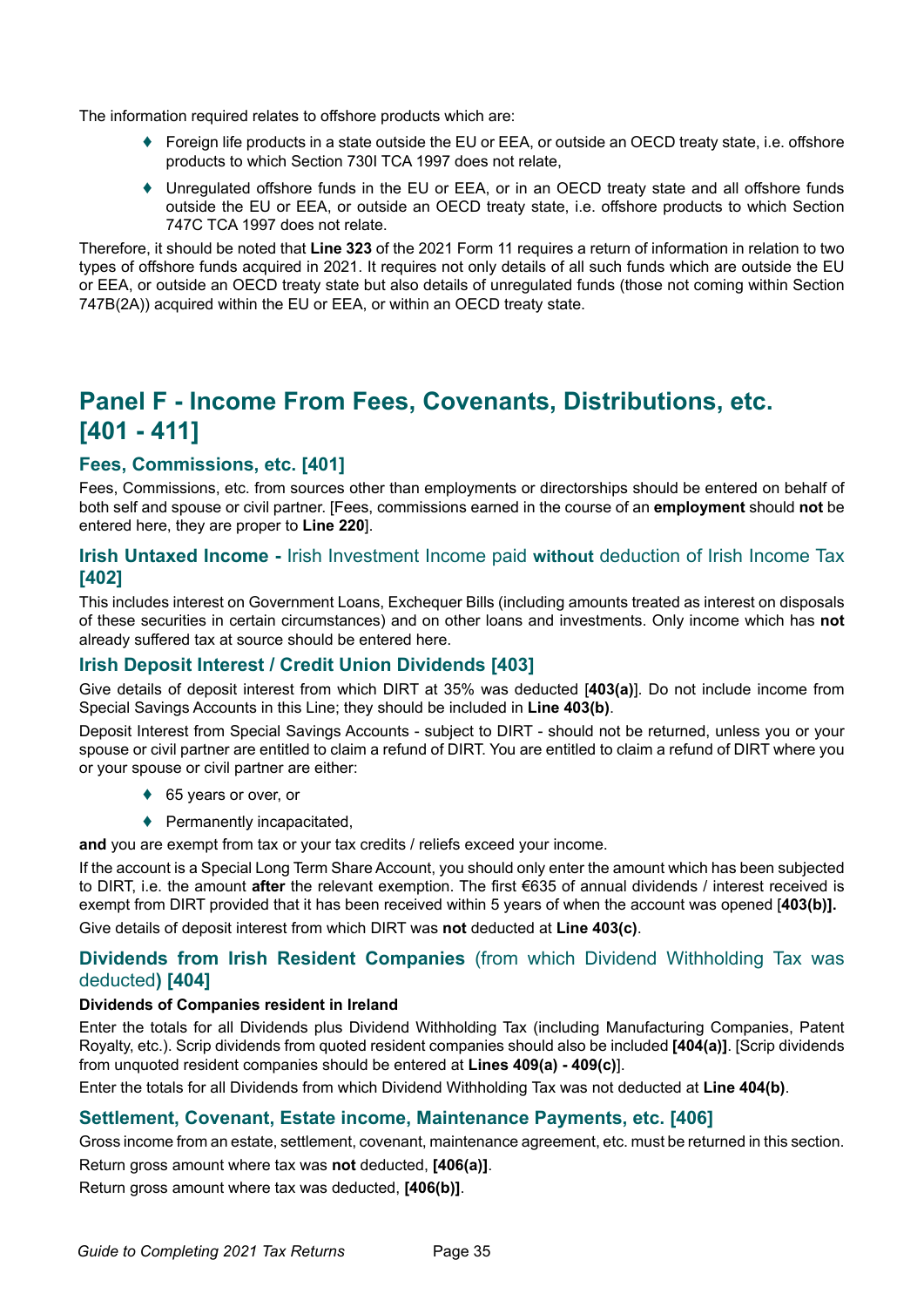The information required relates to offshore products which are:

- Foreign life products in a state outside the EU or EEA, or outside an OECD treaty state, i.e. offshore products to which Section 730I TCA 1997 does not relate,
- Unregulated offshore funds in the EU or EEA, or in an OECD treaty state and all offshore funds outside the EU or EEA, or outside an OECD treaty state, i.e. offshore products to which Section 747C TCA 1997 does not relate.

Therefore, it should be noted that **Line 323** of the 2021 Form 11 requires a return of information in relation to two types of offshore funds acquired in 2021. It requires not only details of all such funds which are outside the EU or EEA, or outside an OECD treaty state but also details of unregulated funds (those not coming within Section 747B(2A)) acquired within the EU or EEA, or within an OECD treaty state.

# Panel F - Income From Fees, Covenants, Distributions, etc. [401 - 411]

## Fees, Commissions, etc. [401]

Fees, Commissions, etc. from sources other than employments or directorships should be entered on behalf of both self and spouse or civil partner. [Fees, commissions earned in the course of an **employment** should **not** be entered here, they are proper to **Line 220**].

## Irish Untaxed Income - Irish Investment Income paid **without** deduction of Irish Income Tax [402]

This includes interest on Government Loans, Exchequer Bills (including amounts treated as interest on disposals of these securities in certain circumstances) and on other loans and investments. Only income which has **not** already suffered tax at source should be entered here.

## Irish Deposit Interest / Credit Union Dividends [403]

Give details of deposit interest from which DIRT at 35% was deducted [**403(a)**]. Do not include income from Special Savings Accounts in this Line; they should be included in **Line 403(b)**.

Deposit Interest from Special Savings Accounts - subject to DIRT - should not be returned, unless you or your spouse or civil partner are entitled to claim a refund of DIRT. You are entitled to claim a refund of DIRT where you or your spouse or civil partner are either:

- 65 years or over, or
- Permanently incapacitated,

**and** you are exempt from tax or your tax credits / reliefs exceed your income.

If the account is a Special Long Term Share Account, you should only enter the amount which has been subjected to DIRT, i.e. the amount **after** the relevant exemption. The first €635 of annual dividends / interest received is exempt from DIRT provided that it has been received within 5 years of when the account was opened [**403(b)].**

Give details of deposit interest from which DIRT was **not** deducted at **Line 403(c)**.

## Dividends from Irish Resident Companies (from which Dividend Withholding Tax was deducted) [404]

**Dividends of Companies resident in Ireland**

Enter the totals for all Dividends plus Dividend Withholding Tax (including Manufacturing Companies, Patent Royalty, etc.). Scrip dividends from quoted resident companies should also be included **[404(a)]**. [Scrip dividends from unquoted resident companies should be entered at **Lines 409(a) - 409(c)**].

Enter the totals for all Dividends from which Dividend Withholding Tax was not deducted at **Line 404(b)**.

## Settlement, Covenant, Estate income, Maintenance Payments, etc. [406]

Gross income from an estate, settlement, covenant, maintenance agreement, etc. must be returned in this section.

Return gross amount where tax was **not** deducted, **[406(a)]**.

Return gross amount where tax was deducted, **[406(b)]**.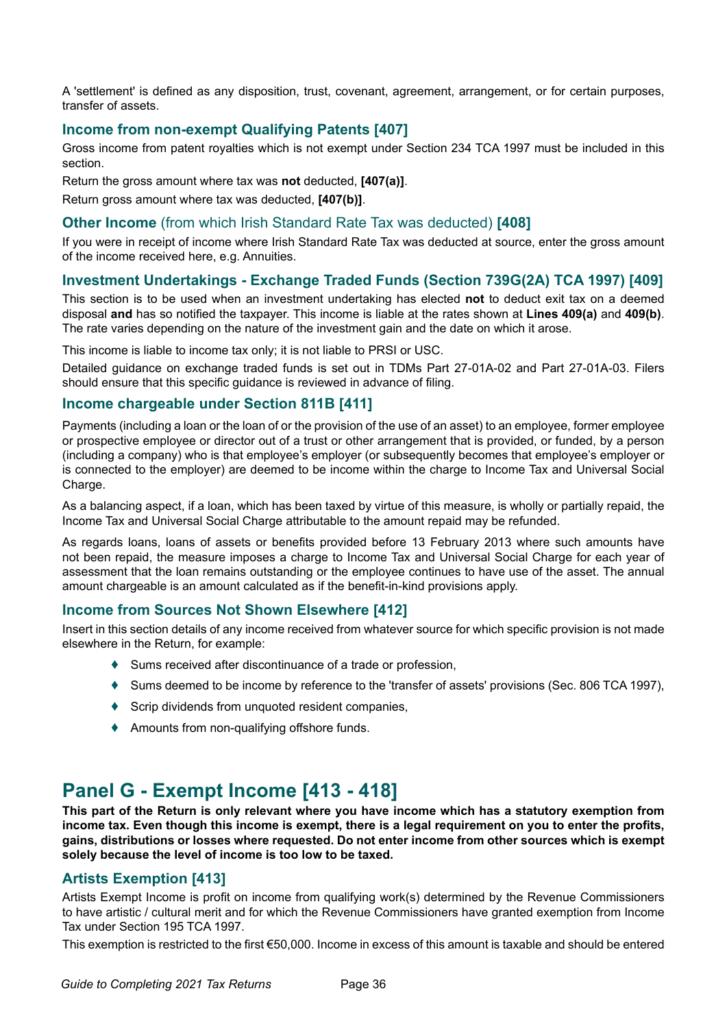A 'settlement' is defined as any disposition, trust, covenant, agreement, arrangement, or for certain purposes, transfer of assets.

### Income from non-exempt Qualifying Patents [407]

Gross income from patent royalties which is not exempt under Section 234 TCA 1997 must be included in this section.

Return the gross amount where tax was **not** deducted, **[407(a)]**.

Return gross amount where tax was deducted, **[407(b)]**.

### Other Income (from which Irish Standard Rate Tax was deducted) [408]

If you were in receipt of income where Irish Standard Rate Tax was deducted at source, enter the gross amount of the income received here, e.g. Annuities.

### Investment Undertakings - Exchange Traded Funds (Section 739G(2A) TCA 1997) [409]

This section is to be used when an investment undertaking has elected **not** to deduct exit tax on a deemed disposal **and** has so notified the taxpayer. This income is liable at the rates shown at **Lines 409(a)** and **409(b)**. The rate varies depending on the nature of the investment gain and the date on which it arose.

This income is liable to income tax only; it is not liable to PRSI or USC.

Detailed guidance on exchange traded funds is set out in TDMs Part 27-01A-02 and Part 27-01A-03. Filers should ensure that this specific guidance is reviewed in advance of filing.

### Income chargeable under Section 811B [411]

Payments (including a loan or the loan of or the provision of the use of an asset) to an employee, former employee or prospective employee or director out of a trust or other arrangement that is provided, or funded, by a person (including a company) who is that employee's employer (or subsequently becomes that employee's employer or is connected to the employer) are deemed to be income within the charge to Income Tax and Universal Social Charge.

As a balancing aspect, if a loan, which has been taxed by virtue of this measure, is wholly or partially repaid, the Income Tax and Universal Social Charge attributable to the amount repaid may be refunded.

As regards loans, loans of assets or benefits provided before 13 February 2013 where such amounts have not been repaid, the measure imposes a charge to Income Tax and Universal Social Charge for each year of assessment that the loan remains outstanding or the employee continues to have use of the asset. The annual amount chargeable is an amount calculated as if the benefit-in-kind provisions apply.

### Income from Sources Not Shown Elsewhere [412]

Insert in this section details of any income received from whatever source for which specific provision is not made elsewhere in the Return, for example:

- Sums received after discontinuance of a trade or profession,
- Sums deemed to be income by reference to the 'transfer of assets' provisions (Sec. 806 TCA 1997),
- Scrip dividends from unquoted resident companies,
- Amounts from non-qualifying offshore funds.

## Panel G - Exempt Income [413 - 418]

**This part of the Return is only relevant where you have income which has a statutory exemption from income tax. Even though this income is exempt, there is a legal requirement on you to enter the profits, gains, distributions or losses where requested. Do not enter income from other sources which is exempt solely because the level of income is too low to be taxed.**

### Artists Exemption [413]

Artists Exempt Income is profit on income from qualifying work(s) determined by the Revenue Commissioners to have artistic / cultural merit and for which the Revenue Commissioners have granted exemption from Income Tax under Section 195 TCA 1997.

This exemption is restricted to the first €50,000. Income in excess of this amount is taxable and should be entered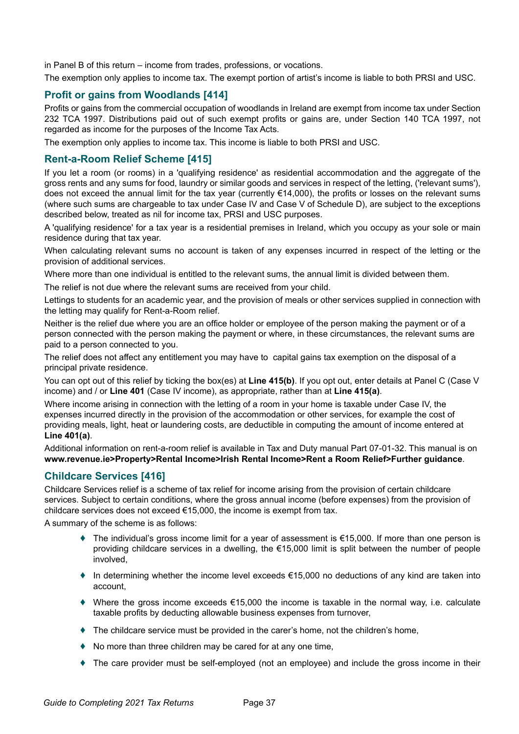in Panel B of this return – income from trades, professions, or vocations.

The exemption only applies to income tax. The exempt portion of artist's income is liable to both PRSI and USC.

## Profit or gains from Woodlands [414]

Profits or gains from the commercial occupation of woodlands in Ireland are exempt from income tax under Section 232 TCA 1997. Distributions paid out of such exempt profits or gains are, under Section 140 TCA 1997, not regarded as income for the purposes of the Income Tax Acts.

The exemption only applies to income tax. This income is liable to both PRSI and USC.

## Rent-a-Room Relief Scheme [415]

If you let a room (or rooms) in a 'qualifying residence' as residential accommodation and the aggregate of the gross rents and any sums for food, laundry or similar goods and services in respect of the letting, ('relevant sums'), does not exceed the annual limit for the tax year (currently €14,000), the profits or losses on the relevant sums (where such sums are chargeable to tax under Case IV and Case V of Schedule D), are subject to the exceptions described below, treated as nil for income tax, PRSI and USC purposes.

A 'qualifying residence' for a tax year is a residential premises in Ireland, which you occupy as your sole or main residence during that tax year.

When calculating relevant sums no account is taken of any expenses incurred in respect of the letting or the provision of additional services.

Where more than one individual is entitled to the relevant sums, the annual limit is divided between them.

The relief is not due where the relevant sums are received from your child.

Lettings to students for an academic year, and the provision of meals or other services supplied in connection with the letting may qualify for Rent-a-Room relief.

Neither is the relief due where you are an office holder or employee of the person making the payment or of a person connected with the person making the payment or where, in these circumstances, the relevant sums are paid to a person connected to you.

The relief does not affect any entitlement you may have to capital gains tax exemption on the disposal of a principal private residence.

You can opt out of this relief by ticking the box(es) at **Line 415(b)**. If you opt out, enter details at Panel C (Case V income) and / or **Line 401** (Case IV income), as appropriate, rather than at **Line 415(a)**.

Where income arising in connection with the letting of a room in your home is taxable under Case IV, the expenses incurred directly in the provision of the accommodation or other services, for example the cost of providing meals, light, heat or laundering costs, are deductible in computing the amount of income entered at **Line 401(a)**.

Additional information on rent-a-room relief is available in Tax and Duty manual Part 07-01-32. This manual is on **www.revenue.ie>Property>Rental Income>Irish Rental Income>Rent a Room Relief>Further guidance**.

## Childcare Services [416]

Childcare Services relief is a scheme of tax relief for income arising from the provision of certain childcare services. Subject to certain conditions, where the gross annual income (before expenses) from the provision of childcare services does not exceed €15,000, the income is exempt from tax.

A summary of the scheme is as follows:

- The individual's gross income limit for a year of assessment is €15,000. If more than one person is providing childcare services in a dwelling, the €15,000 limit is split between the number of people involved,
- In determining whether the income level exceeds €15,000 no deductions of any kind are taken into account,
- Where the gross income exceeds €15,000 the income is taxable in the normal way, i.e. calculate taxable profits by deducting allowable business expenses from turnover,
- The childcare service must be provided in the carer's home, not the children's home,
- No more than three children may be cared for at any one time,
- The care provider must be self-employed (not an employee) and include the gross income in their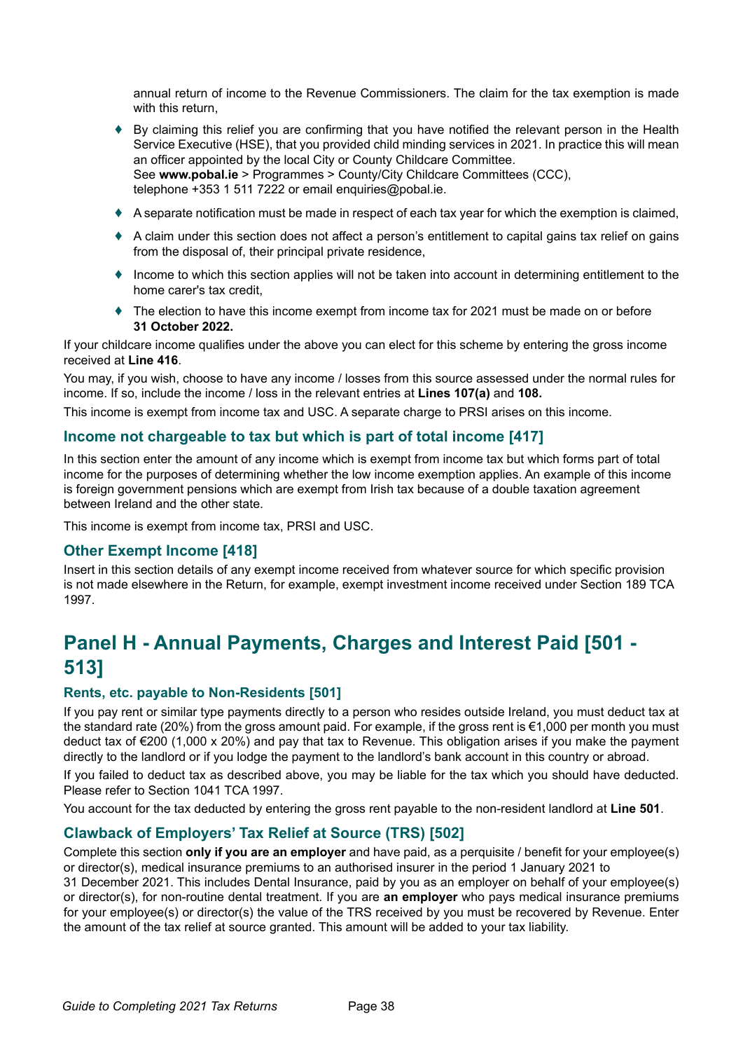annual return of income to the Revenue Commissioners. The claim for the tax exemption is made with this return,

- By claiming this relief you are confirming that you have notified the relevant person in the Health Service Executive (HSE), that you provided child minding services in 2021. In practice this will mean an officer appointed by the local City or County Childcare Committee.
  See **www.pobal.ie** > Programmes > County/City Childcare Committees (CCC),
  telephone +353 1 511 7222 or email enquiries@pobal.ie.
- A separate notification must be made in respect of each tax year for which the exemption is claimed,
- A claim under this section does not affect a person's entitlement to capital gains tax relief on gains from the disposal of, their principal private residence,
- Income to which this section applies will not be taken into account in determining entitlement to the home carer's tax credit,
- The election to have this income exempt from income tax for 2021 must be made on or before **31 October 2022.**

If your childcare income qualifies under the above you can elect for this scheme by entering the gross income received at **Line 416**.

You may, if you wish, choose to have any income / losses from this source assessed under the normal rules for income. If so, include the income / loss in the relevant entries at **Lines 107(a)** and **108.**

This income is exempt from income tax and USC. A separate charge to PRSI arises on this income.

### Income not chargeable to tax but which is part of total income [417]

In this section enter the amount of any income which is exempt from income tax but which forms part of total income for the purposes of determining whether the low income exemption applies. An example of this income is foreign government pensions which are exempt from Irish tax because of a double taxation agreement between Ireland and the other state.

This income is exempt from income tax, PRSI and USC.

### Other Exempt Income [418]

Insert in this section details of any exempt income received from whatever source for which specific provision is not made elsewhere in the Return, for example, exempt investment income received under Section 189 TCA 1997.

## Panel H - Annual Payments, Charges and Interest Paid [501 - 513]

### Rents, etc. payable to Non-Residents [501]

If you pay rent or similar type payments directly to a person who resides outside Ireland, you must deduct tax at the standard rate (20%) from the gross amount paid. For example, if the gross rent is €1,000 per month you must deduct tax of €200 (1,000 x 20%) and pay that tax to Revenue. This obligation arises if you make the payment directly to the landlord or if you lodge the payment to the landlord's bank account in this country or abroad.

If you failed to deduct tax as described above, you may be liable for the tax which you should have deducted. Please refer to Section 1041 TCA 1997.

You account for the tax deducted by entering the gross rent payable to the non-resident landlord at **Line 501**.

### Clawback of Employers' Tax Relief at Source (TRS) [502]

Complete this section **only if you are an employer** and have paid, as a perquisite / benefit for your employee(s) or director(s), medical insurance premiums to an authorised insurer in the period 1 January 2021 to 31 December 2021. This includes Dental Insurance, paid by you as an employer on behalf of your employee(s) or director(s), for non-routine dental treatment. If you are **an employer** who pays medical insurance premiums for your employee(s) or director(s) the value of the TRS received by you must be recovered by Revenue. Enter the amount of the tax relief at source granted. This amount will be added to your tax liability.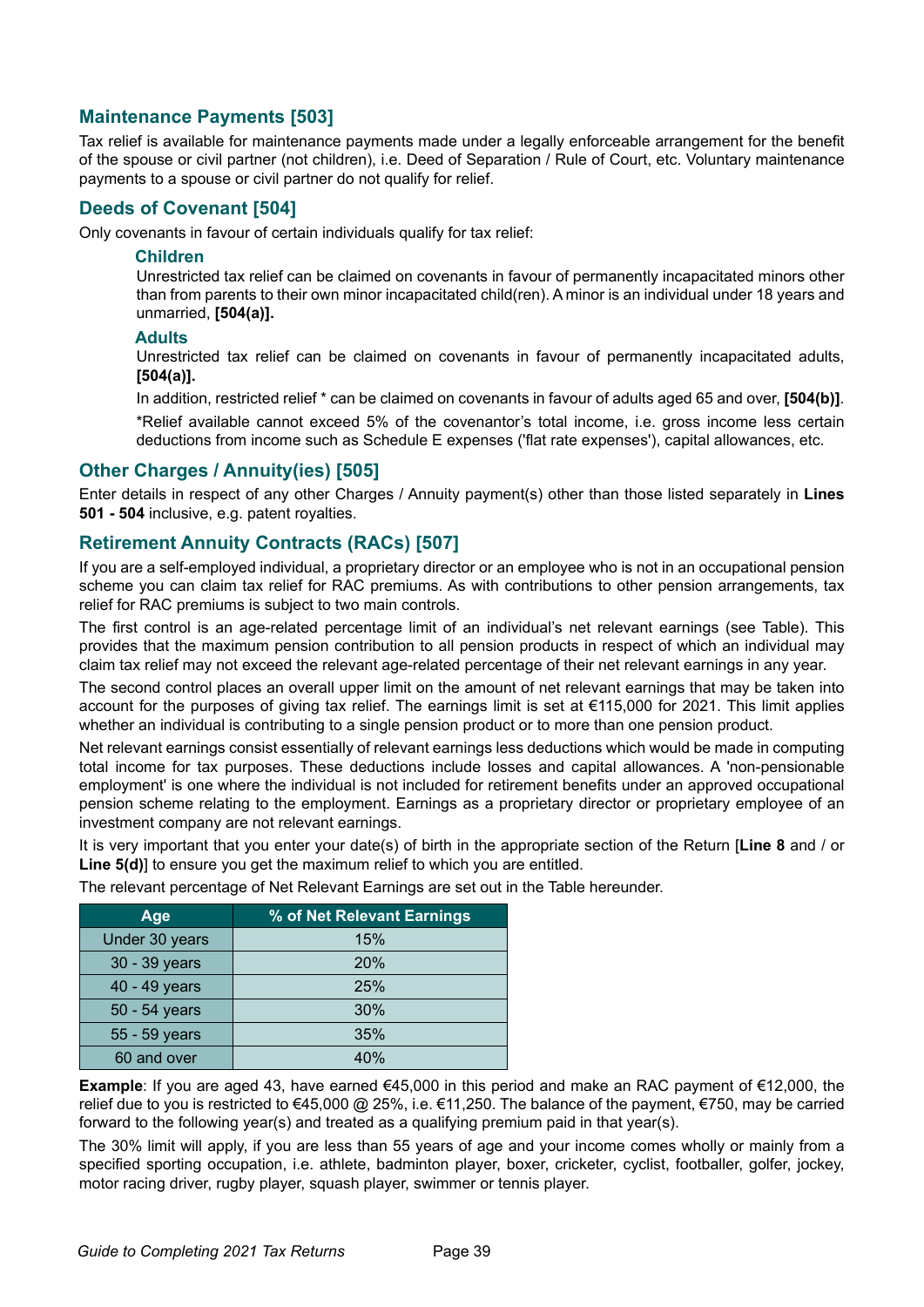## Maintenance Payments [503]

Tax relief is available for maintenance payments made under a legally enforceable arrangement for the benefit of the spouse or civil partner (not children), i.e. Deed of Separation / Rule of Court, etc. Voluntary maintenance payments to a spouse or civil partner do not qualify for relief.

## Deeds of Covenant [504]

Only covenants in favour of certain individuals qualify for tax relief:

### Children

Unrestricted tax relief can be claimed on covenants in favour of permanently incapacitated minors other than from parents to their own minor incapacitated child(ren). A minor is an individual under 18 years and unmarried, **[504(a)].**

### Adults

Unrestricted tax relief can be claimed on covenants in favour of permanently incapacitated adults, **[504(a)].**

In addition, restricted relief * can be claimed on covenants in favour of adults aged 65 and over, **[504(b)]**.

*Relief available cannot exceed 5% of the covenantor's total income, i.e. gross income less certain deductions from income such as Schedule E expenses ('flat rate expenses'), capital allowances, etc.

## Other Charges / Annuity(ies) [505]

Enter details in respect of any other Charges / Annuity payment(s) other than those listed separately in **Lines 501 - 504** inclusive, e.g. patent royalties.

## Retirement Annuity Contracts (RACs) [507]

If you are a self-employed individual, a proprietary director or an employee who is not in an occupational pension scheme you can claim tax relief for RAC premiums. As with contributions to other pension arrangements, tax relief for RAC premiums is subject to two main controls.

The first control is an age-related percentage limit of an individual's net relevant earnings (see Table). This provides that the maximum pension contribution to all pension products in respect of which an individual may claim tax relief may not exceed the relevant age-related percentage of their net relevant earnings in any year.

The second control places an overall upper limit on the amount of net relevant earnings that may be taken into account for the purposes of giving tax relief. The earnings limit is set at €115,000 for 2021. This limit applies whether an individual is contributing to a single pension product or to more than one pension product.

Net relevant earnings consist essentially of relevant earnings less deductions which would be made in computing total income for tax purposes. These deductions include losses and capital allowances. A 'non-pensionable employment' is one where the individual is not included for retirement benefits under an approved occupational pension scheme relating to the employment. Earnings as a proprietary director or proprietary employee of an investment company are not relevant earnings.

It is very important that you enter your date(s) of birth in the appropriate section of the Return [**Line 8** and / or **Line 5(d)**] to ensure you get the maximum relief to which you are entitled.

The relevant percentage of Net Relevant Earnings are set out in the Table hereunder.

| Age | % of Net Relevant Earnings |
|---|---|
| Under 30 years | 15% |
| 30 - 39 years | 20% |
| 40 - 49 years | 25% |
| 50 - 54 years | 30% |
| 55 - 59 years | 35% |
| 60 and over | 40% |

**Example**: If you are aged 43, have earned €45,000 in this period and make an RAC payment of €12,000, the relief due to you is restricted to €45,000 @ 25%, i.e. €11,250. The balance of the payment, €750, may be carried forward to the following year(s) and treated as a qualifying premium paid in that year(s).

The 30% limit will apply, if you are less than 55 years of age and your income comes wholly or mainly from a specified sporting occupation, i.e. athlete, badminton player, boxer, cricketer, cyclist, footballer, golfer, jockey, motor racing driver, rugby player, squash player, swimmer or tennis player.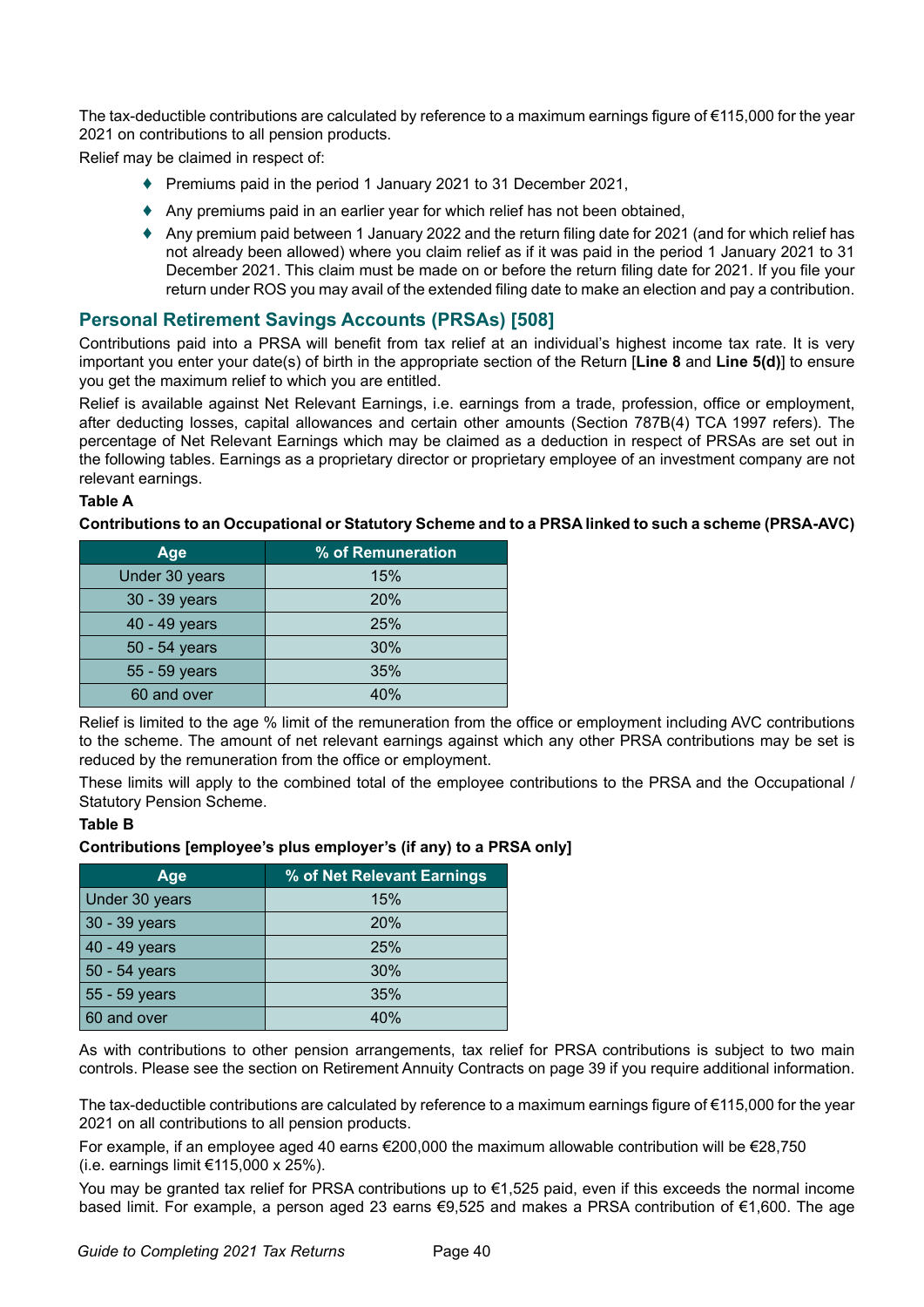The tax-deductible contributions are calculated by reference to a maximum earnings figure of €115,000 for the year 2021 on contributions to all pension products.

Relief may be claimed in respect of:

- Premiums paid in the period 1 January 2021 to 31 December 2021,
- Any premiums paid in an earlier year for which relief has not been obtained,
- Any premium paid between 1 January 2022 and the return filing date for 2021 (and for which relief has not already been allowed) where you claim relief as if it was paid in the period 1 January 2021 to 31 December 2021. This claim must be made on or before the return filing date for 2021. If you file your return under ROS you may avail of the extended filing date to make an election and pay a contribution.

## Personal Retirement Savings Accounts (PRSAs) [508]

Contributions paid into a PRSA will benefit from tax relief at an individual's highest income tax rate. It is very important you enter your date(s) of birth in the appropriate section of the Return [**Line 8** and **Line 5(d)**] to ensure you get the maximum relief to which you are entitled.

Relief is available against Net Relevant Earnings, i.e. earnings from a trade, profession, office or employment, after deducting losses, capital allowances and certain other amounts (Section 787B(4) TCA 1997 refers). The percentage of Net Relevant Earnings which may be claimed as a deduction in respect of PRSAs are set out in the following tables. Earnings as a proprietary director or proprietary employee of an investment company are not relevant earnings.

**Table A**

**Contributions to an Occupational or Statutory Scheme and to a PRSA linked to such a scheme (PRSA-AVC)**

| Age | % of Remuneration |
|---|---|
| Under 30 years | 15% |
| 30 - 39 years | 20% |
| 40 - 49 years | 25% |
| 50 - 54 years | 30% |
| 55 - 59 years | 35% |
| 60 and over | 40% |

Relief is limited to the age % limit of the remuneration from the office or employment including AVC contributions to the scheme. The amount of net relevant earnings against which any other PRSA contributions may be set is reduced by the remuneration from the office or employment.

These limits will apply to the combined total of the employee contributions to the PRSA and the Occupational / Statutory Pension Scheme.

**Table B**

**Contributions [employee's plus employer's (if any) to a PRSA only]**

| Age | % of Net Relevant Earnings |
|---|---|
| Under 30 years | 15% |
| 30 - 39 years | 20% |
| 40 - 49 years | 25% |
| 50 - 54 years | 30% |
| 55 - 59 years | 35% |
| 60 and over | 40% |

As with contributions to other pension arrangements, tax relief for PRSA contributions is subject to two main controls. Please see the section on Retirement Annuity Contracts on page 39 if you require additional information.

The tax-deductible contributions are calculated by reference to a maximum earnings figure of €115,000 for the year 2021 on all contributions to all pension products.

For example, if an employee aged 40 earns €200,000 the maximum allowable contribution will be €28,750 (i.e. earnings limit €115,000 x 25%).

You may be granted tax relief for PRSA contributions up to €1,525 paid, even if this exceeds the normal income based limit. For example, a person aged 23 earns €9,525 and makes a PRSA contribution of €1,600. The age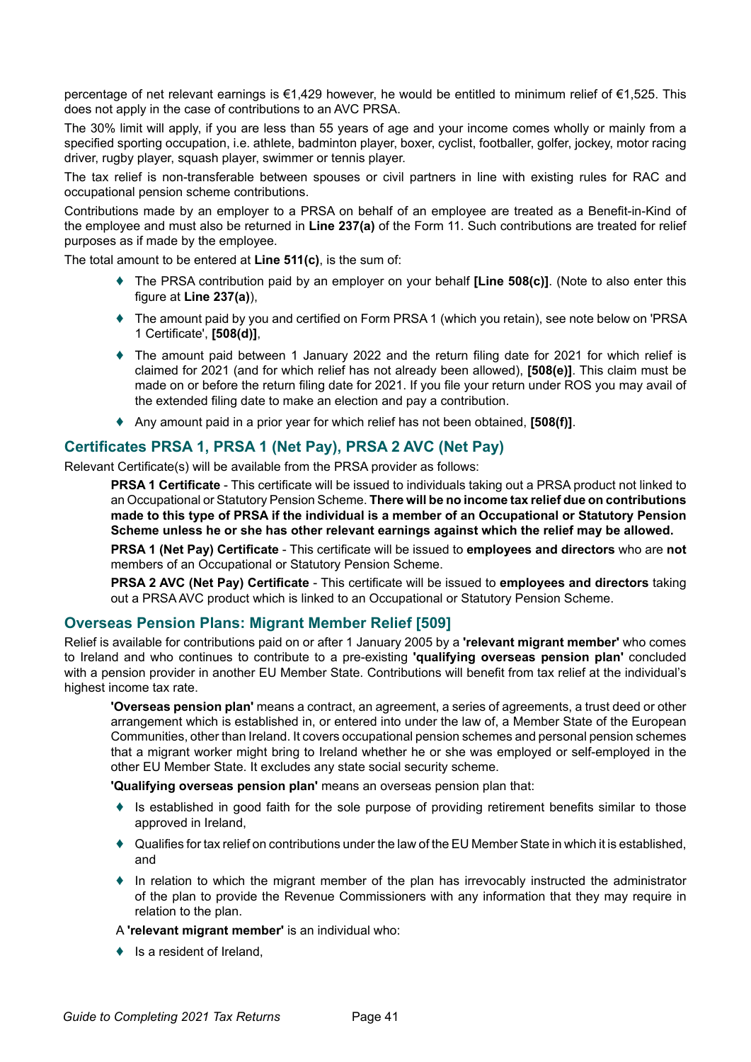percentage of net relevant earnings is €1,429 however, he would be entitled to minimum relief of €1,525. This does not apply in the case of contributions to an AVC PRSA.

The 30% limit will apply, if you are less than 55 years of age and your income comes wholly or mainly from a specified sporting occupation, i.e. athlete, badminton player, boxer, cyclist, footballer, golfer, jockey, motor racing driver, rugby player, squash player, swimmer or tennis player.

The tax relief is non-transferable between spouses or civil partners in line with existing rules for RAC and occupational pension scheme contributions.

Contributions made by an employer to a PRSA on behalf of an employee are treated as a Benefit-in-Kind of the employee and must also be returned in **Line 237(a)** of the Form 11. Such contributions are treated for relief purposes as if made by the employee.

The total amount to be entered at **Line 511(c)**, is the sum of:

- The PRSA contribution paid by an employer on your behalf **[Line 508(c)]**. (Note to also enter this figure at **Line 237(a)**),
- The amount paid by you and certified on Form PRSA 1 (which you retain), see note below on 'PRSA 1 Certificate', **[508(d)]**,
- The amount paid between 1 January 2022 and the return filing date for 2021 for which relief is claimed for 2021 (and for which relief has not already been allowed), **[508(e)]**. This claim must be made on or before the return filing date for 2021. If you file your return under ROS you may avail of the extended filing date to make an election and pay a contribution.
- Any amount paid in a prior year for which relief has not been obtained, **[508(f)]**.

## Certificates PRSA 1, PRSA 1 (Net Pay), PRSA 2 AVC (Net Pay)

Relevant Certificate(s) will be available from the PRSA provider as follows:

**PRSA 1 Certificate** - This certificate will be issued to individuals taking out a PRSA product not linked to an Occupational or Statutory Pension Scheme. **There will be no income tax relief due on contributions made to this type of PRSA if the individual is a member of an Occupational or Statutory Pension Scheme unless he or she has other relevant earnings against which the relief may be allowed.**

**PRSA 1 (Net Pay) Certificate** - This certificate will be issued to **employees and directors** who are **not** members of an Occupational or Statutory Pension Scheme.

**PRSA 2 AVC (Net Pay) Certificate** - This certificate will be issued to **employees and directors** taking out a PRSA AVC product which is linked to an Occupational or Statutory Pension Scheme.

## Overseas Pension Plans: Migrant Member Relief [509]

Relief is available for contributions paid on or after 1 January 2005 by a **'relevant migrant member'** who comes to Ireland and who continues to contribute to a pre-existing **'qualifying overseas pension plan'** concluded with a pension provider in another EU Member State. Contributions will benefit from tax relief at the individual's highest income tax rate.

**'Overseas pension plan'** means a contract, an agreement, a series of agreements, a trust deed or other arrangement which is established in, or entered into under the law of, a Member State of the European Communities, other than Ireland. It covers occupational pension schemes and personal pension schemes that a migrant worker might bring to Ireland whether he or she was employed or self-employed in the other EU Member State. It excludes any state social security scheme.

**'Qualifying overseas pension plan'** means an overseas pension plan that:

- Is established in good faith for the sole purpose of providing retirement benefits similar to those approved in Ireland,
- Qualifies for tax relief on contributions under the law of the EU Member State in which it is established, and
- In relation to which the migrant member of the plan has irrevocably instructed the administrator of the plan to provide the Revenue Commissioners with any information that they may require in relation to the plan.

A **'relevant migrant member'** is an individual who:

- Is a resident of Ireland,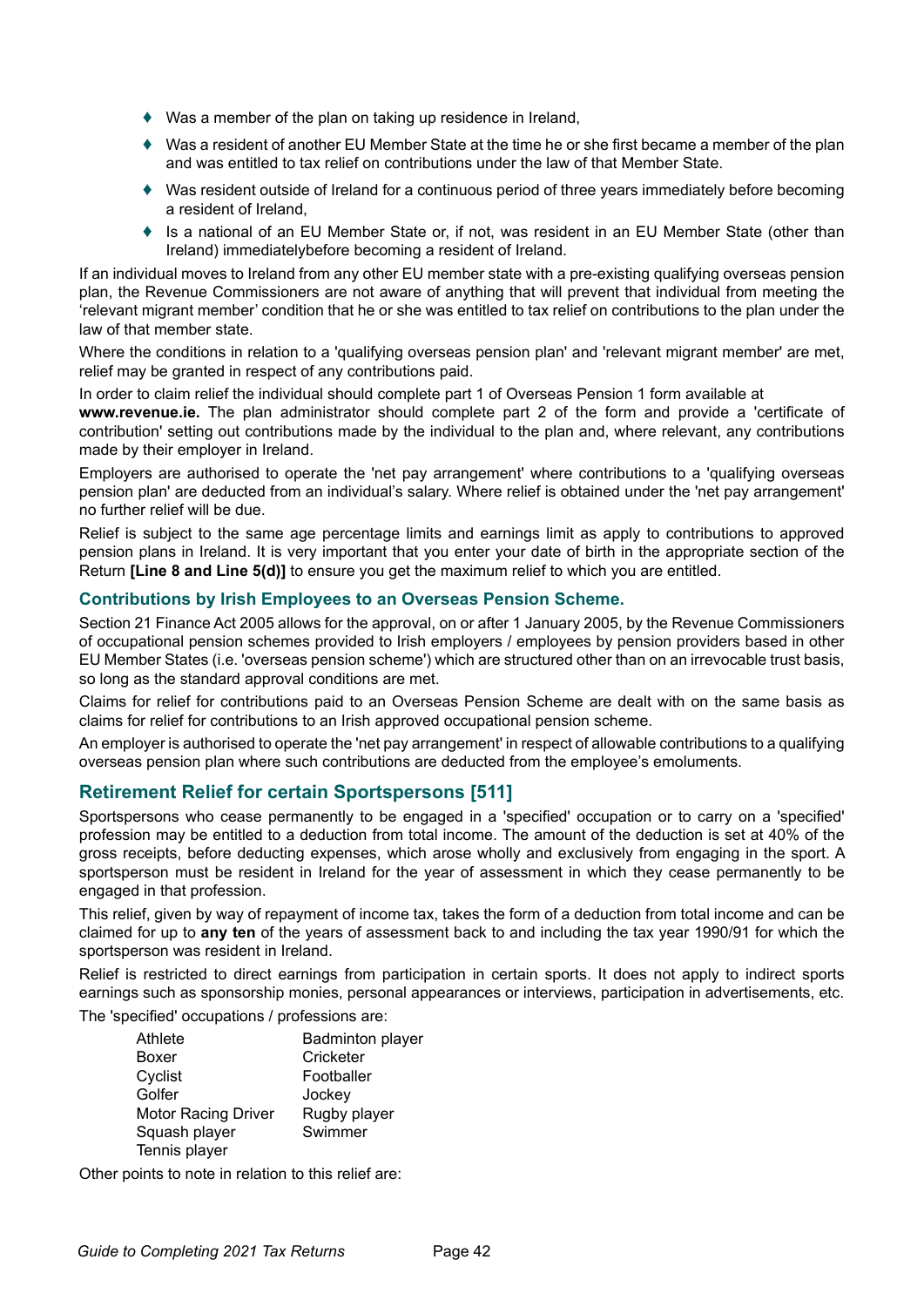- Was a member of the plan on taking up residence in Ireland,
- Was a resident of another EU Member State at the time he or she first became a member of the plan and was entitled to tax relief on contributions under the law of that Member State.
- Was resident outside of Ireland for a continuous period of three years immediately before becoming a resident of Ireland,
- Is a national of an EU Member State or, if not, was resident in an EU Member State (other than Ireland) immediatelybefore becoming a resident of Ireland.

If an individual moves to Ireland from any other EU member state with a pre-existing qualifying overseas pension plan, the Revenue Commissioners are not aware of anything that will prevent that individual from meeting the 'relevant migrant member' condition that he or she was entitled to tax relief on contributions to the plan under the law of that member state.

Where the conditions in relation to a 'qualifying overseas pension plan' and 'relevant migrant member' are met, relief may be granted in respect of any contributions paid.

In order to claim relief the individual should complete part 1 of Overseas Pension 1 form available at **www.revenue.ie.** The plan administrator should complete part 2 of the form and provide a 'certificate of contribution' setting out contributions made by the individual to the plan and, where relevant, any contributions made by their employer in Ireland.

Employers are authorised to operate the 'net pay arrangement' where contributions to a 'qualifying overseas pension plan' are deducted from an individual's salary. Where relief is obtained under the 'net pay arrangement' no further relief will be due.

Relief is subject to the same age percentage limits and earnings limit as apply to contributions to approved pension plans in Ireland. It is very important that you enter your date of birth in the appropriate section of the Return **[Line 8 and Line 5(d)]** to ensure you get the maximum relief to which you are entitled.

### Contributions by Irish Employees to an Overseas Pension Scheme.

Section 21 Finance Act 2005 allows for the approval, on or after 1 January 2005, by the Revenue Commissioners of occupational pension schemes provided to Irish employers / employees by pension providers based in other EU Member States (i.e. 'overseas pension scheme') which are structured other than on an irrevocable trust basis, so long as the standard approval conditions are met.

Claims for relief for contributions paid to an Overseas Pension Scheme are dealt with on the same basis as claims for relief for contributions to an Irish approved occupational pension scheme.

An employer is authorised to operate the 'net pay arrangement' in respect of allowable contributions to a qualifying overseas pension plan where such contributions are deducted from the employee's emoluments.

## Retirement Relief for certain Sportspersons [511]

Sportspersons who cease permanently to be engaged in a 'specified' occupation or to carry on a 'specified' profession may be entitled to a deduction from total income. The amount of the deduction is set at 40% of the gross receipts, before deducting expenses, which arose wholly and exclusively from engaging in the sport. A sportsperson must be resident in Ireland for the year of assessment in which they cease permanently to be engaged in that profession.

This relief, given by way of repayment of income tax, takes the form of a deduction from total income and can be claimed for up to **any ten** of the years of assessment back to and including the tax year 1990/91 for which the sportsperson was resident in Ireland.

Relief is restricted to direct earnings from participation in certain sports. It does not apply to indirect sports earnings such as sponsorship monies, personal appearances or interviews, participation in advertisements, etc.

The 'specified' occupations / professions are:

| | |
|---|---|
| Athlete | Badminton player |
| Boxer | Cricketer |
| Cyclist | Footballer |
| Golfer | Jockey |
| Motor Racing Driver | Rugby player |
| Squash player | Swimmer |
| Tennis player | |

Other points to note in relation to this relief are: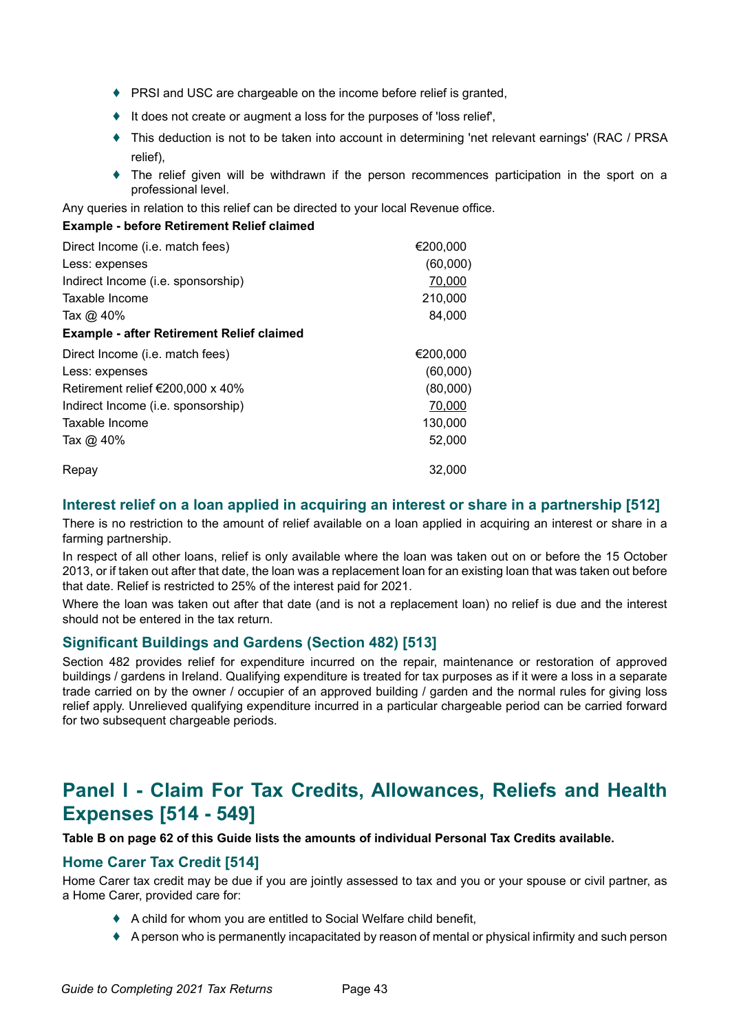- PRSI and USC are chargeable on the income before relief is granted,
- It does not create or augment a loss for the purposes of 'loss relief',
- This deduction is not to be taken into account in determining 'net relevant earnings' (RAC / PRSA relief),
- The relief given will be withdrawn if the person recommences participation in the sport on a professional level.

Any queries in relation to this relief can be directed to your local Revenue office.

**Example - before Retirement Relief claimed**

| | |
|---|---|
| Direct Income (i.e. match fees) | €200,000 |
| Less: expenses | (60,000) |
| Indirect Income (i.e. sponsorship) | 70,000 |
| Taxable Income | 210,000 |
| Tax @ 40% | 84,000 |

**Example - after Retirement Relief claimed**

| | |
|---|---|
| Direct Income (i.e. match fees) | €200,000 |
| Less: expenses | (60,000) |
| Retirement relief €200,000 x 40% | (80,000) |
| Indirect Income (i.e. sponsorship) | 70,000 |
| Taxable Income | 130,000 |
| Tax @ 40% | 52,000 |
| Repay | 32,000 |

### Interest relief on a loan applied in acquiring an interest or share in a partnership [512]

There is no restriction to the amount of relief available on a loan applied in acquiring an interest or share in a farming partnership.

In respect of all other loans, relief is only available where the loan was taken out on or before the 15 October 2013, or if taken out after that date, the loan was a replacement loan for an existing loan that was taken out before that date. Relief is restricted to 25% of the interest paid for 2021.

Where the loan was taken out after that date (and is not a replacement loan) no relief is due and the interest should not be entered in the tax return.

### Significant Buildings and Gardens (Section 482) [513]

Section 482 provides relief for expenditure incurred on the repair, maintenance or restoration of approved buildings / gardens in Ireland. Qualifying expenditure is treated for tax purposes as if it were a loss in a separate trade carried on by the owner / occupier of an approved building / garden and the normal rules for giving loss relief apply. Unrelieved qualifying expenditure incurred in a particular chargeable period can be carried forward for two subsequent chargeable periods.

## Panel I - Claim For Tax Credits, Allowances, Reliefs and Health Expenses [514 - 549]

**Table B on page 62 of this Guide lists the amounts of individual Personal Tax Credits available.**

### Home Carer Tax Credit [514]

Home Carer tax credit may be due if you are jointly assessed to tax and you or your spouse or civil partner, as a Home Carer, provided care for:

- A child for whom you are entitled to Social Welfare child benefit,
- A person who is permanently incapacitated by reason of mental or physical infirmity and such person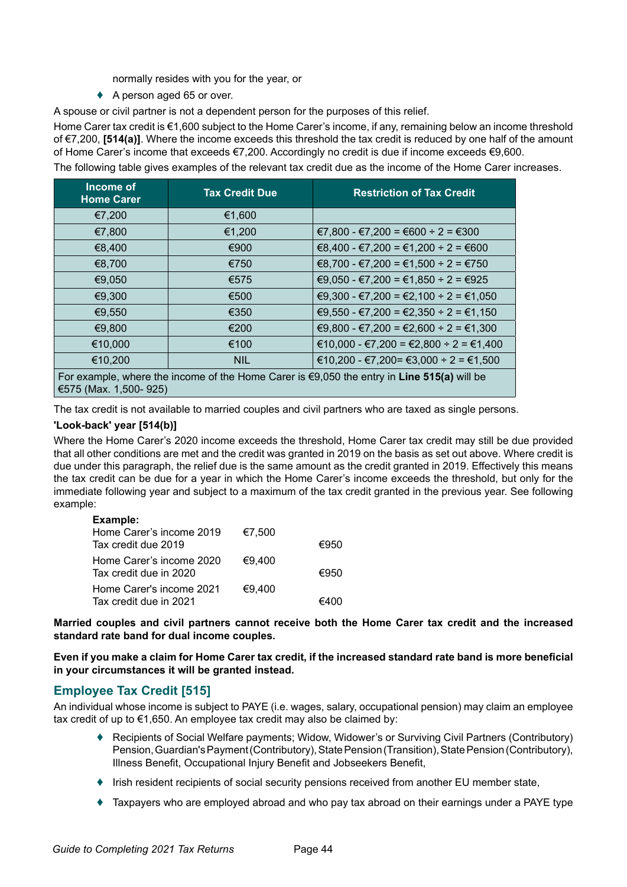normally resides with you for the year, or

- A person aged 65 or over.

A spouse or civil partner is not a dependent person for the purposes of this relief.

Home Carer tax credit is €1,600 subject to the Home Carer's income, if any, remaining below an income threshold of €7,200, **[514(a)]**. Where the income exceeds this threshold the tax credit is reduced by one half of the amount of Home Carer's income that exceeds €7,200. Accordingly no credit is due if income exceeds €9,600.

The following table gives examples of the relevant tax credit due as the income of the Home Carer increases.

| Income of Home Carer | Tax Credit Due | Restriction of Tax Credit |
|---|---|---|
| €7,200 | €1,600 | |
| €7,800 | €1,200 | €7,800 - €7,200 = €600 ÷ 2 = €300 |
| €8,400 | €900 | €8,400 - €7,200 = €1,200 ÷ 2 = €600 |
| €8,700 | €750 | €8,700 - €7,200 = €1,500 ÷ 2 = €750 |
| €9,050 | €575 | €9,050 - €7,200 = €1,850 ÷ 2 = €925 |
| €9,300 | €500 | €9,300 - €7,200 = €2,100 ÷ 2 = €1,050 |
| €9,550 | €350 | €9,550 - €7,200 = €2,350 ÷ 2 = €1,150 |
| €9,800 | €200 | €9,800 - €7,200 = €2,600 ÷ 2 = €1,300 |
| €10,000 | €100 | €10,000 - €7,200 = €2,800 ÷ 2 = €1,400 |
| €10,200 | NIL | €10,200 - €7,200= €3,000 ÷ 2 = €1,500 |
| For example, where the income of the Home Carer is €9,050 the entry in **Line 515(a)** will be €575 (Max. 1,500- 925) | | |

The tax credit is not available to married couples and civil partners who are taxed as single persons.

**'Look-back' year [514(b)]**

Where the Home Carer's 2020 income exceeds the threshold, Home Carer tax credit may still be due provided that all other conditions are met and the credit was granted in 2019 on the basis as set out above. Where credit is due under this paragraph, the relief due is the same amount as the credit granted in 2019. Effectively this means the tax credit can be due for a year in which the Home Carer's income exceeds the threshold, but only for the immediate following year and subject to a maximum of the tax credit granted in the previous year. See following example:

**Example:**

| | | |
|---|---|---|
| Home Carer's income 2019 | €7,500 | |
| Tax credit due 2019 | | €950 |
| Home Carer's income 2020 | €9,400 | |
| Tax credit due in 2020 | | €950 |
| Home Carer's income 2021 | €9,400 | |
| Tax credit due in 2021 | | €400 |

**Married couples and civil partners cannot receive both the Home Carer tax credit and the increased standard rate band for dual income couples.**

**Even if you make a claim for Home Carer tax credit, if the increased standard rate band is more beneficial in your circumstances it will be granted instead.**

## Employee Tax Credit [515]

An individual whose income is subject to PAYE (i.e. wages, salary, occupational pension) may claim an employee tax credit of up to €1,650. An employee tax credit may also be claimed by:

- Recipients of Social Welfare payments; Widow, Widower's or Surviving Civil Partners (Contributory) Pension, Guardian's Payment (Contributory), State Pension (Transition), State Pension (Contributory), Illness Benefit, Occupational Injury Benefit and Jobseekers Benefit,
- Irish resident recipients of social security pensions received from another EU member state,
- Taxpayers who are employed abroad and who pay tax abroad on their earnings under a PAYE type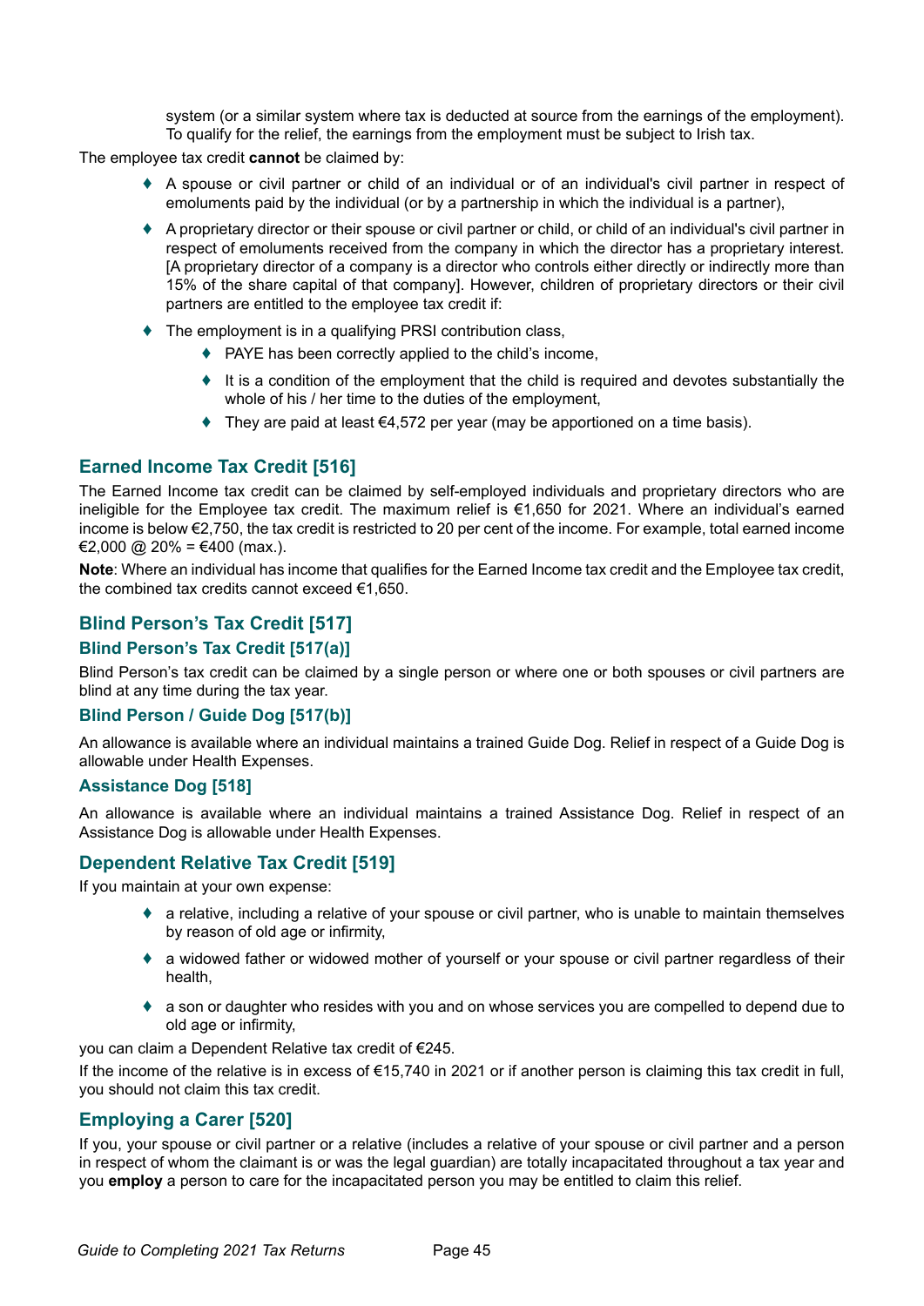system (or a similar system where tax is deducted at source from the earnings of the employment). To qualify for the relief, the earnings from the employment must be subject to Irish tax.

The employee tax credit **cannot** be claimed by:

- A spouse or civil partner or child of an individual or of an individual's civil partner in respect of emoluments paid by the individual (or by a partnership in which the individual is a partner),
- A proprietary director or their spouse or civil partner or child, or child of an individual's civil partner in respect of emoluments received from the company in which the director has a proprietary interest. [A proprietary director of a company is a director who controls either directly or indirectly more than 15% of the share capital of that company]. However, children of proprietary directors or their civil partners are entitled to the employee tax credit if:
- The employment is in a qualifying PRSI contribution class,
  - PAYE has been correctly applied to the child's income,
  - It is a condition of the employment that the child is required and devotes substantially the whole of his / her time to the duties of the employment,
  - They are paid at least €4,572 per year (may be apportioned on a time basis).

## Earned Income Tax Credit [516]

The Earned Income tax credit can be claimed by self-employed individuals and proprietary directors who are ineligible for the Employee tax credit. The maximum relief is €1,650 for 2021. Where an individual's earned income is below €2,750, the tax credit is restricted to 20 per cent of the income. For example, total earned income €2,000 @ 20% = €400 (max.).

**Note**: Where an individual has income that qualifies for the Earned Income tax credit and the Employee tax credit, the combined tax credits cannot exceed €1,650.

## Blind Person's Tax Credit [517]

### Blind Person's Tax Credit [517(a)]

Blind Person's tax credit can be claimed by a single person or where one or both spouses or civil partners are blind at any time during the tax year.

### Blind Person / Guide Dog [517(b)]

An allowance is available where an individual maintains a trained Guide Dog. Relief in respect of a Guide Dog is allowable under Health Expenses.

### Assistance Dog [518]

An allowance is available where an individual maintains a trained Assistance Dog. Relief in respect of an Assistance Dog is allowable under Health Expenses.

## Dependent Relative Tax Credit [519]

If you maintain at your own expense:

- a relative, including a relative of your spouse or civil partner, who is unable to maintain themselves by reason of old age or infirmity,
- a widowed father or widowed mother of yourself or your spouse or civil partner regardless of their health,
- a son or daughter who resides with you and on whose services you are compelled to depend due to old age or infirmity,

you can claim a Dependent Relative tax credit of €245.

If the income of the relative is in excess of €15,740 in 2021 or if another person is claiming this tax credit in full, you should not claim this tax credit.

## Employing a Carer [520]

If you, your spouse or civil partner or a relative (includes a relative of your spouse or civil partner and a person in respect of whom the claimant is or was the legal guardian) are totally incapacitated throughout a tax year and you **employ** a person to care for the incapacitated person you may be entitled to claim this relief.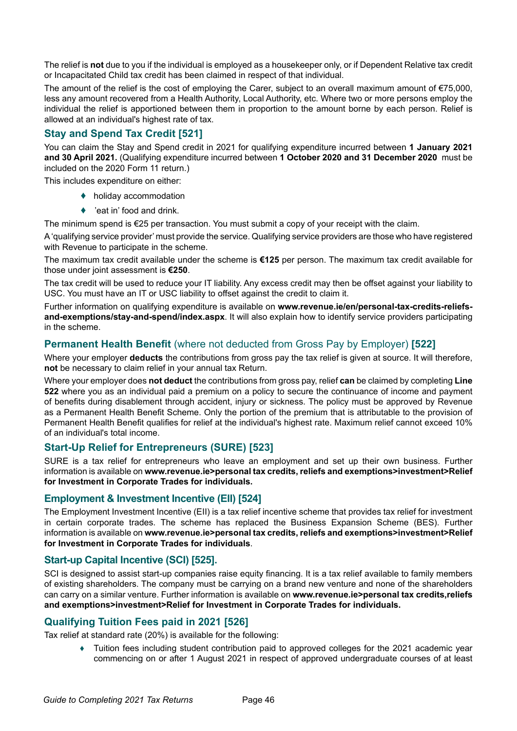The relief is **not** due to you if the individual is employed as a housekeeper only, or if Dependent Relative tax credit or Incapacitated Child tax credit has been claimed in respect of that individual.

The amount of the relief is the cost of employing the Carer, subject to an overall maximum amount of €75,000, less any amount recovered from a Health Authority, Local Authority, etc. Where two or more persons employ the individual the relief is apportioned between them in proportion to the amount borne by each person. Relief is allowed at an individual's highest rate of tax.

## Stay and Spend Tax Credit [521]

You can claim the Stay and Spend credit in 2021 for qualifying expenditure incurred between **1 January 2021 and 30 April 2021.** (Qualifying expenditure incurred between **1 October 2020 and 31 December 2020** must be included on the 2020 Form 11 return.)

This includes expenditure on either:

- holiday accommodation
- 'eat in' food and drink.

The minimum spend is €25 per transaction. You must submit a copy of your receipt with the claim.

A 'qualifying service provider' must provide the service. Qualifying service providers are those who have registered with Revenue to participate in the scheme.

The maximum tax credit available under the scheme is **€125** per person. The maximum tax credit available for those under joint assessment is **€250**.

The tax credit will be used to reduce your IT liability. Any excess credit may then be offset against your liability to USC. You must have an IT or USC liability to offset against the credit to claim it.

Further information on qualifying expenditure is available on **www.revenue.ie/en/personal-tax-credits-reliefs-and-exemptions/stay-and-spend/index.aspx**. It will also explain how to identify service providers participating in the scheme.

## Permanent Health Benefit (where not deducted from Gross Pay by Employer) [522]

Where your employer **deducts** the contributions from gross pay the tax relief is given at source. It will therefore, **not** be necessary to claim relief in your annual tax Return.

Where your employer does **not deduct** the contributions from gross pay, relief **can** be claimed by completing **Line 522** where you as an individual paid a premium on a policy to secure the continuance of income and payment of benefits during disablement through accident, injury or sickness. The policy must be approved by Revenue as a Permanent Health Benefit Scheme. Only the portion of the premium that is attributable to the provision of Permanent Health Benefit qualifies for relief at the individual's highest rate. Maximum relief cannot exceed 10% of an individual's total income.

## Start-Up Relief for Entrepreneurs (SURE) [523]

SURE is a tax relief for entrepreneurs who leave an employment and set up their own business. Further information is available on **www.revenue.ie>personal tax credits, reliefs and exemptions>investment>Relief for Investment in Corporate Trades for individuals.**

## Employment & Investment Incentive (EII) [524]

The Employment Investment Incentive (EII) is a tax relief incentive scheme that provides tax relief for investment in certain corporate trades. The scheme has replaced the Business Expansion Scheme (BES). Further information is available on **www.revenue.ie>personal tax credits, reliefs and exemptions>investment>Relief for Investment in Corporate Trades for individuals**.

## Start-up Capital Incentive (SCI) [525].

SCI is designed to assist start-up companies raise equity financing. It is a tax relief available to family members of existing shareholders. The company must be carrying on a brand new venture and none of the shareholders can carry on a similar venture. Further information is available on **www.revenue.ie>personal tax credits,reliefs and exemptions>investment>Relief for Investment in Corporate Trades for individuals.**

## Qualifying Tuition Fees paid in 2021 [526]

Tax relief at standard rate (20%) is available for the following:

- Tuition fees including student contribution paid to approved colleges for the 2021 academic year commencing on or after 1 August 2021 in respect of approved undergraduate courses of at least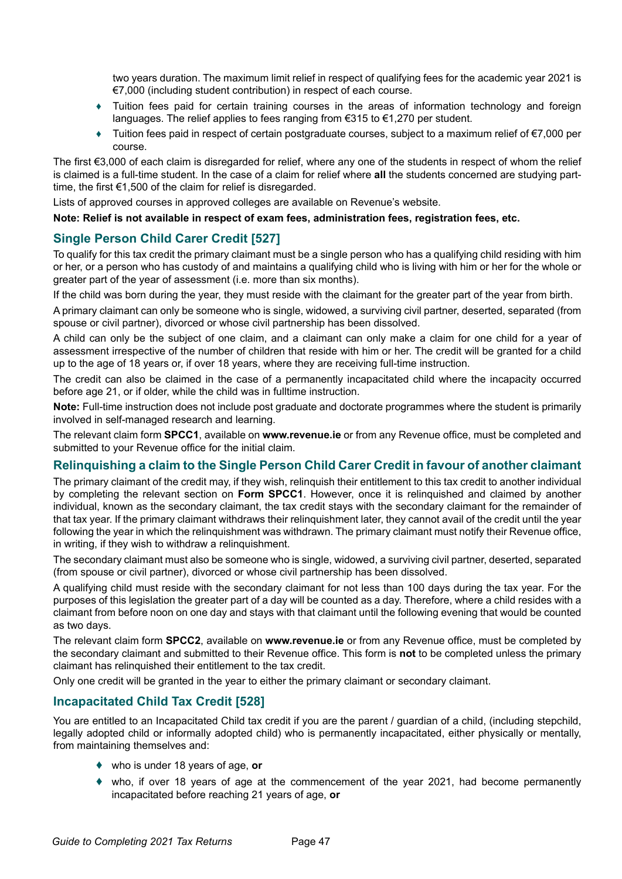two years duration. The maximum limit relief in respect of qualifying fees for the academic year 2021 is €7,000 (including student contribution) in respect of each course.

- Tuition fees paid for certain training courses in the areas of information technology and foreign languages. The relief applies to fees ranging from €315 to €1,270 per student.
- Tuition fees paid in respect of certain postgraduate courses, subject to a maximum relief of €7,000 per course.

The first €3,000 of each claim is disregarded for relief, where any one of the students in respect of whom the relief is claimed is a full-time student. In the case of a claim for relief where **all** the students concerned are studying part-time, the first €1,500 of the claim for relief is disregarded.

Lists of approved courses in approved colleges are available on Revenue's website.

**Note: Relief is not available in respect of exam fees, administration fees, registration fees, etc.**

## Single Person Child Carer Credit [527]

To qualify for this tax credit the primary claimant must be a single person who has a qualifying child residing with him or her, or a person who has custody of and maintains a qualifying child who is living with him or her for the whole or greater part of the year of assessment (i.e. more than six months).

If the child was born during the year, they must reside with the claimant for the greater part of the year from birth.

A primary claimant can only be someone who is single, widowed, a surviving civil partner, deserted, separated (from spouse or civil partner), divorced or whose civil partnership has been dissolved.

A child can only be the subject of one claim, and a claimant can only make a claim for one child for a year of assessment irrespective of the number of children that reside with him or her. The credit will be granted for a child up to the age of 18 years or, if over 18 years, where they are receiving full-time instruction.

The credit can also be claimed in the case of a permanently incapacitated child where the incapacity occurred before age 21, or if older, while the child was in fulltime instruction.

**Note:** Full-time instruction does not include post graduate and doctorate programmes where the student is primarily involved in self-managed research and learning.

The relevant claim form **SPCC1**, available on **www.revenue.ie** or from any Revenue office, must be completed and submitted to your Revenue office for the initial claim.

## Relinquishing a claim to the Single Person Child Carer Credit in favour of another claimant

The primary claimant of the credit may, if they wish, relinquish their entitlement to this tax credit to another individual by completing the relevant section on **Form SPCC1**. However, once it is relinquished and claimed by another individual, known as the secondary claimant, the tax credit stays with the secondary claimant for the remainder of that tax year. If the primary claimant withdraws their relinquishment later, they cannot avail of the credit until the year following the year in which the relinquishment was withdrawn. The primary claimant must notify their Revenue office, in writing, if they wish to withdraw a relinquishment.

The secondary claimant must also be someone who is single, widowed, a surviving civil partner, deserted, separated (from spouse or civil partner), divorced or whose civil partnership has been dissolved.

A qualifying child must reside with the secondary claimant for not less than 100 days during the tax year. For the purposes of this legislation the greater part of a day will be counted as a day. Therefore, where a child resides with a claimant from before noon on one day and stays with that claimant until the following evening that would be counted as two days.

The relevant claim form **SPCC2**, available on **www.revenue.ie** or from any Revenue office, must be completed by the secondary claimant and submitted to their Revenue office. This form is **not** to be completed unless the primary claimant has relinquished their entitlement to the tax credit.

Only one credit will be granted in the year to either the primary claimant or secondary claimant.

## Incapacitated Child Tax Credit [528]

You are entitled to an Incapacitated Child tax credit if you are the parent / guardian of a child, (including stepchild, legally adopted child or informally adopted child) who is permanently incapacitated, either physically or mentally, from maintaining themselves and:

- who is under 18 years of age, **or**
- who, if over 18 years of age at the commencement of the year 2021, had become permanently incapacitated before reaching 21 years of age, **or**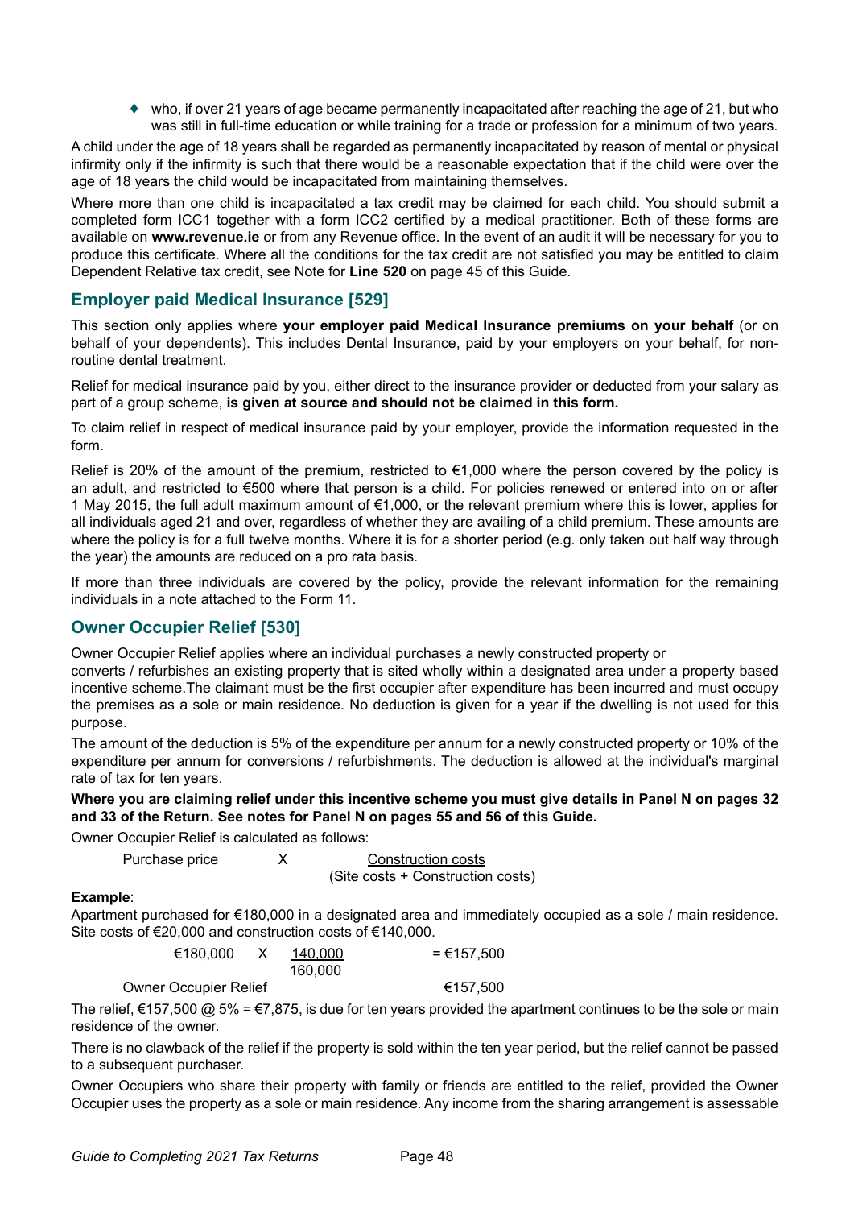- who, if over 21 years of age became permanently incapacitated after reaching the age of 21, but who was still in full-time education or while training for a trade or profession for a minimum of two years.

A child under the age of 18 years shall be regarded as permanently incapacitated by reason of mental or physical infirmity only if the infirmity is such that there would be a reasonable expectation that if the child were over the age of 18 years the child would be incapacitated from maintaining themselves.

Where more than one child is incapacitated a tax credit may be claimed for each child. You should submit a completed form ICC1 together with a form ICC2 certified by a medical practitioner. Both of these forms are available on **www.revenue.ie** or from any Revenue office. In the event of an audit it will be necessary for you to produce this certificate. Where all the conditions for the tax credit are not satisfied you may be entitled to claim Dependent Relative tax credit, see Note for **Line 520** on page 45 of this Guide.

## Employer paid Medical Insurance [529]

This section only applies where **your employer paid Medical Insurance premiums on your behalf** (or on behalf of your dependents). This includes Dental Insurance, paid by your employers on your behalf, for non-routine dental treatment.

Relief for medical insurance paid by you, either direct to the insurance provider or deducted from your salary as part of a group scheme, **is given at source and should not be claimed in this form.**

To claim relief in respect of medical insurance paid by your employer, provide the information requested in the form.

Relief is 20% of the amount of the premium, restricted to €1,000 where the person covered by the policy is an adult, and restricted to €500 where that person is a child. For policies renewed or entered into on or after 1 May 2015, the full adult maximum amount of €1,000, or the relevant premium where this is lower, applies for all individuals aged 21 and over, regardless of whether they are availing of a child premium. These amounts are where the policy is for a full twelve months. Where it is for a shorter period (e.g. only taken out half way through the year) the amounts are reduced on a pro rata basis.

If more than three individuals are covered by the policy, provide the relevant information for the remaining individuals in a note attached to the Form 11.

## Owner Occupier Relief [530]

Owner Occupier Relief applies where an individual purchases a newly constructed property or converts / refurbishes an existing property that is sited wholly within a designated area under a property based incentive scheme.The claimant must be the first occupier after expenditure has been incurred and must occupy the premises as a sole or main residence. No deduction is given for a year if the dwelling is not used for this purpose.

The amount of the deduction is 5% of the expenditure per annum for a newly constructed property or 10% of the expenditure per annum for conversions / refurbishments. The deduction is allowed at the individual's marginal rate of tax for ten years.

**Where you are claiming relief under this incentive scheme you must give details in Panel N on pages 32 and 33 of the Return. See notes for Panel N on pages 55 and 56 of this Guide.**

Owner Occupier Relief is calculated as follows:

$$\text{Purchase price} \quad \times \quad \frac{\text{Construction costs}}{\text{(Site costs + Construction costs)}}$$

**Example**:

Apartment purchased for €180,000 in a designated area and immediately occupied as a sole / main residence. Site costs of €20,000 and construction costs of €140,000.

$$€180{,}000 \quad \times \quad \frac{140{,}000}{160{,}000} \quad = €157{,}500$$

Owner Occupier Relief €157,500

The relief, €157,500 @ 5% = €7,875, is due for ten years provided the apartment continues to be the sole or main residence of the owner.

There is no clawback of the relief if the property is sold within the ten year period, but the relief cannot be passed to a subsequent purchaser.

Owner Occupiers who share their property with family or friends are entitled to the relief, provided the Owner Occupier uses the property as a sole or main residence. Any income from the sharing arrangement is assessable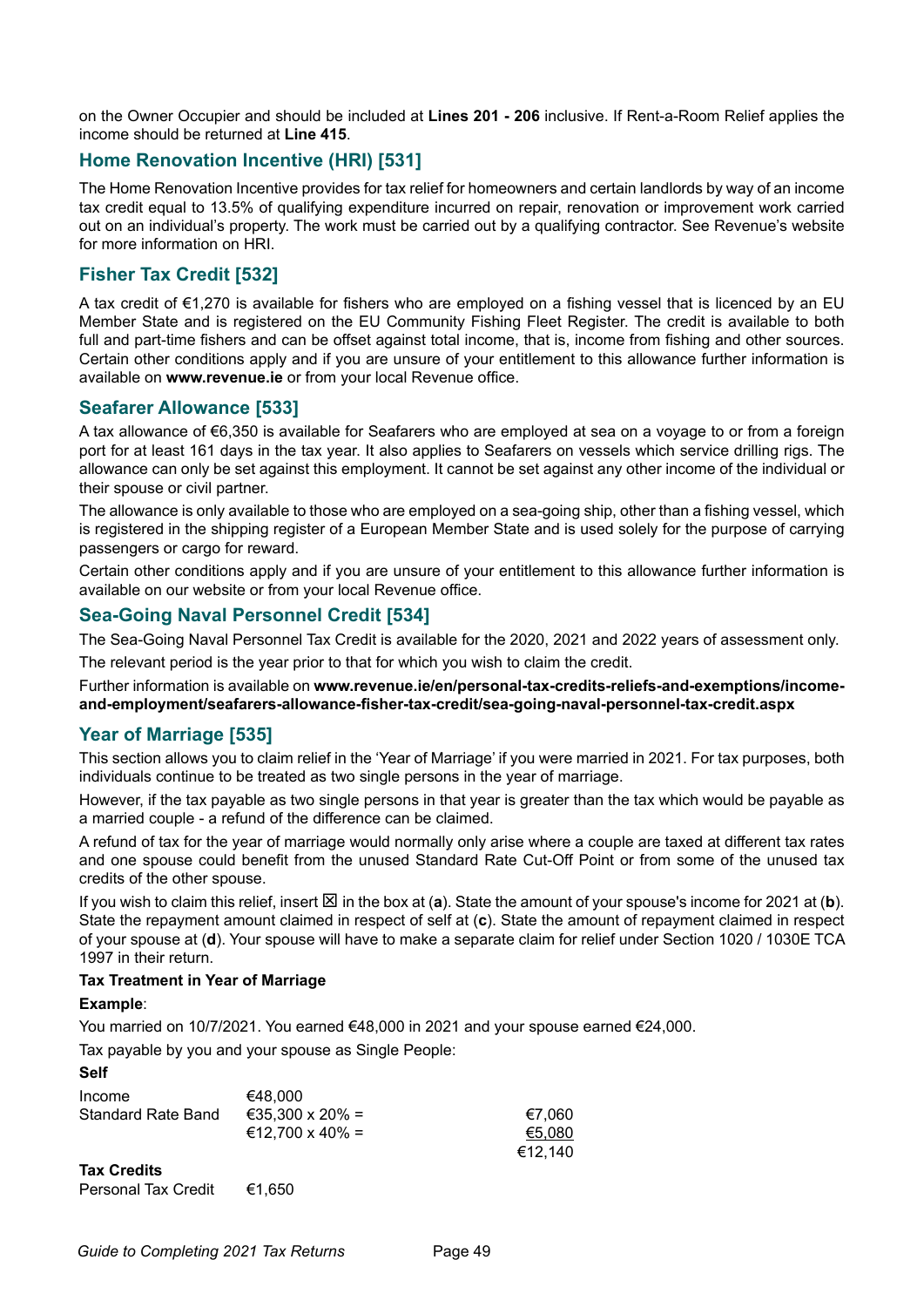on the Owner Occupier and should be included at **Lines 201 - 206** inclusive. If Rent-a-Room Relief applies the income should be returned at **Line 415**.

## Home Renovation Incentive (HRI) [531]

The Home Renovation Incentive provides for tax relief for homeowners and certain landlords by way of an income tax credit equal to 13.5% of qualifying expenditure incurred on repair, renovation or improvement work carried out on an individual's property. The work must be carried out by a qualifying contractor. See Revenue's website for more information on HRI.

## Fisher Tax Credit [532]

A tax credit of €1,270 is available for fishers who are employed on a fishing vessel that is licenced by an EU Member State and is registered on the EU Community Fishing Fleet Register. The credit is available to both full and part-time fishers and can be offset against total income, that is, income from fishing and other sources. Certain other conditions apply and if you are unsure of your entitlement to this allowance further information is available on **www.revenue.ie** or from your local Revenue office.

## Seafarer Allowance [533]

A tax allowance of €6,350 is available for Seafarers who are employed at sea on a voyage to or from a foreign port for at least 161 days in the tax year. It also applies to Seafarers on vessels which service drilling rigs. The allowance can only be set against this employment. It cannot be set against any other income of the individual or their spouse or civil partner.

The allowance is only available to those who are employed on a sea-going ship, other than a fishing vessel, which is registered in the shipping register of a European Member State and is used solely for the purpose of carrying passengers or cargo for reward.

Certain other conditions apply and if you are unsure of your entitlement to this allowance further information is available on our website or from your local Revenue office.

## Sea-Going Naval Personnel Credit [534]

The Sea-Going Naval Personnel Tax Credit is available for the 2020, 2021 and 2022 years of assessment only.

The relevant period is the year prior to that for which you wish to claim the credit.

Further information is available on **www.revenue.ie/en/personal-tax-credits-reliefs-and-exemptions/income-and-employment/seafarers-allowance-fisher-tax-credit/sea-going-naval-personnel-tax-credit.aspx**

## Year of Marriage [535]

This section allows you to claim relief in the 'Year of Marriage' if you were married in 2021. For tax purposes, both individuals continue to be treated as two single persons in the year of marriage.

However, if the tax payable as two single persons in that year is greater than the tax which would be payable as a married couple - a refund of the difference can be claimed.

A refund of tax for the year of marriage would normally only arise where a couple are taxed at different tax rates and one spouse could benefit from the unused Standard Rate Cut-Off Point or from some of the unused tax credits of the other spouse.

If you wish to claim this relief, insert ☒ in the box at (**a**). State the amount of your spouse's income for 2021 at (**b**). State the repayment amount claimed in respect of self at (**c**). State the amount of repayment claimed in respect of your spouse at (**d**). Your spouse will have to make a separate claim for relief under Section 1020 / 1030E TCA 1997 in their return.

**Tax Treatment in Year of Marriage**

**Example**:

You married on 10/7/2021. You earned €48,000 in 2021 and your spouse earned €24,000.

Tax payable by you and your spouse as Single People:

**Self**

| | | |
|---|---|---|
| Income | €48,000 | |
| Standard Rate Band | €35,300 x 20% = | €7,060 |
| | €12,700 x 40% = | €5,080 |
| | | €12,140 |

**Tax Credits**

| | |
|---|---|
| Personal Tax Credit | €1,650 |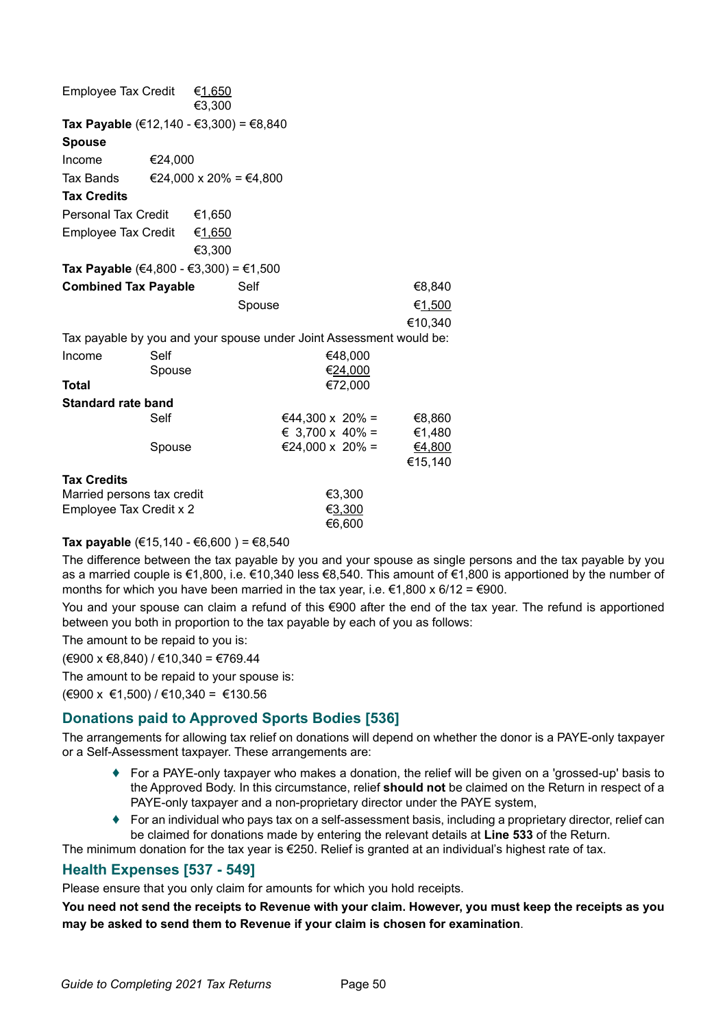| | |
|---|---|
| Employee Tax Credit | €1,650 |
| | €3,300 |

**Tax Payable** (€12,140 - €3,300) = €8,840

**Spouse**

| | |
|---|---|
| Income | €24,000 |
| Tax Bands | €24,000 x 20% = €4,800 |

**Tax Credits**

| | |
|---|---|
| Personal Tax Credit | €1,650 |
| Employee Tax Credit | €1,650 |
| | €3,300 |

**Tax Payable** (€4,800 - €3,300) = €1,500

| | | |
|---|---|---|
| **Combined Tax Payable** | Self | €8,840 |
| | Spouse | €1,500 |
| | | €10,340 |

Tax payable by you and your spouse under Joint Assessment would be:

| | | |
|---|---|---|
| Income | Self | €48,000 |
| | Spouse | €24,000 |
| **Total** | | €72,000 |

**Standard rate band**

| | | |
|---|---|---|
| Self | €44,300 x 20% = | €8,860 |
| | € 3,700 x 40% = | €1,480 |
| Spouse | €24,000 x 20% = | €4,800 |
| | | €15,140 |

**Tax Credits**

| | |
|---|---|
| Married persons tax credit | €3,300 |
| Employee Tax Credit x 2 | €3,300 |
| | €6,600 |

**Tax payable** (€15,140 - €6,600 ) = €8,540

The difference between the tax payable by you and your spouse as single persons and the tax payable by you as a married couple is €1,800, i.e. €10,340 less €8,540. This amount of €1,800 is apportioned by the number of months for which you have been married in the tax year, i.e. €1,800 x 6/12 = €900.

You and your spouse can claim a refund of this €900 after the end of the tax year. The refund is apportioned between you both in proportion to the tax payable by each of you as follows:

The amount to be repaid to you is:

(€900 x €8,840) / €10,340 = €769.44

The amount to be repaid to your spouse is:

(€900 x €1,500) / €10,340 = €130.56

## Donations paid to Approved Sports Bodies [536]

The arrangements for allowing tax relief on donations will depend on whether the donor is a PAYE-only taxpayer or a Self-Assessment taxpayer. These arrangements are:

- For a PAYE-only taxpayer who makes a donation, the relief will be given on a 'grossed-up' basis to the Approved Body. In this circumstance, relief **should not** be claimed on the Return in respect of a PAYE-only taxpayer and a non-proprietary director under the PAYE system,
- For an individual who pays tax on a self-assessment basis, including a proprietary director, relief can be claimed for donations made by entering the relevant details at **Line 533** of the Return.

The minimum donation for the tax year is €250. Relief is granted at an individual's highest rate of tax.

## Health Expenses [537 - 549]

Please ensure that you only claim for amounts for which you hold receipts.

**You need not send the receipts to Revenue with your claim. However, you must keep the receipts as you may be asked to send them to Revenue if your claim is chosen for examination**.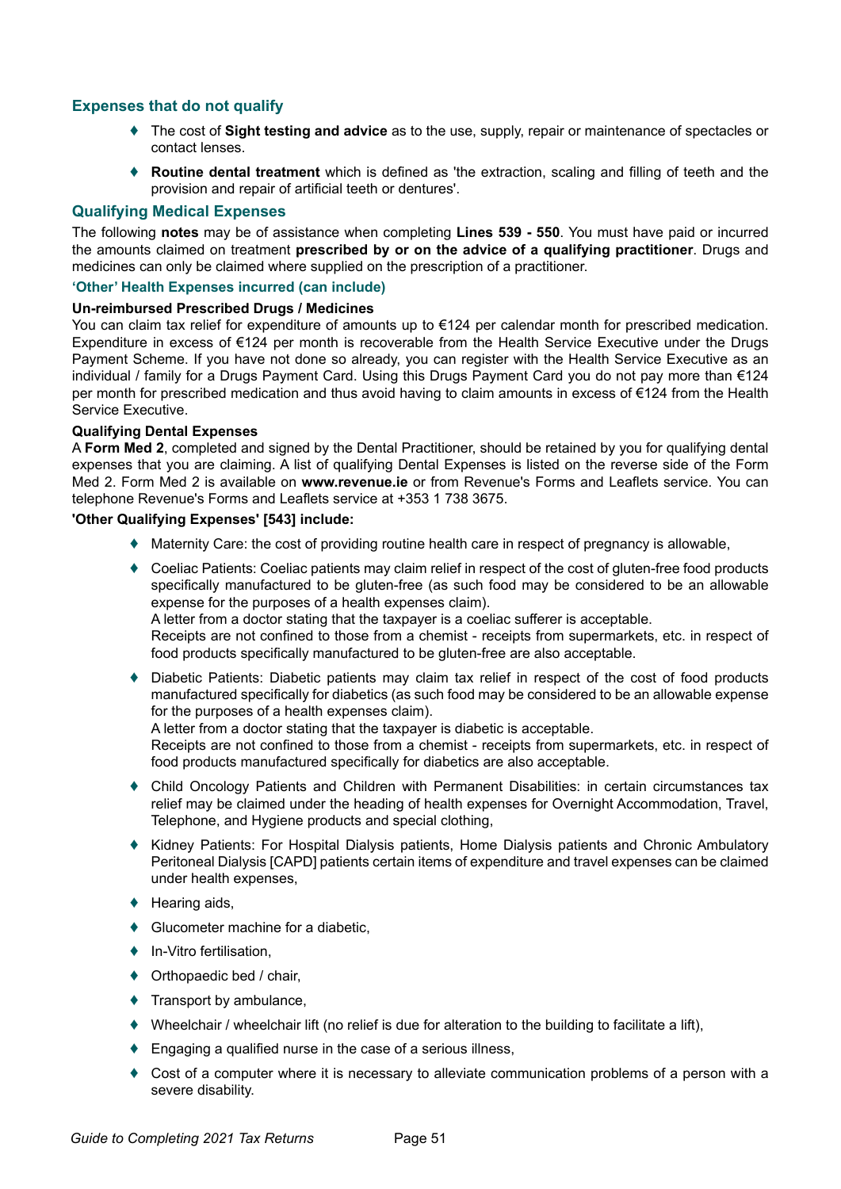### Expenses that do not qualify

- The cost of **Sight testing and advice** as to the use, supply, repair or maintenance of spectacles or contact lenses.
- **Routine dental treatment** which is defined as 'the extraction, scaling and filling of teeth and the provision and repair of artificial teeth or dentures'.

### Qualifying Medical Expenses

The following **notes** may be of assistance when completing **Lines 539 - 550**. You must have paid or incurred the amounts claimed on treatment **prescribed by or on the advice of a qualifying practitioner**. Drugs and medicines can only be claimed where supplied on the prescription of a practitioner.

#### 'Other' Health Expenses incurred (can include)

**Un-reimbursed Prescribed Drugs / Medicines**

You can claim tax relief for expenditure of amounts up to €124 per calendar month for prescribed medication. Expenditure in excess of €124 per month is recoverable from the Health Service Executive under the Drugs Payment Scheme. If you have not done so already, you can register with the Health Service Executive as an individual / family for a Drugs Payment Card. Using this Drugs Payment Card you do not pay more than €124 per month for prescribed medication and thus avoid having to claim amounts in excess of €124 from the Health Service Executive.

**Qualifying Dental Expenses**

A **Form Med 2**, completed and signed by the Dental Practitioner, should be retained by you for qualifying dental expenses that you are claiming. A list of qualifying Dental Expenses is listed on the reverse side of the Form Med 2. Form Med 2 is available on **www.revenue.ie** or from Revenue's Forms and Leaflets service. You can telephone Revenue's Forms and Leaflets service at +353 1 738 3675.

**'Other Qualifying Expenses' [543] include:**

- Maternity Care: the cost of providing routine health care in respect of pregnancy is allowable,
- Coeliac Patients: Coeliac patients may claim relief in respect of the cost of gluten-free food products specifically manufactured to be gluten-free (as such food may be considered to be an allowable expense for the purposes of a health expenses claim).
  A letter from a doctor stating that the taxpayer is a coeliac sufferer is acceptable.
  Receipts are not confined to those from a chemist - receipts from supermarkets, etc. in respect of food products specifically manufactured to be gluten-free are also acceptable.
- Diabetic Patients: Diabetic patients may claim tax relief in respect of the cost of food products manufactured specifically for diabetics (as such food may be considered to be an allowable expense for the purposes of a health expenses claim).
  A letter from a doctor stating that the taxpayer is diabetic is acceptable.
  Receipts are not confined to those from a chemist - receipts from supermarkets, etc. in respect of food products manufactured specifically for diabetics are also acceptable.
- Child Oncology Patients and Children with Permanent Disabilities: in certain circumstances tax relief may be claimed under the heading of health expenses for Overnight Accommodation, Travel, Telephone, and Hygiene products and special clothing,
- Kidney Patients: For Hospital Dialysis patients, Home Dialysis patients and Chronic Ambulatory Peritoneal Dialysis [CAPD] patients certain items of expenditure and travel expenses can be claimed under health expenses,
- Hearing aids,
- Glucometer machine for a diabetic,
- In-Vitro fertilisation,
- Orthopaedic bed / chair,
- Transport by ambulance,
- Wheelchair / wheelchair lift (no relief is due for alteration to the building to facilitate a lift),
- Engaging a qualified nurse in the case of a serious illness,
- Cost of a computer where it is necessary to alleviate communication problems of a person with a severe disability.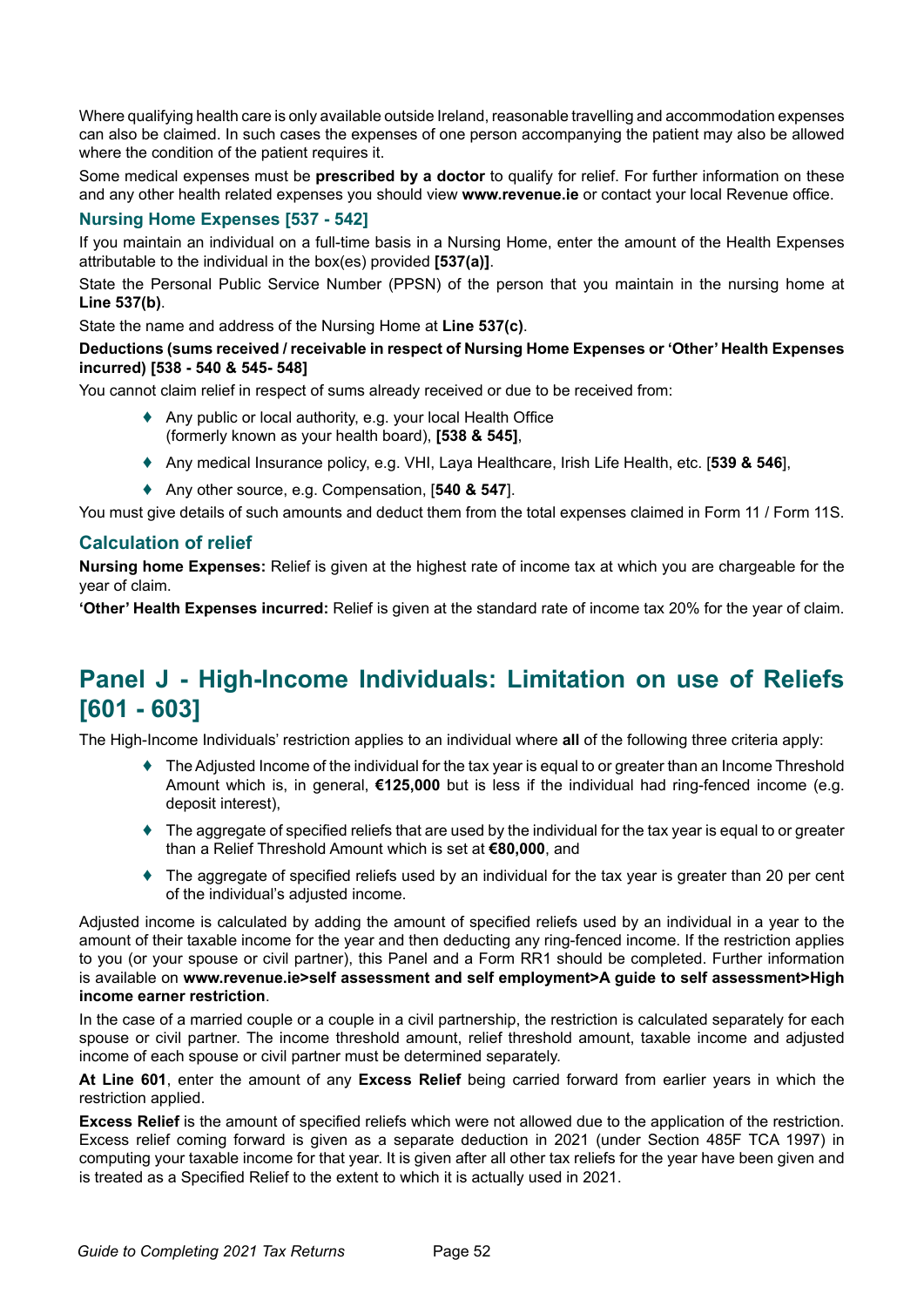Where qualifying health care is only available outside Ireland, reasonable travelling and accommodation expenses can also be claimed. In such cases the expenses of one person accompanying the patient may also be allowed where the condition of the patient requires it.

Some medical expenses must be **prescribed by a doctor** to qualify for relief. For further information on these and any other health related expenses you should view **www.revenue.ie** or contact your local Revenue office.

### Nursing Home Expenses [537 - 542]

If you maintain an individual on a full-time basis in a Nursing Home, enter the amount of the Health Expenses attributable to the individual in the box(es) provided **[537(a)]**.

State the Personal Public Service Number (PPSN) of the person that you maintain in the nursing home at **Line 537(b)**.

State the name and address of the Nursing Home at **Line 537(c)**.

**Deductions (sums received / receivable in respect of Nursing Home Expenses or 'Other' Health Expenses incurred) [538 - 540 & 545- 548]**

You cannot claim relief in respect of sums already received or due to be received from:

- Any public or local authority, e.g. your local Health Office (formerly known as your health board), **[538 & 545]**,
- Any medical Insurance policy, e.g. VHI, Laya Healthcare, Irish Life Health, etc. [**539 & 546**],
- Any other source, e.g. Compensation, [**540 & 547**].

You must give details of such amounts and deduct them from the total expenses claimed in Form 11 / Form 11S.

### Calculation of relief

**Nursing home Expenses:** Relief is given at the highest rate of income tax at which you are chargeable for the year of claim.

**'Other' Health Expenses incurred:** Relief is given at the standard rate of income tax 20% for the year of claim.

## Panel J - High-Income Individuals: Limitation on use of Reliefs [601 - 603]

The High-Income Individuals' restriction applies to an individual where **all** of the following three criteria apply:

- The Adjusted Income of the individual for the tax year is equal to or greater than an Income Threshold Amount which is, in general, **€125,000** but is less if the individual had ring-fenced income (e.g. deposit interest),
- The aggregate of specified reliefs that are used by the individual for the tax year is equal to or greater than a Relief Threshold Amount which is set at **€80,000**, and
- The aggregate of specified reliefs used by an individual for the tax year is greater than 20 per cent of the individual's adjusted income.

Adjusted income is calculated by adding the amount of specified reliefs used by an individual in a year to the amount of their taxable income for the year and then deducting any ring-fenced income. If the restriction applies to you (or your spouse or civil partner), this Panel and a Form RR1 should be completed. Further information is available on **www.revenue.ie>self assessment and self employment>A guide to self assessment>High income earner restriction**.

In the case of a married couple or a couple in a civil partnership, the restriction is calculated separately for each spouse or civil partner. The income threshold amount, relief threshold amount, taxable income and adjusted income of each spouse or civil partner must be determined separately.

**At Line 601**, enter the amount of any **Excess Relief** being carried forward from earlier years in which the restriction applied.

**Excess Relief** is the amount of specified reliefs which were not allowed due to the application of the restriction. Excess relief coming forward is given as a separate deduction in 2021 (under Section 485F TCA 1997) in computing your taxable income for that year. It is given after all other tax reliefs for the year have been given and is treated as a Specified Relief to the extent to which it is actually used in 2021.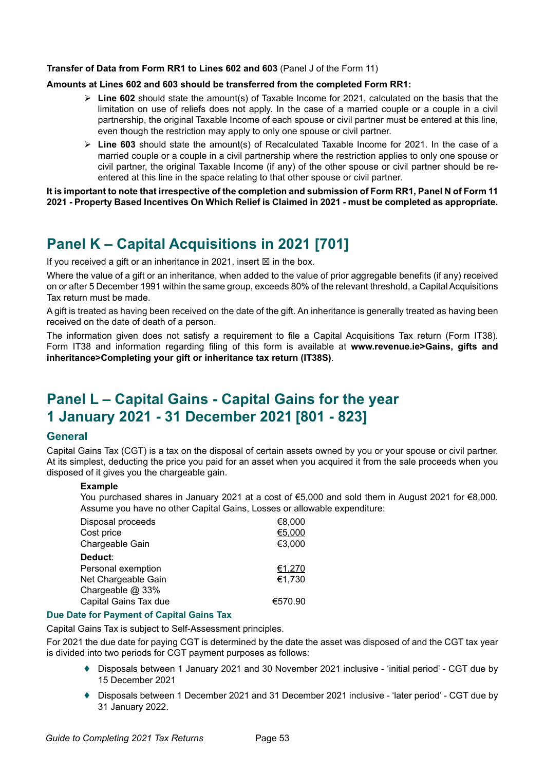**Transfer of Data from Form RR1 to Lines 602 and 603** (Panel J of the Form 11)

**Amounts at Lines 602 and 603 should be transferred from the completed Form RR1:**

- **Line 602** should state the amount(s) of Taxable Income for 2021, calculated on the basis that the limitation on use of reliefs does not apply. In the case of a married couple or a couple in a civil partnership, the original Taxable Income of each spouse or civil partner must be entered at this line, even though the restriction may apply to only one spouse or civil partner.
- **Line 603** should state the amount(s) of Recalculated Taxable Income for 2021. In the case of a married couple or a couple in a civil partnership where the restriction applies to only one spouse or civil partner, the original Taxable Income (if any) of the other spouse or civil partner should be re-entered at this line in the space relating to that other spouse or civil partner.

**It is important to note that irrespective of the completion and submission of Form RR1, Panel N of Form 11 2021 - Property Based Incentives On Which Relief is Claimed in 2021 - must be completed as appropriate.**

## Panel K – Capital Acquisitions in 2021 [701]

If you received a gift or an inheritance in 2021, insert ☒ in the box.

Where the value of a gift or an inheritance, when added to the value of prior aggregable benefits (if any) received on or after 5 December 1991 within the same group, exceeds 80% of the relevant threshold, a Capital Acquisitions Tax return must be made.

A gift is treated as having been received on the date of the gift. An inheritance is generally treated as having been received on the date of death of a person.

The information given does not satisfy a requirement to file a Capital Acquisitions Tax return (Form IT38). Form IT38 and information regarding filing of this form is available at **www.revenue.ie>Gains, gifts and inheritance>Completing your gift or inheritance tax return (IT38S)**.

## Panel L – Capital Gains - Capital Gains for the year 1 January 2021 - 31 December 2021 [801 - 823]

### General

Capital Gains Tax (CGT) is a tax on the disposal of certain assets owned by you or your spouse or civil partner. At its simplest, deducting the price you paid for an asset when you acquired it from the sale proceeds when you disposed of it gives you the chargeable gain.

**Example**

You purchased shares in January 2021 at a cost of €5,000 and sold them in August 2021 for €8,000. Assume you have no other Capital Gains, Losses or allowable expenditure:

| | |
|---|---|
| Disposal proceeds | €8,000 |
| Cost price | €5,000 |
| Chargeable Gain | €3,000 |
| **Deduct**: | |
| Personal exemption | €1,270 |
| Net Chargeable Gain | €1,730 |
| Chargeable @ 33% | |
| Capital Gains Tax due | €570.90 |

#### Due Date for Payment of Capital Gains Tax

Capital Gains Tax is subject to Self-Assessment principles.

For 2021 the due date for paying CGT is determined by the date the asset was disposed of and the CGT tax year is divided into two periods for CGT payment purposes as follows:

- Disposals between 1 January 2021 and 30 November 2021 inclusive - 'initial period' - CGT due by 15 December 2021
- Disposals between 1 December 2021 and 31 December 2021 inclusive - 'later period' - CGT due by 31 January 2022.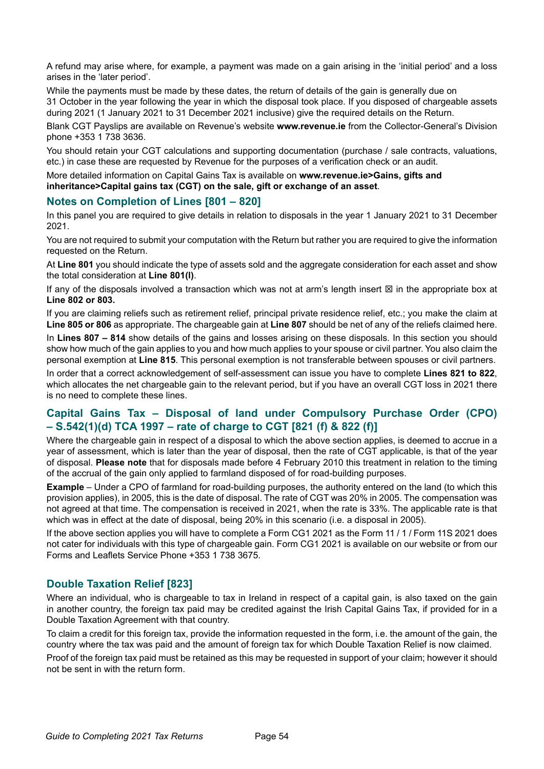A refund may arise where, for example, a payment was made on a gain arising in the 'initial period' and a loss arises in the 'later period'.

While the payments must be made by these dates, the return of details of the gain is generally due on 31 October in the year following the year in which the disposal took place. If you disposed of chargeable assets during 2021 (1 January 2021 to 31 December 2021 inclusive) give the required details on the Return.

Blank CGT Payslips are available on Revenue's website **www.revenue.ie** from the Collector-General's Division phone +353 1 738 3636.

You should retain your CGT calculations and supporting documentation (purchase / sale contracts, valuations, etc.) in case these are requested by Revenue for the purposes of a verification check or an audit.

More detailed information on Capital Gains Tax is available on **www.revenue.ie>Gains, gifts and inheritance>Capital gains tax (CGT) on the sale, gift or exchange of an asset**.

## Notes on Completion of Lines [801 – 820]

In this panel you are required to give details in relation to disposals in the year 1 January 2021 to 31 December 2021.

You are not required to submit your computation with the Return but rather you are required to give the information requested on the Return.

At **Line 801** you should indicate the type of assets sold and the aggregate consideration for each asset and show the total consideration at **Line 801(l)**.

If any of the disposals involved a transaction which was not at arm's length insert ☒ in the appropriate box at **Line 802 or 803.**

If you are claiming reliefs such as retirement relief, principal private residence relief, etc.; you make the claim at **Line 805 or 806** as appropriate. The chargeable gain at **Line 807** should be net of any of the reliefs claimed here.

In **Lines 807 – 814** show details of the gains and losses arising on these disposals. In this section you should show how much of the gain applies to you and how much applies to your spouse or civil partner. You also claim the personal exemption at **Line 815**. This personal exemption is not transferable between spouses or civil partners.

In order that a correct acknowledgement of self-assessment can issue you have to complete **Lines 821 to 822**, which allocates the net chargeable gain to the relevant period, but if you have an overall CGT loss in 2021 there is no need to complete these lines.

## Capital Gains Tax – Disposal of land under Compulsory Purchase Order (CPO) – S.542(1)(d) TCA 1997 – rate of charge to CGT [821 (f) & 822 (f)]

Where the chargeable gain in respect of a disposal to which the above section applies, is deemed to accrue in a year of assessment, which is later than the year of disposal, then the rate of CGT applicable, is that of the year of disposal. **Please note** that for disposals made before 4 February 2010 this treatment in relation to the timing of the accrual of the gain only applied to farmland disposed of for road-building purposes.

**Example** – Under a CPO of farmland for road-building purposes, the authority entered on the land (to which this provision applies), in 2005, this is the date of disposal. The rate of CGT was 20% in 2005. The compensation was not agreed at that time. The compensation is received in 2021, when the rate is 33%. The applicable rate is that which was in effect at the date of disposal, being 20% in this scenario (i.e. a disposal in 2005).

If the above section applies you will have to complete a Form CG1 2021 as the Form 11 / 1 / Form 11S 2021 does not cater for individuals with this type of chargeable gain. Form CG1 2021 is available on our website or from our Forms and Leaflets Service Phone +353 1 738 3675.

## Double Taxation Relief [823]

Where an individual, who is chargeable to tax in Ireland in respect of a capital gain, is also taxed on the gain in another country, the foreign tax paid may be credited against the Irish Capital Gains Tax, if provided for in a Double Taxation Agreement with that country.

To claim a credit for this foreign tax, provide the information requested in the form, i.e. the amount of the gain, the country where the tax was paid and the amount of foreign tax for which Double Taxation Relief is now claimed.

Proof of the foreign tax paid must be retained as this may be requested in support of your claim; however it should not be sent in with the return form.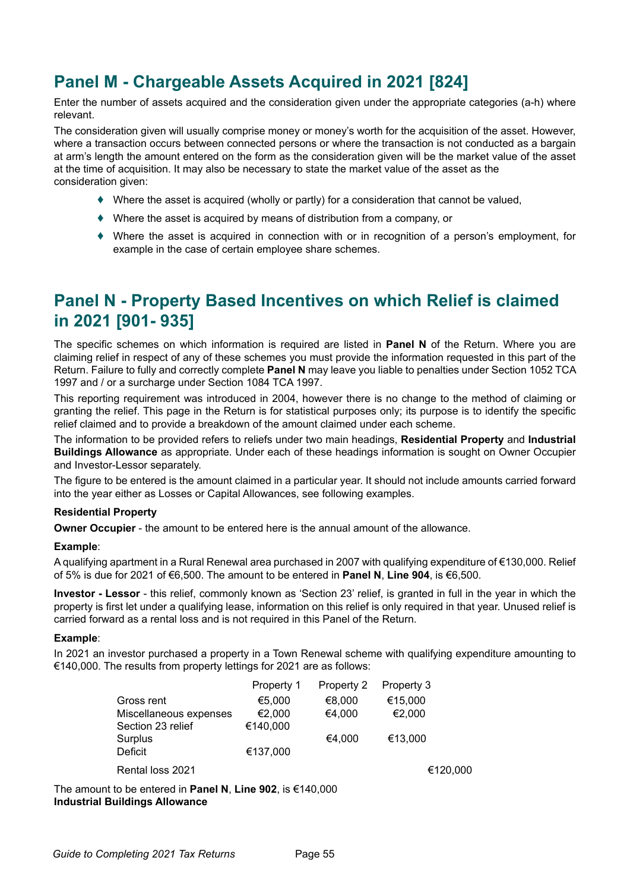## Panel M - Chargeable Assets Acquired in 2021 [824]

Enter the number of assets acquired and the consideration given under the appropriate categories (a-h) where relevant.

The consideration given will usually comprise money or money's worth for the acquisition of the asset. However, where a transaction occurs between connected persons or where the transaction is not conducted as a bargain at arm's length the amount entered on the form as the consideration given will be the market value of the asset at the time of acquisition. It may also be necessary to state the market value of the asset as the consideration given:

- Where the asset is acquired (wholly or partly) for a consideration that cannot be valued,
- Where the asset is acquired by means of distribution from a company, or
- Where the asset is acquired in connection with or in recognition of a person's employment, for example in the case of certain employee share schemes.

## Panel N - Property Based Incentives on which Relief is claimed in 2021 [901- 935]

The specific schemes on which information is required are listed in **Panel N** of the Return. Where you are claiming relief in respect of any of these schemes you must provide the information requested in this part of the Return. Failure to fully and correctly complete **Panel N** may leave you liable to penalties under Section 1052 TCA 1997 and / or a surcharge under Section 1084 TCA 1997.

This reporting requirement was introduced in 2004, however there is no change to the method of claiming or granting the relief. This page in the Return is for statistical purposes only; its purpose is to identify the specific relief claimed and to provide a breakdown of the amount claimed under each scheme.

The information to be provided refers to reliefs under two main headings, **Residential Property** and **Industrial Buildings Allowance** as appropriate. Under each of these headings information is sought on Owner Occupier and Investor-Lessor separately.

The figure to be entered is the amount claimed in a particular year. It should not include amounts carried forward into the year either as Losses or Capital Allowances, see following examples.

**Residential Property**

**Owner Occupier** - the amount to be entered here is the annual amount of the allowance.

**Example**:

A qualifying apartment in a Rural Renewal area purchased in 2007 with qualifying expenditure of €130,000. Relief of 5% is due for 2021 of €6,500. The amount to be entered in **Panel N**, **Line 904**, is €6,500.

**Investor - Lessor** - this relief, commonly known as 'Section 23' relief, is granted in full in the year in which the property is first let under a qualifying lease, information on this relief is only required in that year. Unused relief is carried forward as a rental loss and is not required in this Panel of the Return.

**Example**:

In 2021 an investor purchased a property in a Town Renewal scheme with qualifying expenditure amounting to €140,000. The results from property lettings for 2021 are as follows:

| | Property 1 | Property 2 | Property 3 | |
|---|---|---|---|---|
| Gross rent | €5,000 | €8,000 | €15,000 | |
| Miscellaneous expenses | €2,000 | €4,000 | €2,000 | |
| Section 23 relief | €140,000 | | | |
| Surplus | | €4,000 | €13,000 | |
| Deficit | €137,000 | | | |
| Rental loss 2021 | | | | €120,000 |

The amount to be entered in **Panel N**, **Line 902**, is €140,000

**Industrial Buildings Allowance**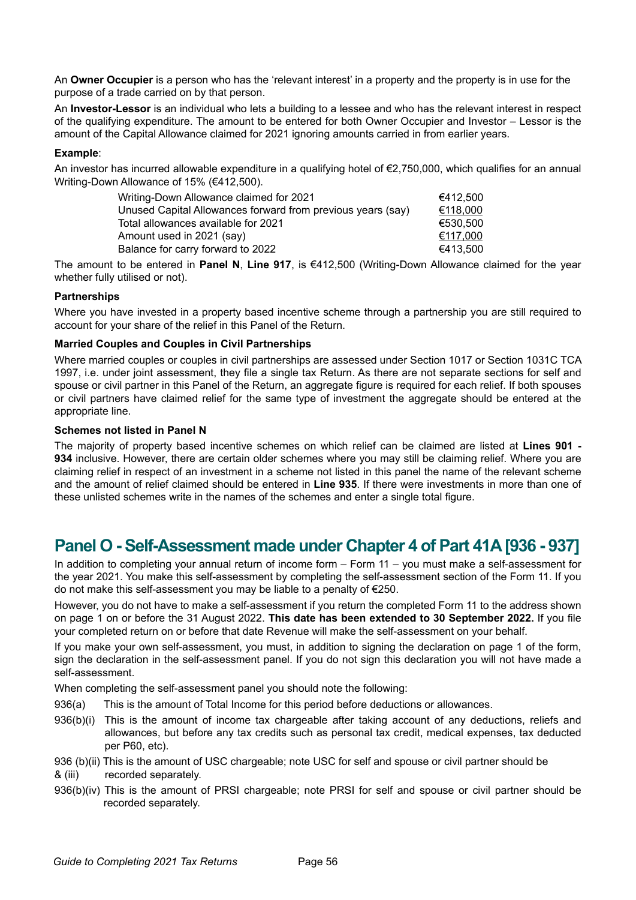An **Owner Occupier** is a person who has the 'relevant interest' in a property and the property is in use for the purpose of a trade carried on by that person.

An **Investor-Lessor** is an individual who lets a building to a lessee and who has the relevant interest in respect of the qualifying expenditure. The amount to be entered for both Owner Occupier and Investor – Lessor is the amount of the Capital Allowance claimed for 2021 ignoring amounts carried in from earlier years.

**Example**:

An investor has incurred allowable expenditure in a qualifying hotel of €2,750,000, which qualifies for an annual Writing-Down Allowance of 15% (€412,500).

| | |
|---|---|
| Writing-Down Allowance claimed for 2021 | €412,500 |
| Unused Capital Allowances forward from previous years (say) | €118,000 |
| Total allowances available for 2021 | €530,500 |
| Amount used in 2021 (say) | €117,000 |
| Balance for carry forward to 2022 | €413,500 |

The amount to be entered in **Panel N**, **Line 917**, is €412,500 (Writing-Down Allowance claimed for the year whether fully utilised or not).

**Partnerships**

Where you have invested in a property based incentive scheme through a partnership you are still required to account for your share of the relief in this Panel of the Return.

**Married Couples and Couples in Civil Partnerships**

Where married couples or couples in civil partnerships are assessed under Section 1017 or Section 1031C TCA 1997, i.e. under joint assessment, they file a single tax Return. As there are not separate sections for self and spouse or civil partner in this Panel of the Return, an aggregate figure is required for each relief. If both spouses or civil partners have claimed relief for the same type of investment the aggregate should be entered at the appropriate line.

**Schemes not listed in Panel N**

The majority of property based incentive schemes on which relief can be claimed are listed at **Lines 901 - 934** inclusive. However, there are certain older schemes where you may still be claiming relief. Where you are claiming relief in respect of an investment in a scheme not listed in this panel the name of the relevant scheme and the amount of relief claimed should be entered in **Line 935**. If there were investments in more than one of these unlisted schemes write in the names of the schemes and enter a single total figure.

## Panel O - Self-Assessment made under Chapter 4 of Part 41A [936 - 937]

In addition to completing your annual return of income form – Form 11 – you must make a self-assessment for the year 2021. You make this self-assessment by completing the self-assessment section of the Form 11. If you do not make this self-assessment you may be liable to a penalty of €250.

However, you do not have to make a self-assessment if you return the completed Form 11 to the address shown on page 1 on or before the 31 August 2022. **This date has been extended to 30 September 2022.** If you file your completed return on or before that date Revenue will make the self-assessment on your behalf.

If you make your own self-assessment, you must, in addition to signing the declaration on page 1 of the form, sign the declaration in the self-assessment panel. If you do not sign this declaration you will not have made a self-assessment.

When completing the self-assessment panel you should note the following:

- 936(a) This is the amount of Total Income for this period before deductions or allowances.
- 936(b)(i) This is the amount of income tax chargeable after taking account of any deductions, reliefs and allowances, but before any tax credits such as personal tax credit, medical expenses, tax deducted per P60, etc).
- 936 (b)(ii) & (iii) This is the amount of USC chargeable; note USC for self and spouse or civil partner should be recorded separately.
- 936(b)(iv) This is the amount of PRSI chargeable; note PRSI for self and spouse or civil partner should be recorded separately.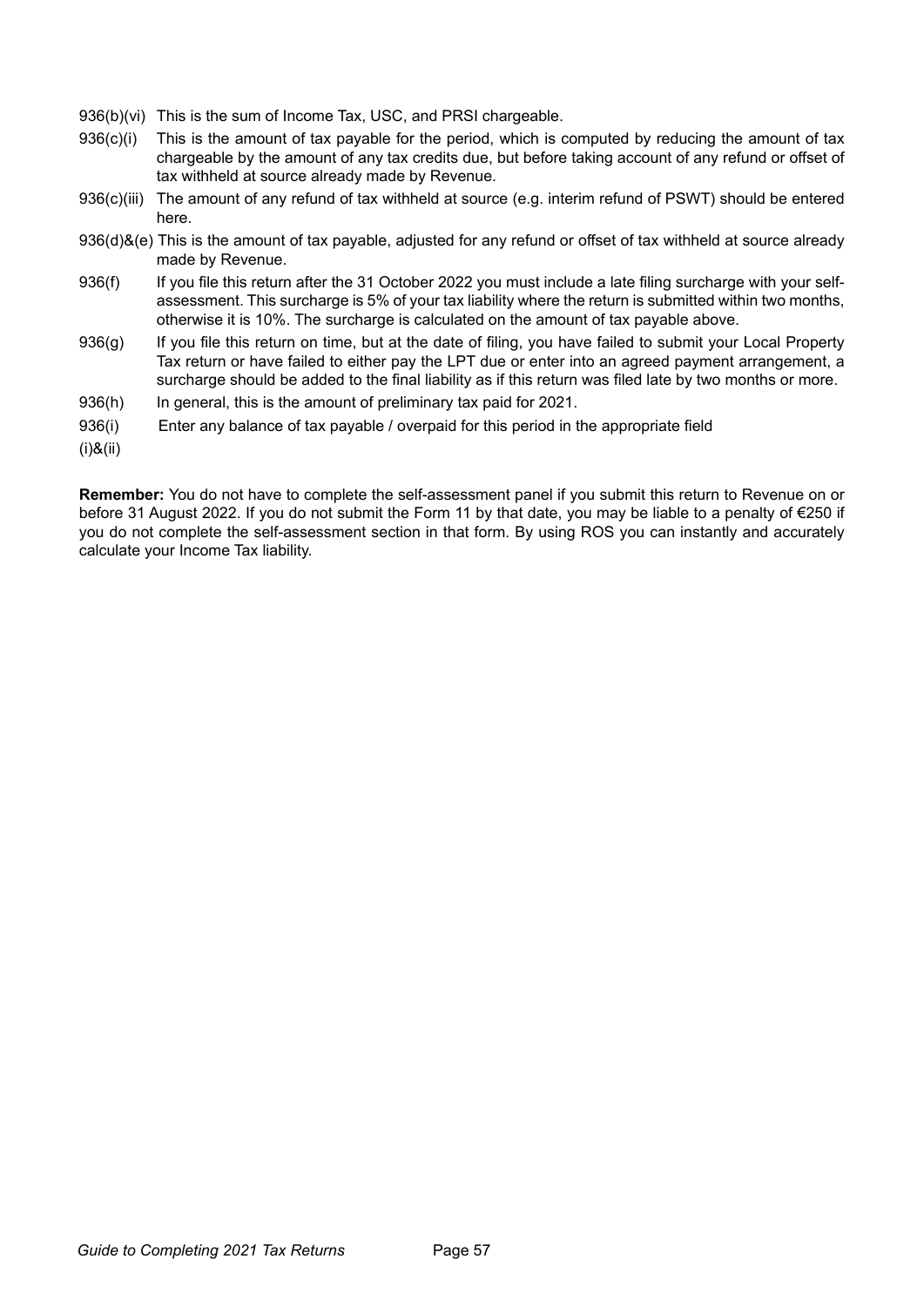936(b)(vi) This is the sum of Income Tax, USC, and PRSI chargeable.

936(c)(i) This is the amount of tax payable for the period, which is computed by reducing the amount of tax chargeable by the amount of any tax credits due, but before taking account of any refund or offset of tax withheld at source already made by Revenue.

936(c)(iii) The amount of any refund of tax withheld at source (e.g. interim refund of PSWT) should be entered here.

936(d)&(e) This is the amount of tax payable, adjusted for any refund or offset of tax withheld at source already made by Revenue.

936(f) If you file this return after the 31 October 2022 you must include a late filing surcharge with your self-assessment. This surcharge is 5% of your tax liability where the return is submitted within two months, otherwise it is 10%. The surcharge is calculated on the amount of tax payable above.

936(g) If you file this return on time, but at the date of filing, you have failed to submit your Local Property Tax return or have failed to either pay the LPT due or enter into an agreed payment arrangement, a surcharge should be added to the final liability as if this return was filed late by two months or more.

936(h) In general, this is the amount of preliminary tax paid for 2021.

936(i) (i)&(ii) Enter any balance of tax payable / overpaid for this period in the appropriate field

**Remember:** You do not have to complete the self-assessment panel if you submit this return to Revenue on or before 31 August 2022. If you do not submit the Form 11 by that date, you may be liable to a penalty of €250 if you do not complete the self-assessment section in that form. By using ROS you can instantly and accurately calculate your Income Tax liability.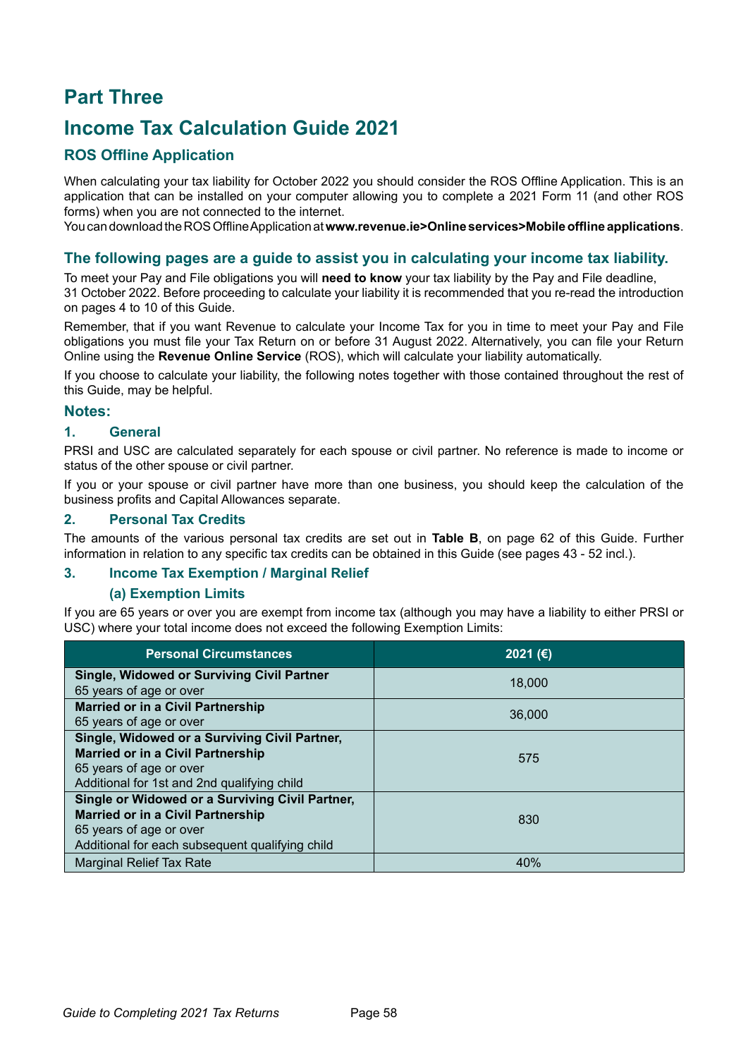# Part Three

# Income Tax Calculation Guide 2021

## ROS Offline Application

When calculating your tax liability for October 2022 you should consider the ROS Offline Application. This is an application that can be installed on your computer allowing you to complete a 2021 Form 11 (and other ROS forms) when you are not connected to the internet.
You can download the ROS Offline Application at **www.revenue.ie>Online services>Mobile offline applications**.

## The following pages are a guide to assist you in calculating your income tax liability.

To meet your Pay and File obligations you will **need to know** your tax liability by the Pay and File deadline, 31 October 2022. Before proceeding to calculate your liability it is recommended that you re-read the introduction on pages 4 to 10 of this Guide.

Remember, that if you want Revenue to calculate your Income Tax for you in time to meet your Pay and File obligations you must file your Tax Return on or before 31 August 2022. Alternatively, you can file your Return Online using the **Revenue Online Service** (ROS), which will calculate your liability automatically.

If you choose to calculate your liability, the following notes together with those contained throughout the rest of this Guide, may be helpful.

## Notes:

### 1. General

PRSI and USC are calculated separately for each spouse or civil partner. No reference is made to income or status of the other spouse or civil partner.

If you or your spouse or civil partner have more than one business, you should keep the calculation of the business profits and Capital Allowances separate.

### 2. Personal Tax Credits

The amounts of the various personal tax credits are set out in **Table B**, on page 62 of this Guide. Further information in relation to any specific tax credits can be obtained in this Guide (see pages 43 - 52 incl.).

### 3. Income Tax Exemption / Marginal Relief

#### (a) Exemption Limits

If you are 65 years or over you are exempt from income tax (although you may have a liability to either PRSI or USC) where your total income does not exceed the following Exemption Limits:

| Personal Circumstances | 2021 (€) |
|---|---|
| **Single, Widowed or Surviving Civil Partner** 65 years of age or over | 18,000 |
| **Married or in a Civil Partnership** 65 years of age or over | 36,000 |
| **Single, Widowed or a Surviving Civil Partner, Married or in a Civil Partnership** 65 years of age or over Additional for 1st and 2nd qualifying child | 575 |
| **Single or Widowed or a Surviving Civil Partner, Married or in a Civil Partnership** 65 years of age or over Additional for each subsequent qualifying child | 830 |
| Marginal Relief Tax Rate | 40% |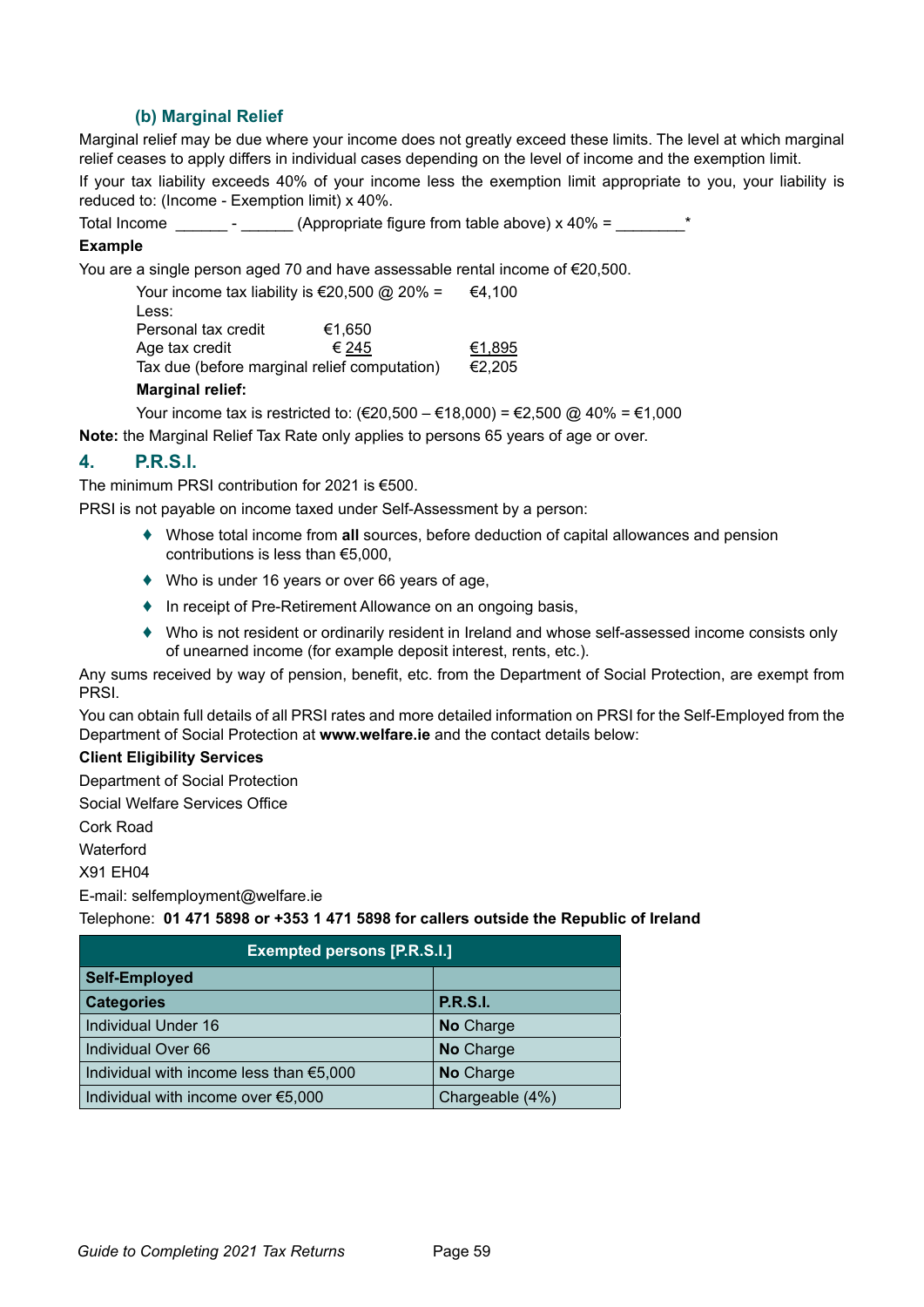### (b) Marginal Relief

Marginal relief may be due where your income does not greatly exceed these limits. The level at which marginal relief ceases to apply differs in individual cases depending on the level of income and the exemption limit.

If your tax liability exceeds 40% of your income less the exemption limit appropriate to you, your liability is reduced to: (Income - Exemption limit) x 40%.

Total Income ______ - ______ (Appropriate figure from table above) x 40% = ________*

**Example**

You are a single person aged 70 and have assessable rental income of €20,500.

| | | |
|---|---|---|
| Your income tax liability is €20,500 @ 20% = | | €4,100 |
| Less: | | |
| Personal tax credit | €1,650 | |
| Age tax credit | € 245 | €1,895 |
| Tax due (before marginal relief computation) | | €2,205 |

**Marginal relief:**

Your income tax is restricted to: (€20,500 – €18,000) = €2,500 @ 40% = €1,000

**Note:** the Marginal Relief Tax Rate only applies to persons 65 years of age or over.

## 4. P.R.S.I.

The minimum PRSI contribution for 2021 is €500.

PRSI is not payable on income taxed under Self-Assessment by a person:

- Whose total income from **all** sources, before deduction of capital allowances and pension contributions is less than €5,000,
- Who is under 16 years or over 66 years of age,
- In receipt of Pre-Retirement Allowance on an ongoing basis,
- Who is not resident or ordinarily resident in Ireland and whose self-assessed income consists only of unearned income (for example deposit interest, rents, etc.).

Any sums received by way of pension, benefit, etc. from the Department of Social Protection, are exempt from PRSI.

You can obtain full details of all PRSI rates and more detailed information on PRSI for the Self-Employed from the Department of Social Protection at **www.welfare.ie** and the contact details below:

**Client Eligibility Services**

Department of Social Protection

Social Welfare Services Office

Cork Road

Waterford

X91 EH04

E-mail: selfemployment@welfare.ie

Telephone: **01 471 5898 or +353 1 471 5898 for callers outside the Republic of Ireland**

| Exempted persons [P.R.S.I.] | |
|---|---|
| **Self-Employed** | |
| **Categories** | **P.R.S.I.** |
| Individual Under 16 | **No** Charge |
| Individual Over 66 | **No** Charge |
| Individual with income less than €5,000 | **No** Charge |
| Individual with income over €5,000 | Chargeable (4%) |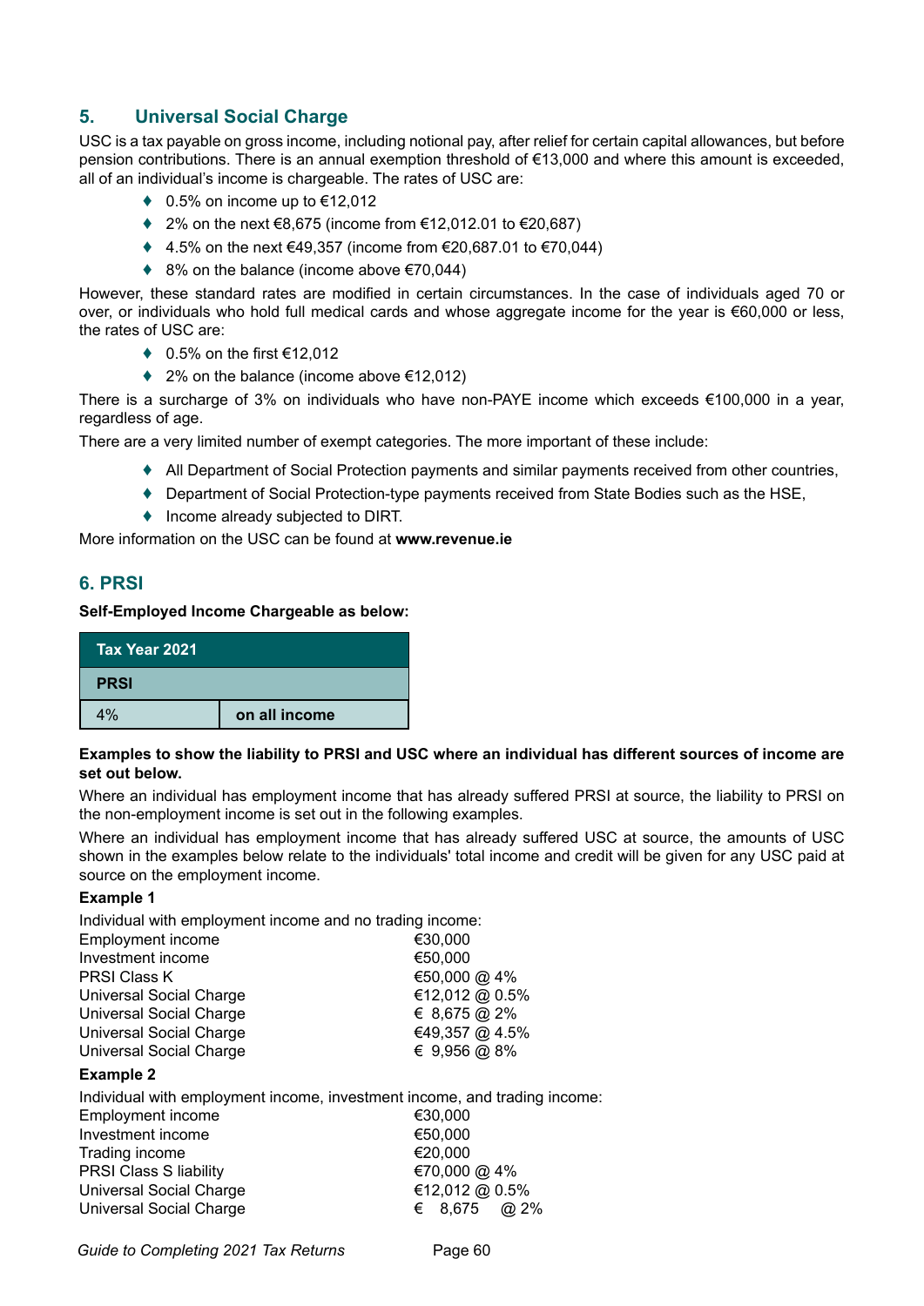## 5. Universal Social Charge

USC is a tax payable on gross income, including notional pay, after relief for certain capital allowances, but before pension contributions. There is an annual exemption threshold of €13,000 and where this amount is exceeded, all of an individual's income is chargeable. The rates of USC are:

- 0.5% on income up to €12,012
- 2% on the next €8,675 (income from €12,012.01 to €20,687)
- 4.5% on the next €49,357 (income from €20,687.01 to €70,044)
- 8% on the balance (income above €70,044)

However, these standard rates are modified in certain circumstances. In the case of individuals aged 70 or over, or individuals who hold full medical cards and whose aggregate income for the year is €60,000 or less, the rates of USC are:

- 0.5% on the first €12,012
- 2% on the balance (income above €12,012)

There is a surcharge of 3% on individuals who have non-PAYE income which exceeds €100,000 in a year, regardless of age.

There are a very limited number of exempt categories. The more important of these include:

- All Department of Social Protection payments and similar payments received from other countries,
- Department of Social Protection-type payments received from State Bodies such as the HSE,
- Income already subjected to DIRT.

More information on the USC can be found at **www.revenue.ie**

## 6. PRSI

**Self-Employed Income Chargeable as below:**

| Tax Year 2021 | |
|---|---|
| **PRSI** | |
| 4% | **on all income** |

**Examples to show the liability to PRSI and USC where an individual has different sources of income are set out below.**

Where an individual has employment income that has already suffered PRSI at source, the liability to PRSI on the non-employment income is set out in the following examples.

Where an individual has employment income that has already suffered USC at source, the amounts of USC shown in the examples below relate to the individuals' total income and credit will be given for any USC paid at source on the employment income.

**Example 1**

Individual with employment income and no trading income:

| | |
|---|---|
| Employment income | €30,000 |
| Investment income | €50,000 |
| PRSI Class K | €50,000 @ 4% |
| Universal Social Charge | €12,012 @ 0.5% |
| Universal Social Charge | € 8,675 @ 2% |
| Universal Social Charge | €49,357 @ 4.5% |
| Universal Social Charge | € 9,956 @ 8% |

**Example 2**

Individual with employment income, investment income, and trading income:

| | |
|---|---|
| Employment income | €30,000 |
| Investment income | €50,000 |
| Trading income | €20,000 |
| PRSI Class S liability | €70,000 @ 4% |
| Universal Social Charge | €12,012 @ 0.5% |
| Universal Social Charge | € 8,675 @ 2% |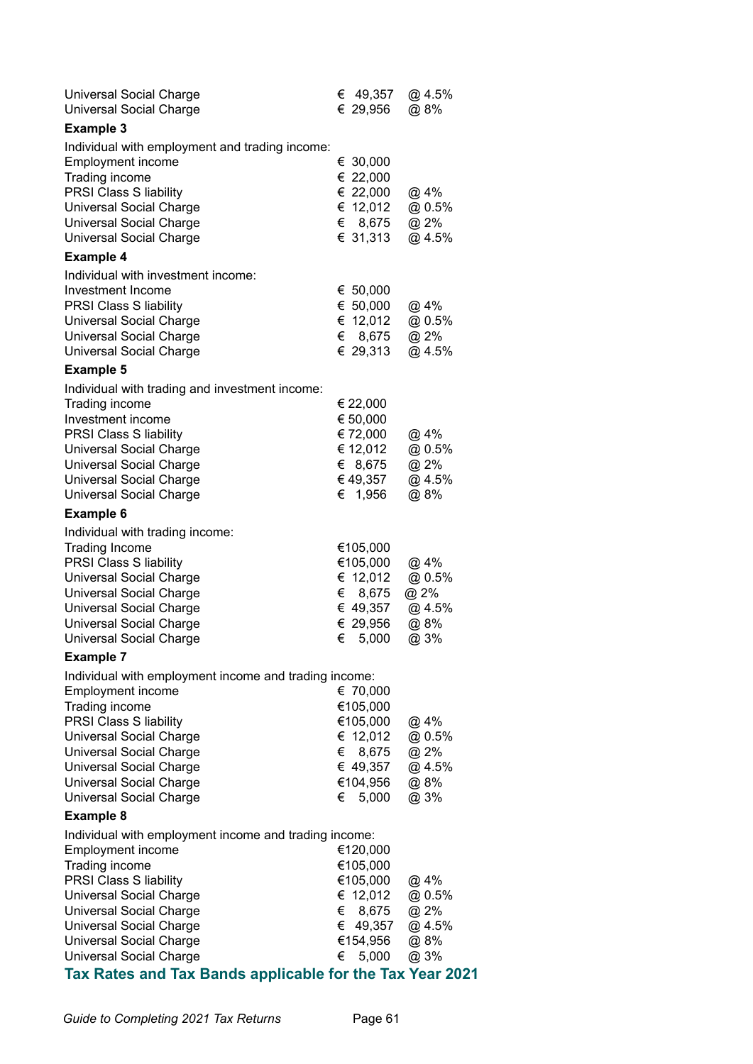| | | |
|---|---|---|
| Universal Social Charge | € 49,357 | @ 4.5% |
| Universal Social Charge | € 29,956 | @ 8% |

**Example 3**

Individual with employment and trading income:

| | | |
|---|---|---|
| Employment income | € 30,000 | |
| Trading income | € 22,000 | |
| PRSI Class S liability | € 22,000 | @ 4% |
| Universal Social Charge | € 12,012 | @ 0.5% |
| Universal Social Charge | € 8,675 | @ 2% |
| Universal Social Charge | € 31,313 | @ 4.5% |

**Example 4**

Individual with investment income:

| | | |
|---|---|---|
| Investment Income | € 50,000 | |
| PRSI Class S liability | € 50,000 | @ 4% |
| Universal Social Charge | € 12,012 | @ 0.5% |
| Universal Social Charge | € 8,675 | @ 2% |
| Universal Social Charge | € 29,313 | @ 4.5% |

**Example 5**

Individual with trading and investment income:

| | | |
|---|---|---|
| Trading income | € 22,000 | |
| Investment income | € 50,000 | |
| PRSI Class S liability | € 72,000 | @ 4% |
| Universal Social Charge | € 12,012 | @ 0.5% |
| Universal Social Charge | € 8,675 | @ 2% |
| Universal Social Charge | € 49,357 | @ 4.5% |
| Universal Social Charge | € 1,956 | @ 8% |

**Example 6**

Individual with trading income:

| | | |
|---|---|---|
| Trading Income | €105,000 | |
| PRSI Class S liability | €105,000 | @ 4% |
| Universal Social Charge | € 12,012 | @ 0.5% |
| Universal Social Charge | € 8,675 | @ 2% |
| Universal Social Charge | € 49,357 | @ 4.5% |
| Universal Social Charge | € 29,956 | @ 8% |
| Universal Social Charge | € 5,000 | @ 3% |

**Example 7**

Individual with employment income and trading income:

| | | |
|---|---|---|
| Employment income | € 70,000 | |
| Trading income | €105,000 | |
| PRSI Class S liability | €105,000 | @ 4% |
| Universal Social Charge | € 12,012 | @ 0.5% |
| Universal Social Charge | € 8,675 | @ 2% |
| Universal Social Charge | € 49,357 | @ 4.5% |
| Universal Social Charge | €104,956 | @ 8% |
| Universal Social Charge | € 5,000 | @ 3% |

**Example 8**

Individual with employment income and trading income:

| | | |
|---|---|---|
| Employment income | €120,000 | |
| Trading income | €105,000 | |
| PRSI Class S liability | €105,000 | @ 4% |
| Universal Social Charge | € 12,012 | @ 0.5% |
| Universal Social Charge | € 8,675 | @ 2% |
| Universal Social Charge | € 49,357 | @ 4.5% |
| Universal Social Charge | €154,956 | @ 8% |
| Universal Social Charge | € 5,000 | @ 3% |

## Tax Rates and Tax Bands applicable for the Tax Year 2021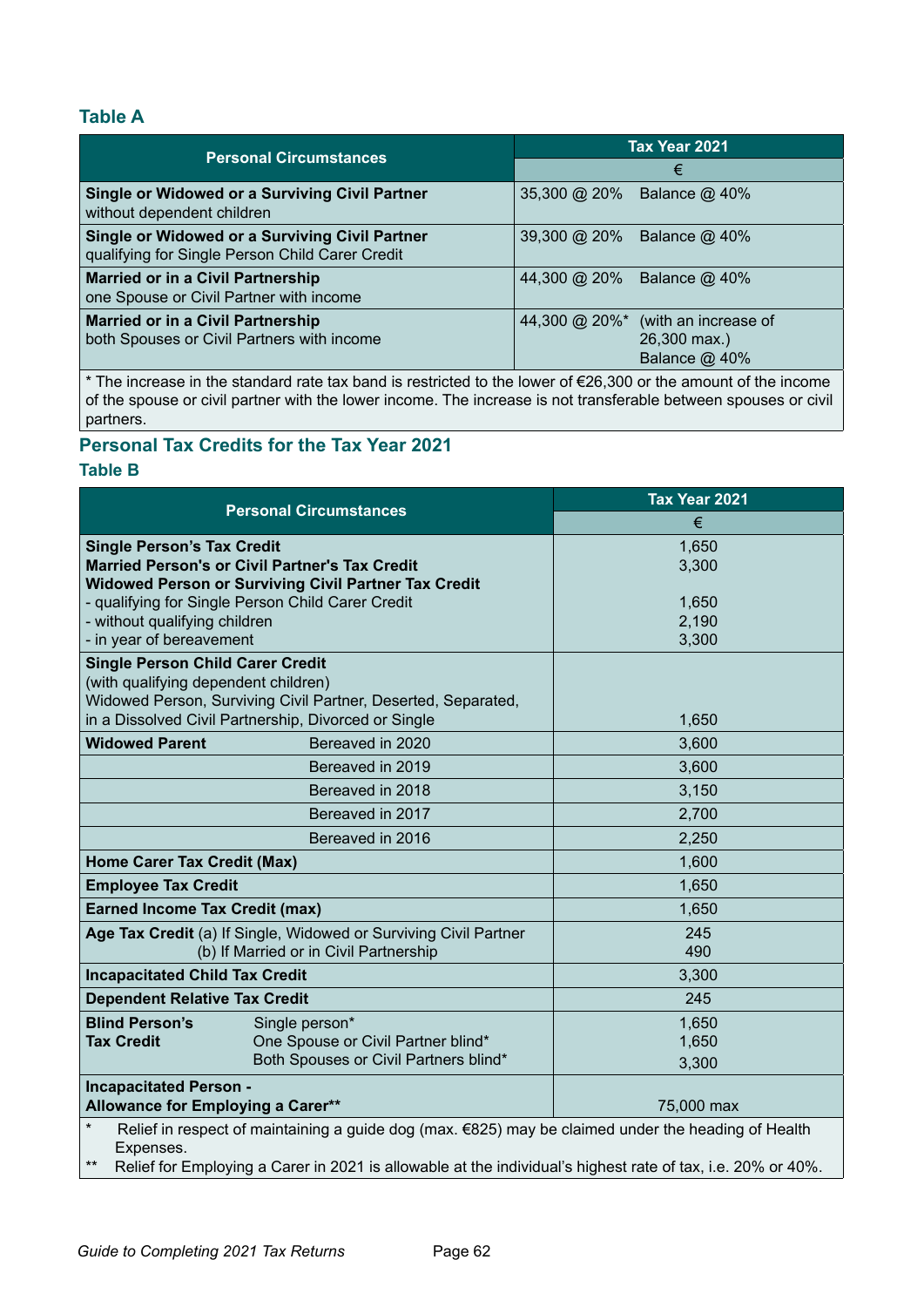### Table A

| Personal Circumstances | Tax Year 2021 | |
|---|---|---|
| | € | |
| **Single or Widowed or a Surviving Civil Partner** without dependent children | 35,300 @ 20% | Balance @ 40% |
| **Single or Widowed or a Surviving Civil Partner** qualifying for Single Person Child Carer Credit | 39,300 @ 20% | Balance @ 40% |
| **Married or in a Civil Partnership** one Spouse or Civil Partner with income | 44,300 @ 20% | Balance @ 40% |
| **Married or in a Civil Partnership** both Spouses or Civil Partners with income | 44,300 @ 20%* | (with an increase of 26,300 max.) Balance @ 40% |

* The increase in the standard rate tax band is restricted to the lower of €26,300 or the amount of the income of the spouse or civil partner with the lower income. The increase is not transferable between spouses or civil partners.

## Personal Tax Credits for the Tax Year 2021

### Table B

| Personal Circumstances | | Tax Year 2021 |
|---|---|---|
| | | € |
| **Single Person's Tax Credit** | | 1,650 |
| **Married Person's or Civil Partner's Tax Credit** | | 3,300 |
| **Widowed Person or Surviving Civil Partner Tax Credit** | | |
| - qualifying for Single Person Child Carer Credit | | 1,650 |
| - without qualifying children | | 2,190 |
| - in year of bereavement | | 3,300 |
| **Single Person Child Carer Credit** (with qualifying dependent children) Widowed Person, Surviving Civil Partner, Deserted, Separated, in a Dissolved Civil Partnership, Divorced or Single | | 1,650 |
| **Widowed Parent** | Bereaved in 2020 | 3,600 |
| | Bereaved in 2019 | 3,600 |
| | Bereaved in 2018 | 3,150 |
| | Bereaved in 2017 | 2,700 |
| | Bereaved in 2016 | 2,250 |
| **Home Carer Tax Credit (Max)** | | 1,600 |
| **Employee Tax Credit** | | 1,650 |
| **Earned Income Tax Credit (max)** | | 1,650 |
| **Age Tax Credit** | (a) If Single, Widowed or Surviving Civil Partner | 245 |
| | (b) If Married or in Civil Partnership | 490 |
| **Incapacitated Child Tax Credit** | | 3,300 |
| **Dependent Relative Tax Credit** | | 245 |
| **Blind Person's Tax Credit** | Single person* | 1,650 |
| | One Spouse or Civil Partner blind* | 1,650 |
| | Both Spouses or Civil Partners blind* | 3,300 |
| **Incapacitated Person - Allowance for Employing a Carer**** | | 75,000 max |

\* Relief in respect of maintaining a guide dog (max. €825) may be claimed under the heading of Health Expenses.

** Relief for Employing a Carer in 2021 is allowable at the individual's highest rate of tax, i.e. 20% or 40%.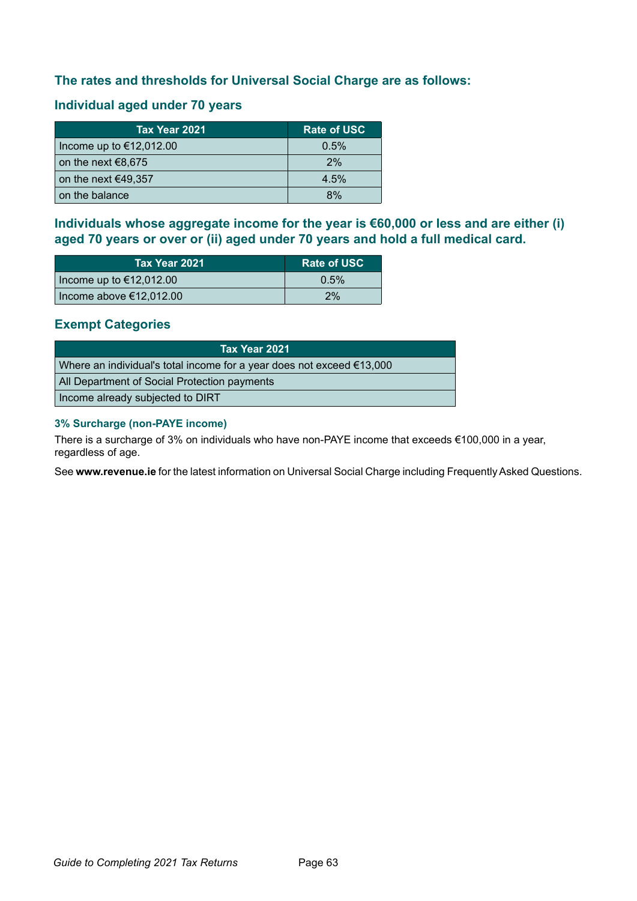## The rates and thresholds for Universal Social Charge are as follows:

### Individual aged under 70 years

| Tax Year 2021 | Rate of USC |
|---|---|
| Income up to €12,012.00 | 0.5% |
| on the next €8,675 | 2% |
| on the next €49,357 | 4.5% |
| on the balance | 8% |

### Individuals whose aggregate income for the year is €60,000 or less and are either (i) aged 70 years or over or (ii) aged under 70 years and hold a full medical card.

| Tax Year 2021 | Rate of USC |
|---|---|
| Income up to €12,012.00 | 0.5% |
| Income above €12,012.00 | 2% |

### Exempt Categories

| Tax Year 2021 |
|---|
| Where an individual's total income for a year does not exceed €13,000 |
| All Department of Social Protection payments |
| Income already subjected to DIRT |

#### 3% Surcharge (non-PAYE income)

There is a surcharge of 3% on individuals who have non-PAYE income that exceeds €100,000 in a year, regardless of age.

See **www.revenue.ie** for the latest information on Universal Social Charge including Frequently Asked Questions.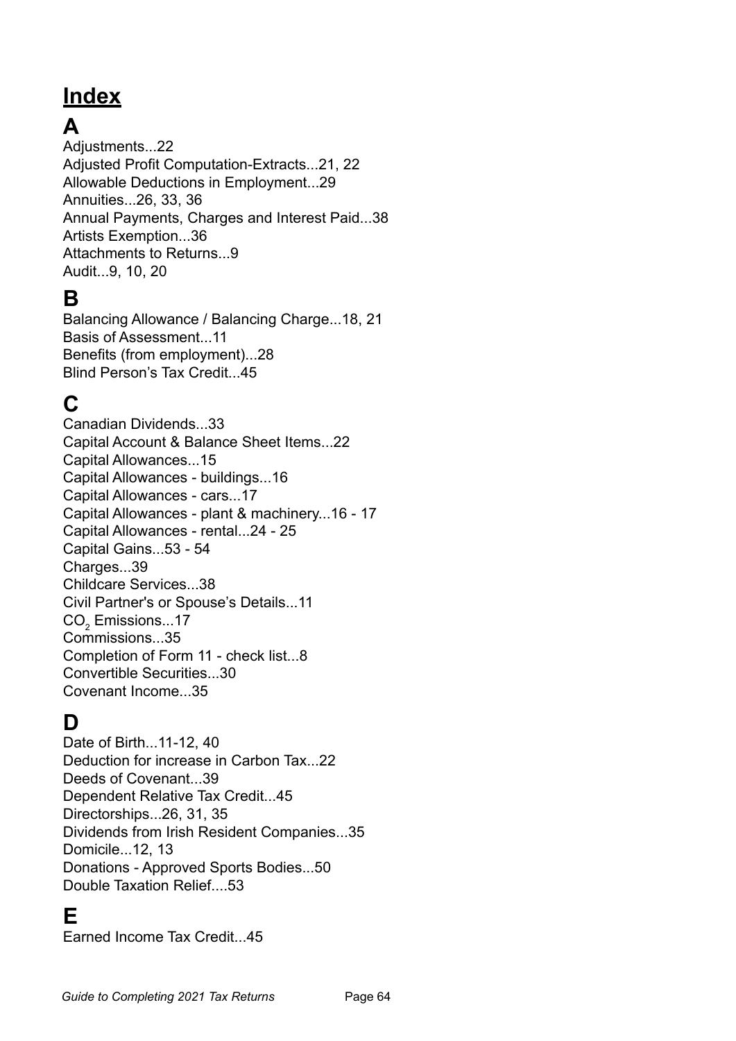# Index

## A

Adjustments...22
Adjusted Profit Computation-Extracts...21, 22
Allowable Deductions in Employment...29
Annuities...26, 33, 36
Annual Payments, Charges and Interest Paid...38
Artists Exemption...36
Attachments to Returns...9
Audit...9, 10, 20

## B

Balancing Allowance / Balancing Charge...18, 21
Basis of Assessment...11
Benefits (from employment)...28
Blind Person's Tax Credit...45

## C

Canadian Dividends...33
Capital Account & Balance Sheet Items...22
Capital Allowances...15
Capital Allowances - buildings...16
Capital Allowances - cars...17
Capital Allowances - plant & machinery...16 - 17
Capital Allowances - rental...24 - 25
Capital Gains...53 - 54
Charges...39
Childcare Services...38
Civil Partner's or Spouse's Details...11
$CO_2$ Emissions...17
Commissions...35
Completion of Form 11 - check list...8
Convertible Securities...30
Covenant Income...35

## D

Date of Birth...11-12, 40
Deduction for increase in Carbon Tax...22
Deeds of Covenant...39
Dependent Relative Tax Credit...45
Directorships...26, 31, 35
Dividends from Irish Resident Companies...35
Domicile...12, 13
Donations - Approved Sports Bodies...50
Double Taxation Relief....53

## E

Earned Income Tax Credit...45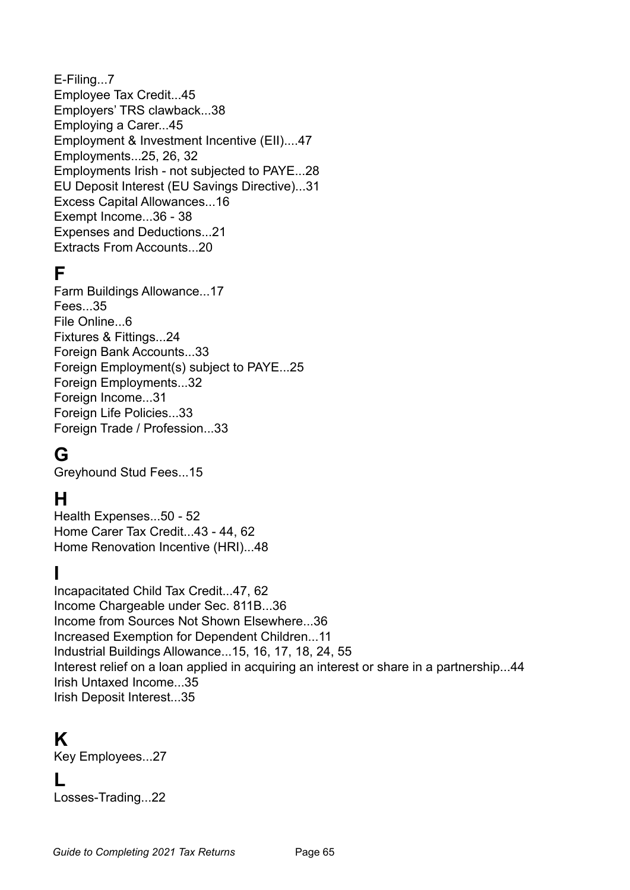E-Filing...7
Employee Tax Credit...45
Employers' TRS clawback...38
Employing a Carer...45
Employment & Investment Incentive (EII)....47
Employments...25, 26, 32
Employments Irish - not subjected to PAYE...28
EU Deposit Interest (EU Savings Directive)...31
Excess Capital Allowances...16
Exempt Income...36 - 38
Expenses and Deductions...21
Extracts From Accounts...20

## F

Farm Buildings Allowance...17
Fees...35
File Online...6
Fixtures & Fittings...24
Foreign Bank Accounts...33
Foreign Employment(s) subject to PAYE...25
Foreign Employments...32
Foreign Income...31
Foreign Life Policies...33
Foreign Trade / Profession...33

## G

Greyhound Stud Fees...15

## H

Health Expenses...50 - 52
Home Carer Tax Credit...43 - 44, 62
Home Renovation Incentive (HRI)...48

## I

Incapacitated Child Tax Credit...47, 62
Income Chargeable under Sec. 811B...36
Income from Sources Not Shown Elsewhere...36
Increased Exemption for Dependent Children...11
Industrial Buildings Allowance...15, 16, 17, 18, 24, 55
Interest relief on a loan applied in acquiring an interest or share in a partnership...44
Irish Untaxed Income...35
Irish Deposit Interest...35

## K

Key Employees...27

## L

Losses-Trading...22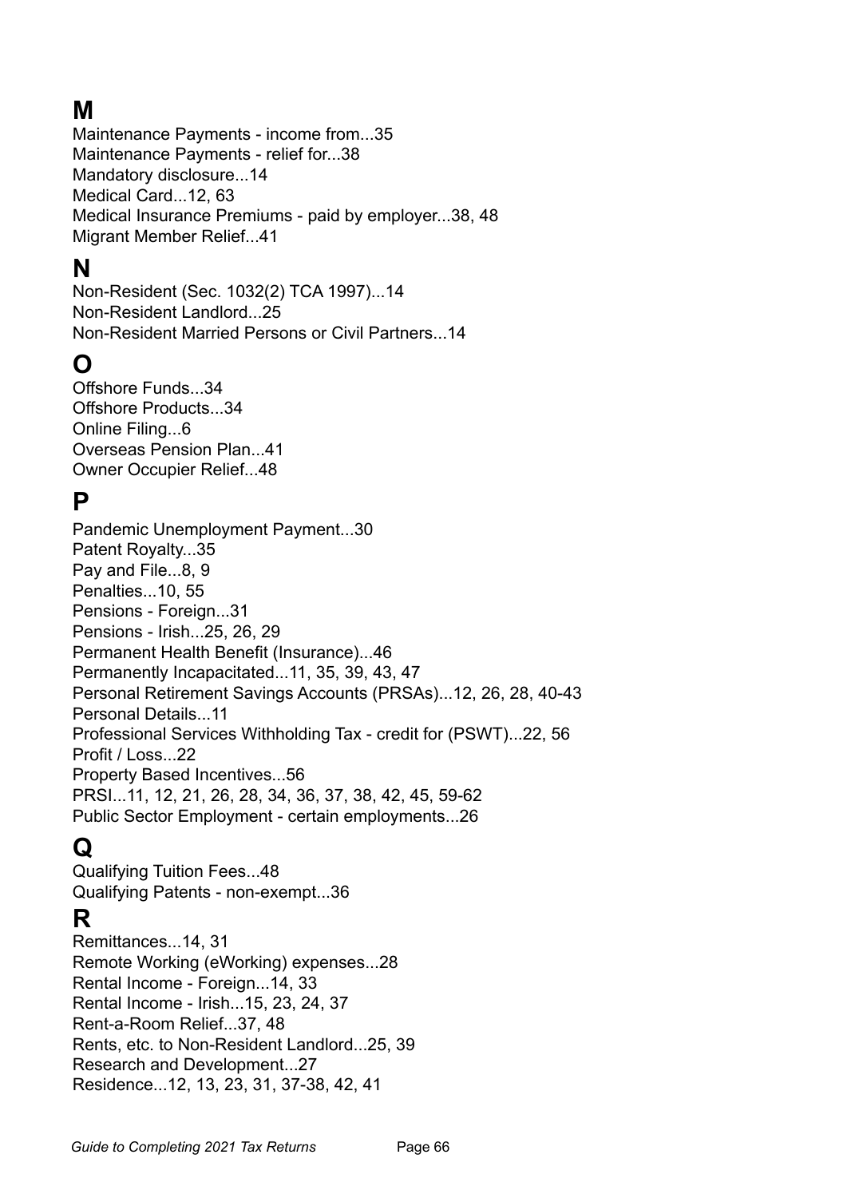# M

Maintenance Payments - income from...35
Maintenance Payments - relief for...38
Mandatory disclosure...14
Medical Card...12, 63
Medical Insurance Premiums - paid by employer...38, 48
Migrant Member Relief...41

# N

Non-Resident (Sec. 1032(2) TCA 1997)...14
Non-Resident Landlord...25
Non-Resident Married Persons or Civil Partners...14

# O

Offshore Funds...34
Offshore Products...34
Online Filing...6
Overseas Pension Plan...41
Owner Occupier Relief...48

# P

Pandemic Unemployment Payment...30
Patent Royalty...35
Pay and File...8, 9
Penalties...10, 55
Pensions - Foreign...31
Pensions - Irish...25, 26, 29
Permanent Health Benefit (Insurance)...46
Permanently Incapacitated...11, 35, 39, 43, 47
Personal Retirement Savings Accounts (PRSAs)...12, 26, 28, 40-43
Personal Details...11
Professional Services Withholding Tax - credit for (PSWT)...22, 56
Profit / Loss...22
Property Based Incentives...56
PRSI...11, 12, 21, 26, 28, 34, 36, 37, 38, 42, 45, 59-62
Public Sector Employment - certain employments...26

# Q

Qualifying Tuition Fees...48
Qualifying Patents - non-exempt...36

# R

Remittances...14, 31
Remote Working (eWorking) expenses...28
Rental Income - Foreign...14, 33
Rental Income - Irish...15, 23, 24, 37
Rent-a-Room Relief...37, 48
Rents, etc. to Non-Resident Landlord...25, 39
Research and Development...27
Residence...12, 13, 23, 31, 37-38, 42, 41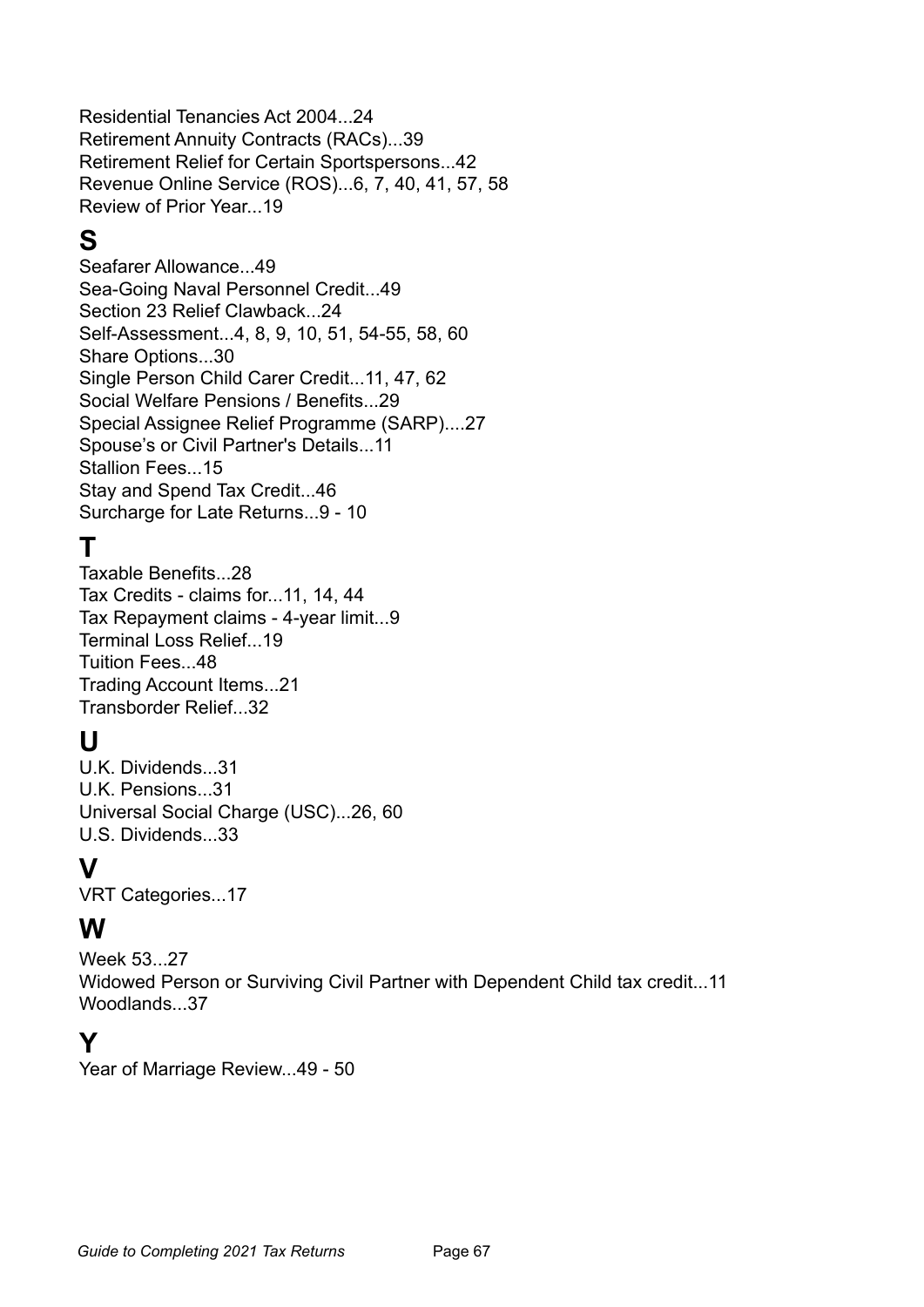Residential Tenancies Act 2004...24
Retirement Annuity Contracts (RACs)...39
Retirement Relief for Certain Sportspersons...42
Revenue Online Service (ROS)...6, 7, 40, 41, 57, 58
Review of Prior Year...19

# S

Seafarer Allowance...49
Sea-Going Naval Personnel Credit...49
Section 23 Relief Clawback...24
Self-Assessment...4, 8, 9, 10, 51, 54-55, 58, 60
Share Options...30
Single Person Child Carer Credit...11, 47, 62
Social Welfare Pensions / Benefits...29
Special Assignee Relief Programme (SARP)....27
Spouse's or Civil Partner's Details...11
Stallion Fees...15
Stay and Spend Tax Credit...46
Surcharge for Late Returns...9 - 10

# T

Taxable Benefits...28
Tax Credits - claims for...11, 14, 44
Tax Repayment claims - 4-year limit...9
Terminal Loss Relief...19
Tuition Fees...48
Trading Account Items...21
Transborder Relief...32

# U

U.K. Dividends...31
U.K. Pensions...31
Universal Social Charge (USC)...26, 60
U.S. Dividends...33

# V

VRT Categories...17

# W

Week 53...27
Widowed Person or Surviving Civil Partner with Dependent Child tax credit...11
Woodlands...37

# Y

Year of Marriage Review...49 - 50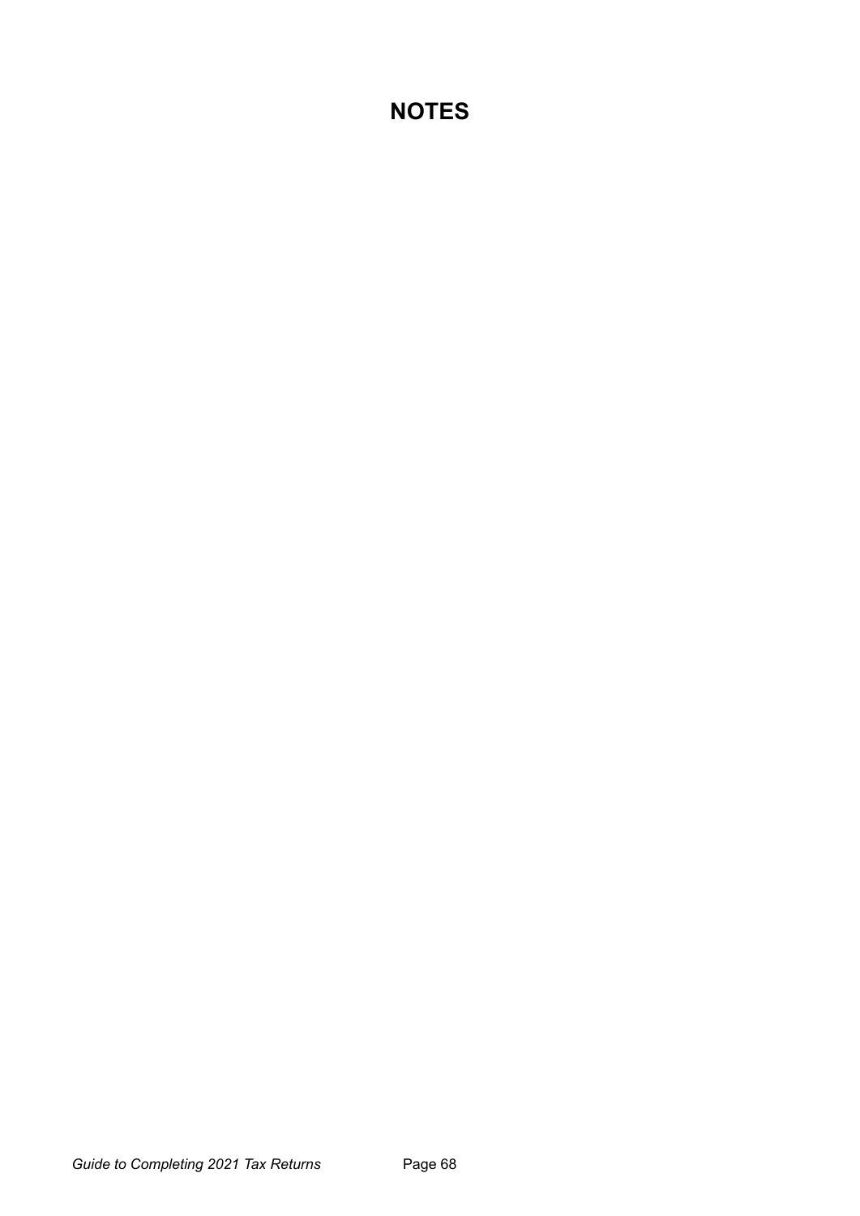# NOTES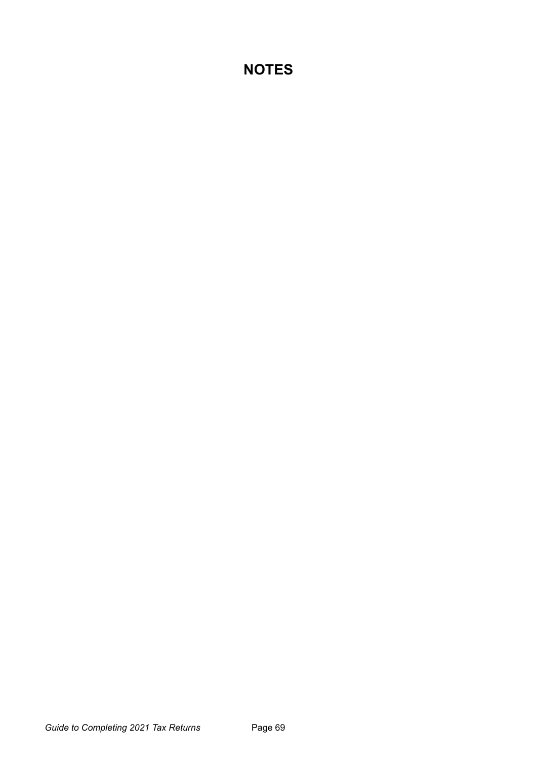# NOTES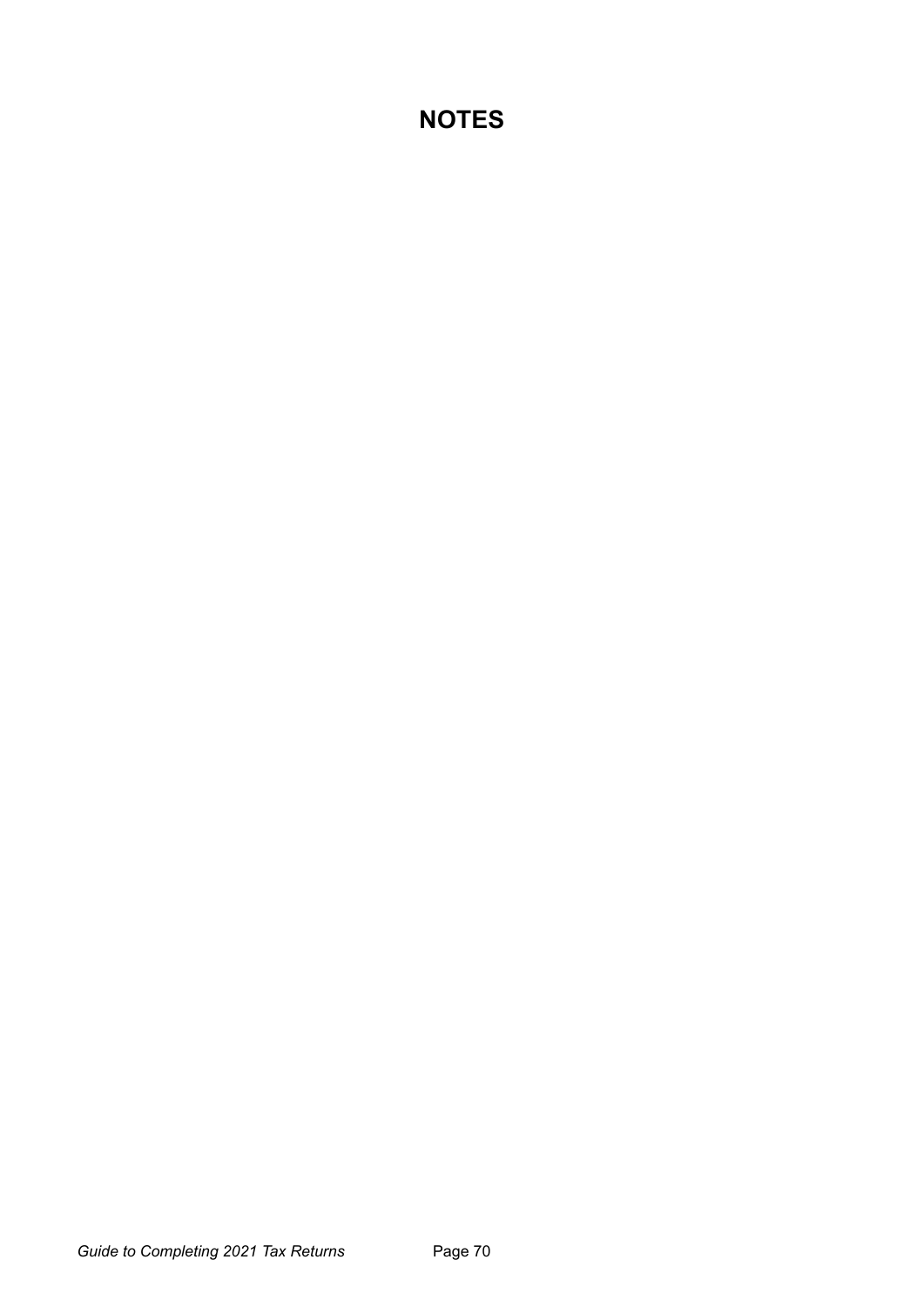# NOTES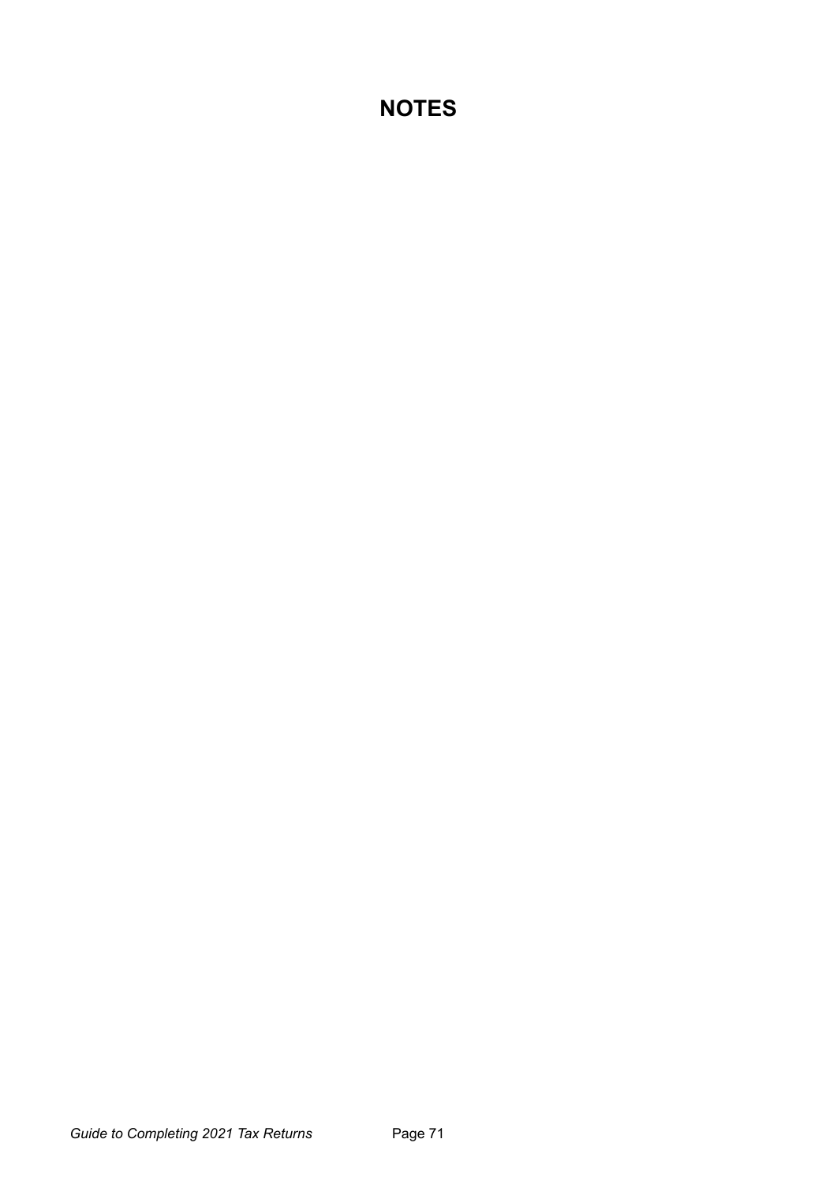# NOTES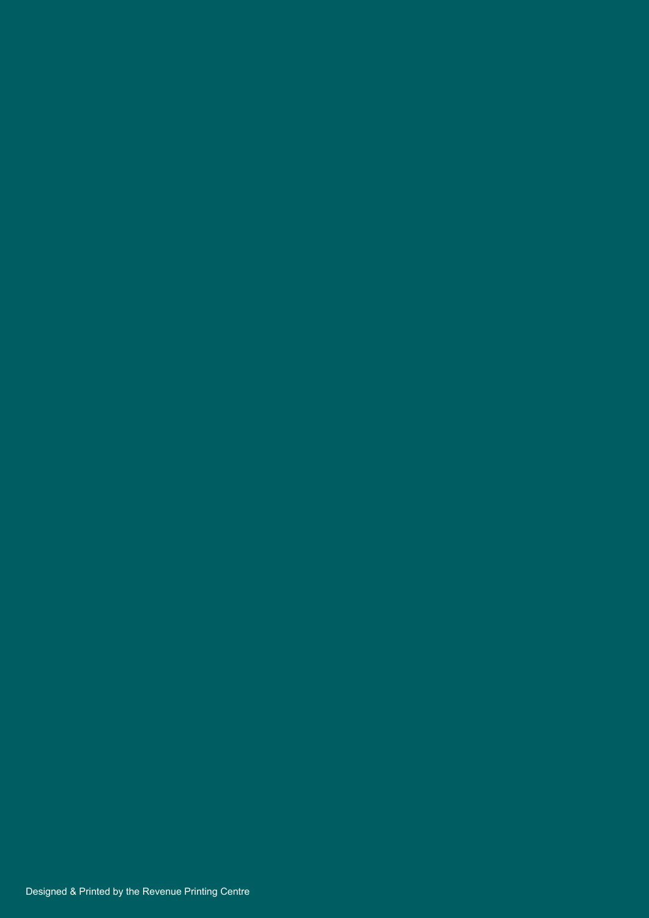Designed & Printed by the Revenue Printing Centre